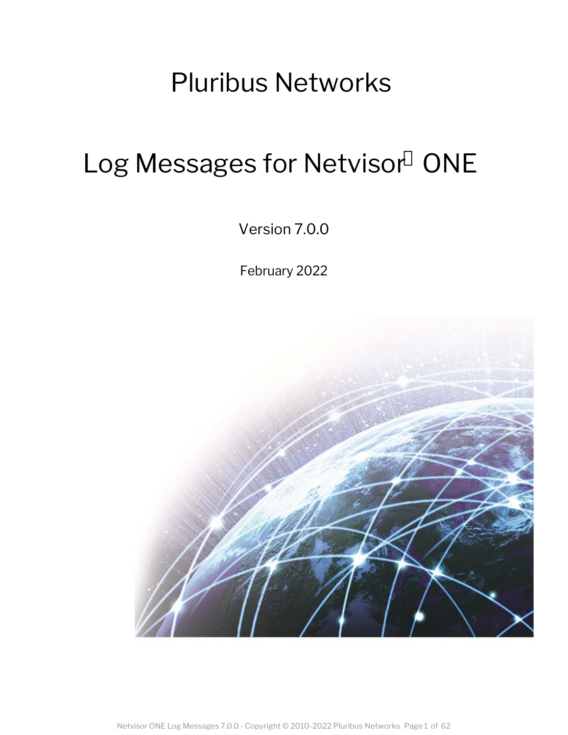# Pluribus Networks

# Log Messages for Netvisor ONE

Version 7.0.0

February 2022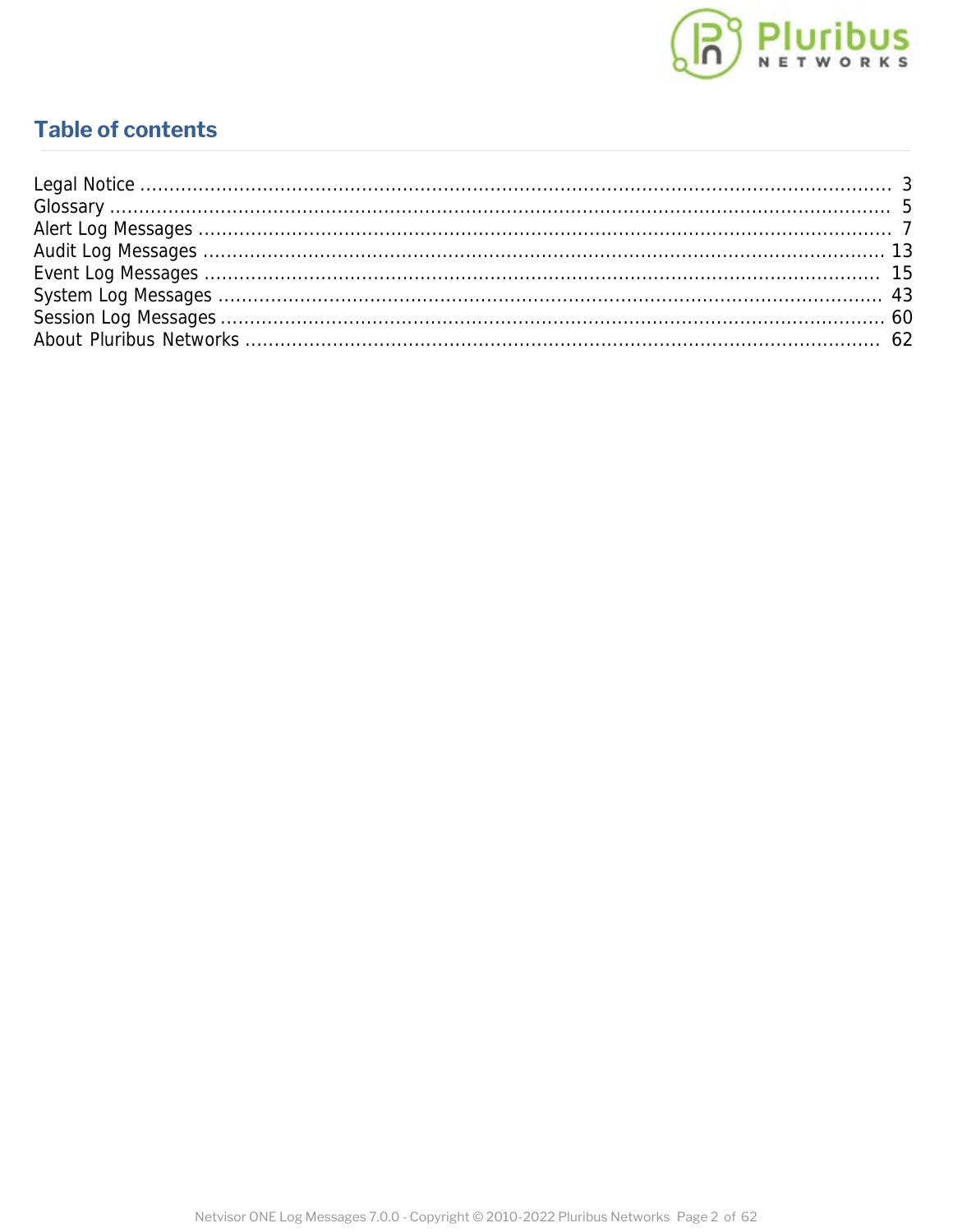# Table of contents

Legal Notice ..................................................................................................................... 3
Glossary ............................................................................................................................ 5
Alert Log Messages ........................................................................................................... 7
Audit Log Messages .......................................................................................................... 13
Event Log Messages ......................................................................................................... 15
System Log Messages ....................................................................................................... 43
Session Log Messages ...................................................................................................... 60
About Pluribus Networks .................................................................................................. 62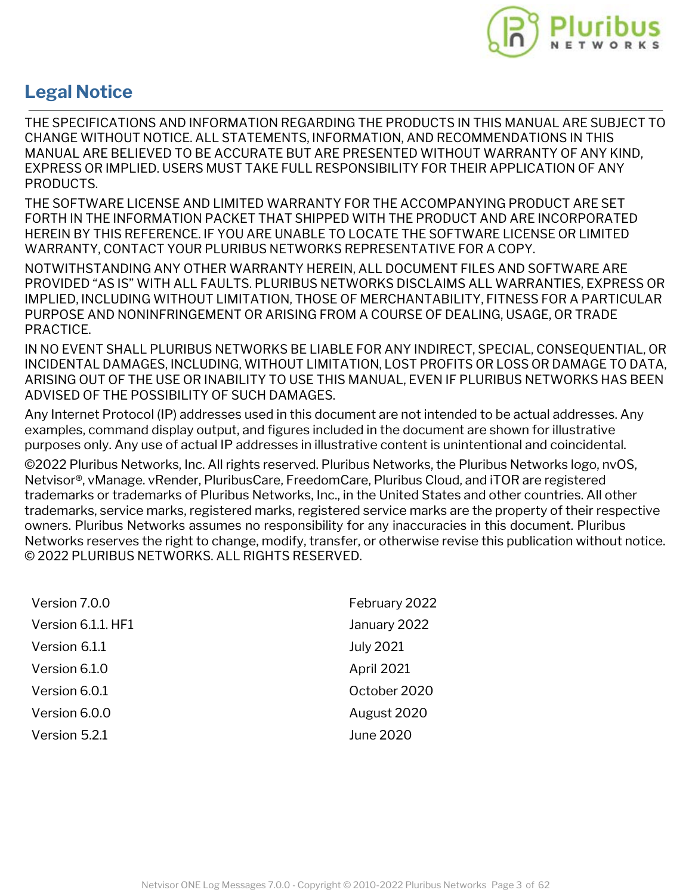# Legal Notice

THE SPECIFICATIONS AND INFORMATION REGARDING THE PRODUCTS IN THIS MANUAL ARE SUBJECT TO CHANGE WITHOUT NOTICE. ALL STATEMENTS, INFORMATION, AND RECOMMENDATIONS IN THIS MANUAL ARE BELIEVED TO BE ACCURATE BUT ARE PRESENTED WITHOUT WARRANTY OF ANY KIND, EXPRESS OR IMPLIED. USERS MUST TAKE FULL RESPONSIBILITY FOR THEIR APPLICATION OF ANY PRODUCTS.

THE SOFTWARE LICENSE AND LIMITED WARRANTY FOR THE ACCOMPANYING PRODUCT ARE SET FORTH IN THE INFORMATION PACKET THAT SHIPPED WITH THE PRODUCT AND ARE INCORPORATED HEREIN BY THIS REFERENCE. IF YOU ARE UNABLE TO LOCATE THE SOFTWARE LICENSE OR LIMITED WARRANTY, CONTACT YOUR PLURIBUS NETWORKS REPRESENTATIVE FOR A COPY.

NOTWITHSTANDING ANY OTHER WARRANTY HEREIN, ALL DOCUMENT FILES AND SOFTWARE ARE PROVIDED "AS IS" WITH ALL FAULTS. PLURIBUS NETWORKS DISCLAIMS ALL WARRANTIES, EXPRESS OR IMPLIED, INCLUDING WITHOUT LIMITATION, THOSE OF MERCHANTABILITY, FITNESS FOR A PARTICULAR PURPOSE AND NONINFRINGEMENT OR ARISING FROM A COURSE OF DEALING, USAGE, OR TRADE PRACTICE.

IN NO EVENT SHALL PLURIBUS NETWORKS BE LIABLE FOR ANY INDIRECT, SPECIAL, CONSEQUENTIAL, OR INCIDENTAL DAMAGES, INCLUDING, WITHOUT LIMITATION, LOST PROFITS OR LOSS OR DAMAGE TO DATA, ARISING OUT OF THE USE OR INABILITY TO USE THIS MANUAL, EVEN IF PLURIBUS NETWORKS HAS BEEN ADVISED OF THE POSSIBILITY OF SUCH DAMAGES.

Any Internet Protocol (IP) addresses used in this document are not intended to be actual addresses. Any examples, command display output, and figures included in the document are shown for illustrative purposes only. Any use of actual IP addresses in illustrative content is unintentional and coincidental.

©2022 Pluribus Networks, Inc. All rights reserved. Pluribus Networks, the Pluribus Networks logo, nvOS, Netvisor®, vManage. vRender, PluribusCare, FreedomCare, Pluribus Cloud, and iTOR are registered trademarks or trademarks of Pluribus Networks, Inc., in the United States and other countries. All other trademarks, service marks, registered marks, registered service marks are the property of their respective owners. Pluribus Networks assumes no responsibility for any inaccuracies in this document. Pluribus Networks reserves the right to change, modify, transfer, or otherwise revise this publication without notice. © 2022 PLURIBUS NETWORKS. ALL RIGHTS RESERVED.

| | |
|---|---|
| Version 7.0.0 | February 2022 |
| Version 6.1.1. HF1 | January 2022 |
| Version 6.1.1 | July 2021 |
| Version 6.1.0 | April 2021 |
| Version 6.0.1 | October 2020 |
| Version 6.0.0 | August 2020 |
| Version 5.2.1 | June 2020 |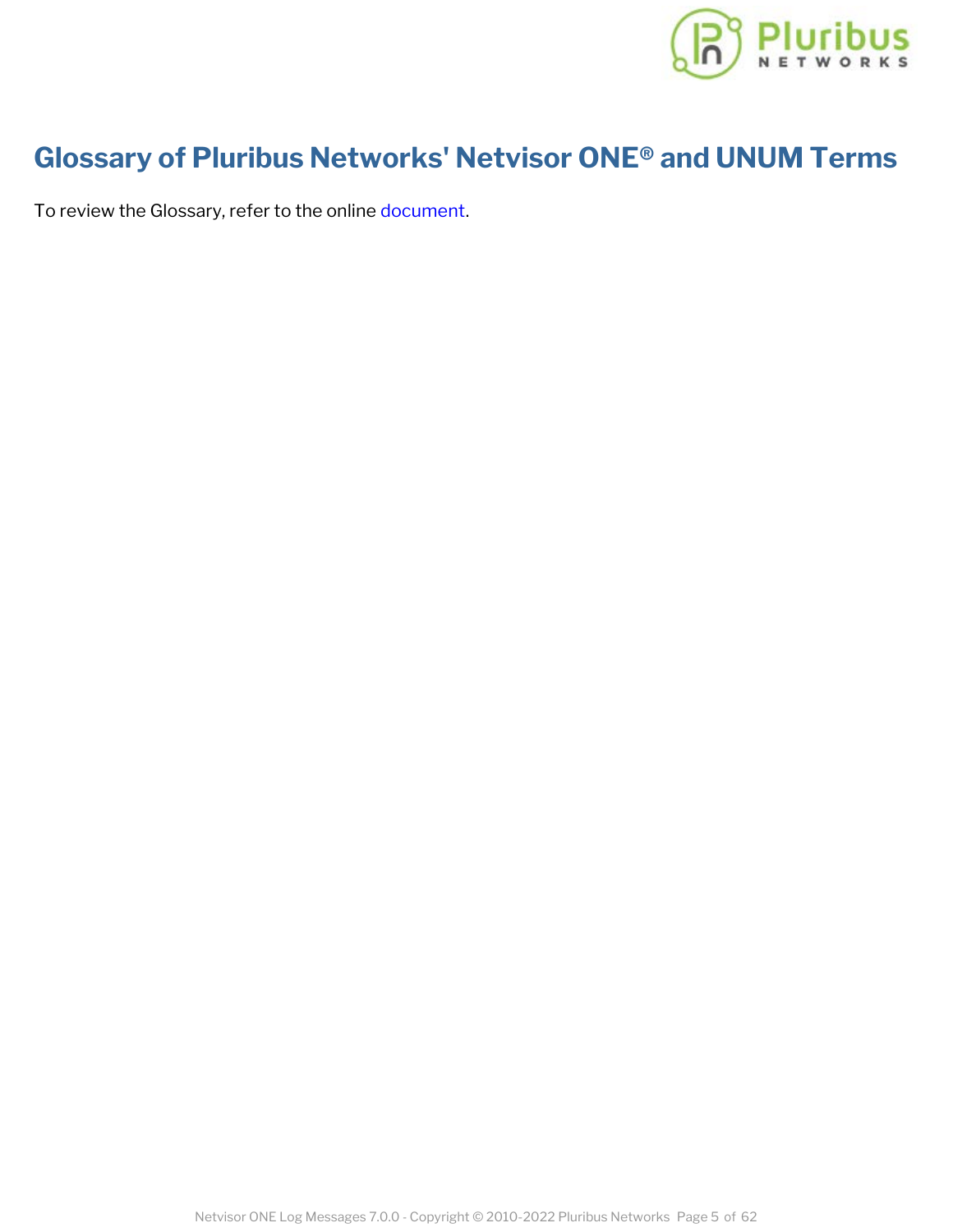# Glossary of Pluribus Networks' Netvisor ONE® and UNUM Terms

To review the Glossary, refer to the online document.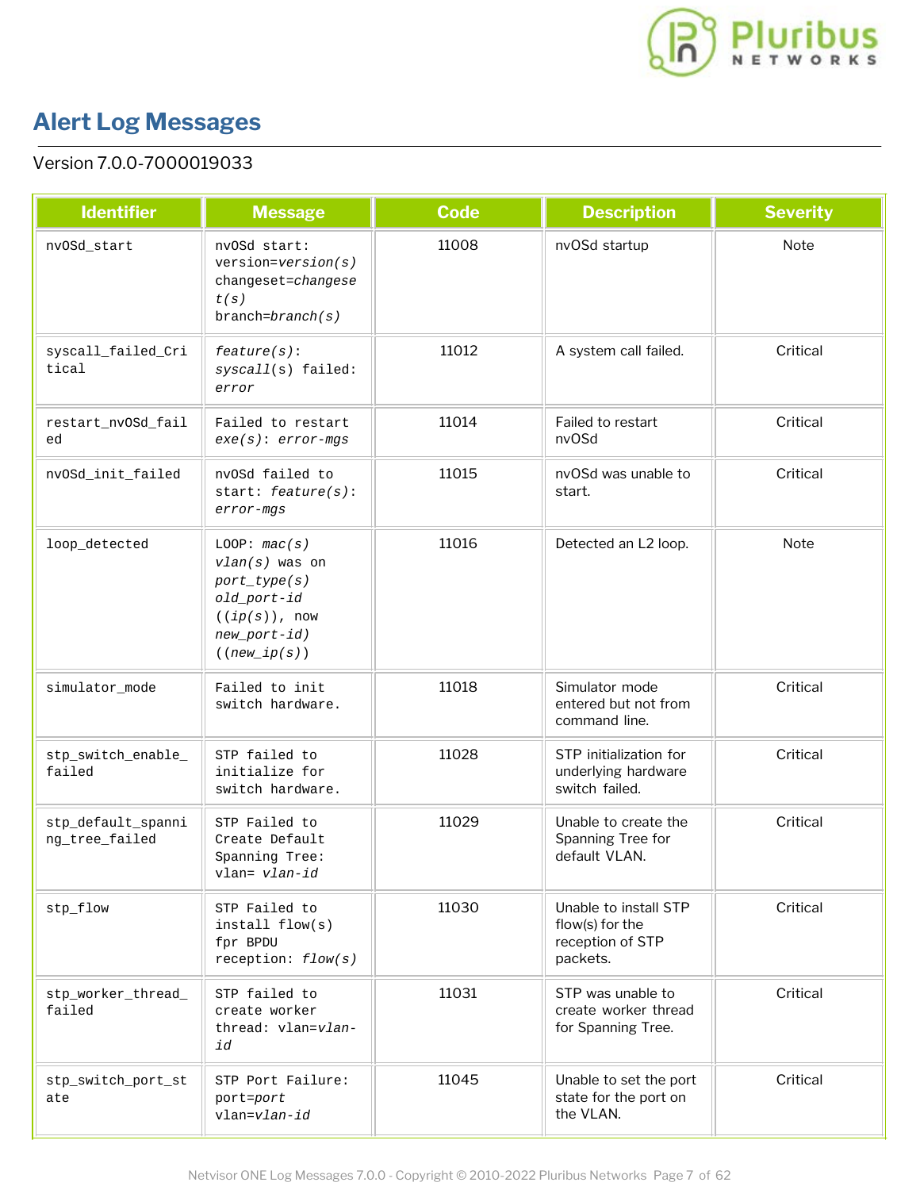# Alert Log Messages

Version 7.0.0-7000019033

| Identifier | Message | Code | Description | Severity |
|---|---|---|---|---|
| nvOSd_start | nvOSd start: version=*version(s)* changeset=*changeset(s)* branch=*branch(s)* | 11008 | nvOSd startup | Note |
| syscall_failed_Critical | *feature(s)*: *syscall*(s) failed: *error* | 11012 | A system call failed. | Critical |
| restart_nvOSd_failed | Failed to restart *exe(s)*: *error-mgs* | 11014 | Failed to restart nvOSd | Critical |
| nvOSd_init_failed | nvOSd failed to start: *feature(s)*: *error-mgs* | 11015 | nvOSd was unable to start. | Critical |
| loop_detected | LOOP: *mac(s)* *vlan(s)* was on *port_type(s)* *old_port-id* ((*ip(s)*), now *new_port-id)* ((*new_ip(s)*)) | 11016 | Detected an L2 loop. | Note |
| simulator_mode | Failed to init switch hardware. | 11018 | Simulator mode entered but not from command line. | Critical |
| stp_switch_enable_failed | STP failed to initialize for switch hardware. | 11028 | STP initialization for underlying hardware switch failed. | Critical |
| stp_default_spanning_tree_failed | STP Failed to Create Default Spanning Tree: vlan= *vlan-id* | 11029 | Unable to create the Spanning Tree for default VLAN. | Critical |
| stp_flow | STP Failed to install flow(s) fpr BPDU reception: *flow(s)* | 11030 | Unable to install STP flow(s) for the reception of STP packets. | Critical |
| stp_worker_thread_failed | STP failed to create worker thread: vlan=*vlan-id* | 11031 | STP was unable to create worker thread for Spanning Tree. | Critical |
| stp_switch_port_state | STP Port Failure: port=*port* vlan=*vlan-id* | 11045 | Unable to set the port state for the port on the VLAN. | Critical |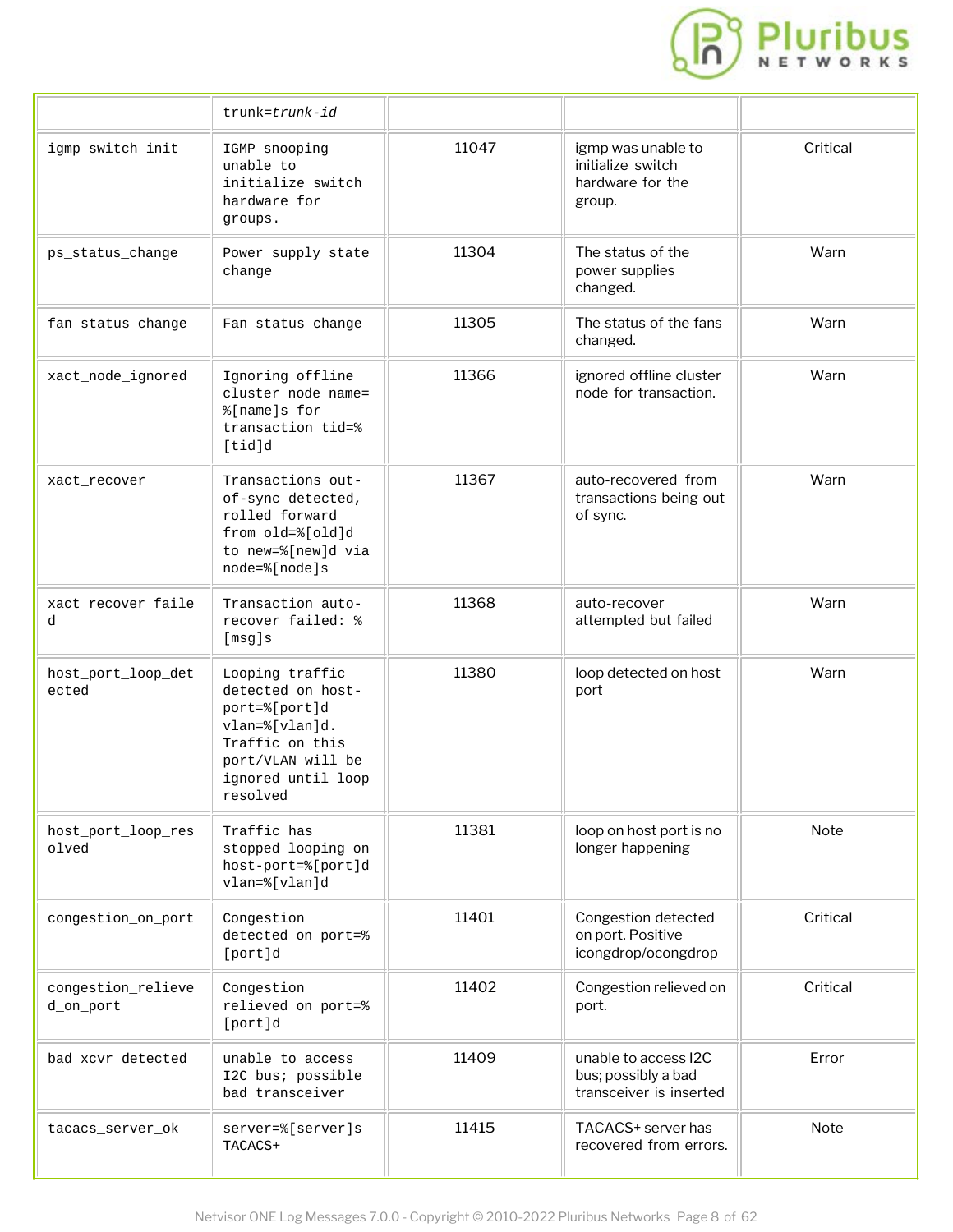| | trunk=*trunk-id* | | | |
|---|---|---|---|---|
| igmp_switch_init | IGMP snooping unable to initialize switch hardware for groups. | 11047 | igmp was unable to initialize switch hardware for the group. | Critical |
| ps_status_change | Power supply state change | 11304 | The status of the power supplies changed. | Warn |
| fan_status_change | Fan status change | 11305 | The status of the fans changed. | Warn |
| xact_node_ignored | Ignoring offline cluster node name=%[name]s for transaction tid=%[tid]d | 11366 | ignored offline cluster node for transaction. | Warn |
| xact_recover | Transactions out-of-sync detected, rolled forward from old=%[old]d to new=%[new]d via node=%[node]s | 11367 | auto-recovered from transactions being out of sync. | Warn |
| xact_recover_failed | Transaction auto-recover failed: %[msg]s | 11368 | auto-recover attempted but failed | Warn |
| host_port_loop_detected | Looping traffic detected on host-port=%[port]d vlan=%[vlan]d. Traffic on this port/VLAN will be ignored until loop resolved | 11380 | loop detected on host port | Warn |
| host_port_loop_resolved | Traffic has stopped looping on host-port=%[port]d vlan=%[vlan]d | 11381 | loop on host port is no longer happening | Note |
| congestion_on_port | Congestion detected on port=%[port]d | 11401 | Congestion detected on port. Positive icongdrop/ocongdrop | Critical |
| congestion_relieved_on_port | Congestion relieved on port=%[port]d | 11402 | Congestion relieved on port. | Critical |
| bad_xcvr_detected | unable to access I2C bus; possible bad transceiver | 11409 | unable to access I2C bus; possibly a bad transceiver is inserted | Error |
| tacacs_server_ok | server=%[server]s TACACS+ | 11415 | TACACS+ server has recovered from errors. | Note |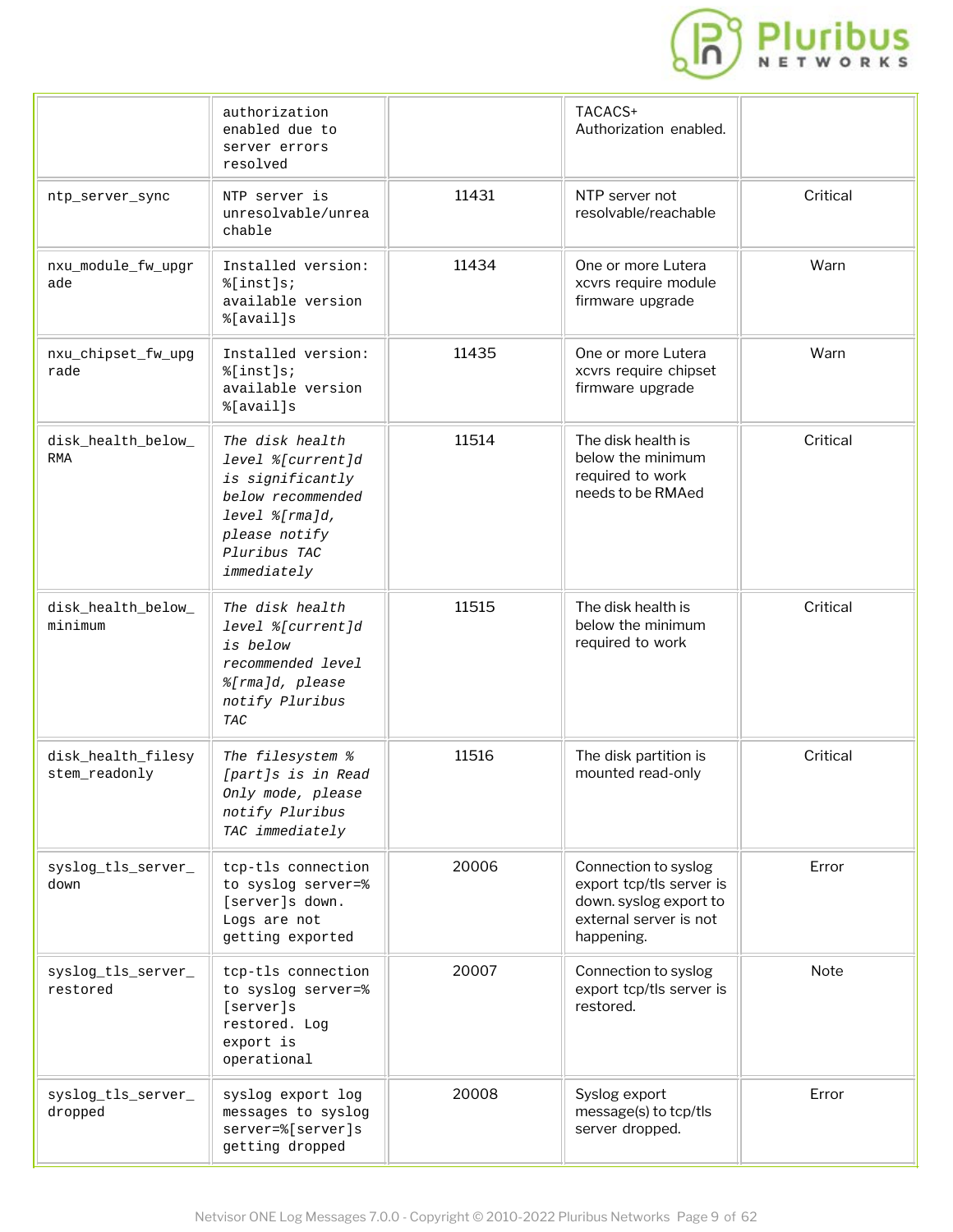| | | | | |
|---|---|---|---|---|
| | authorization enabled due to server errors resolved | | TACACS+ Authorization enabled. | |
| ntp_server_sync | NTP server is unresolvable/unreachable | 11431 | NTP server not resolvable/reachable | Critical |
| nxu_module_fw_upgrade | Installed version: %[inst]s; available version %[avail]s | 11434 | One or more Lutera xcvrs require module firmware upgrade | Warn |
| nxu_chipset_fw_upgrade | Installed version: %[inst]s; available version %[avail]s | 11435 | One or more Lutera xcvrs require chipset firmware upgrade | Warn |
| disk_health_below_RMA | *The disk health level %[current]d is significantly below recommended level %[rma]d, please notify Pluribus TAC immediately* | 11514 | The disk health is below the minimum required to work needs to be RMAed | Critical |
| disk_health_below_minimum | *The disk health level %[current]d is below recommended level %[rma]d, please notify Pluribus TAC* | 11515 | The disk health is below the minimum required to work | Critical |
| disk_health_filesystem_readonly | *The filesystem %[part]s is in Read Only mode, please notify Pluribus TAC immediately* | 11516 | The disk partition is mounted read-only | Critical |
| syslog_tls_server_down | tcp-tls connection to syslog server=%[server]s down. Logs are not getting exported | 20006 | Connection to syslog export tcp/tls server is down. syslog export to external server is not happening. | Error |
| syslog_tls_server_restored | tcp-tls connection to syslog server=%[server]s restored. Log export is operational | 20007 | Connection to syslog export tcp/tls server is restored. | Note |
| syslog_tls_server_dropped | syslog export log messages to syslog server=%[server]s getting dropped | 20008 | Syslog export message(s) to tcp/tls server dropped. | Error |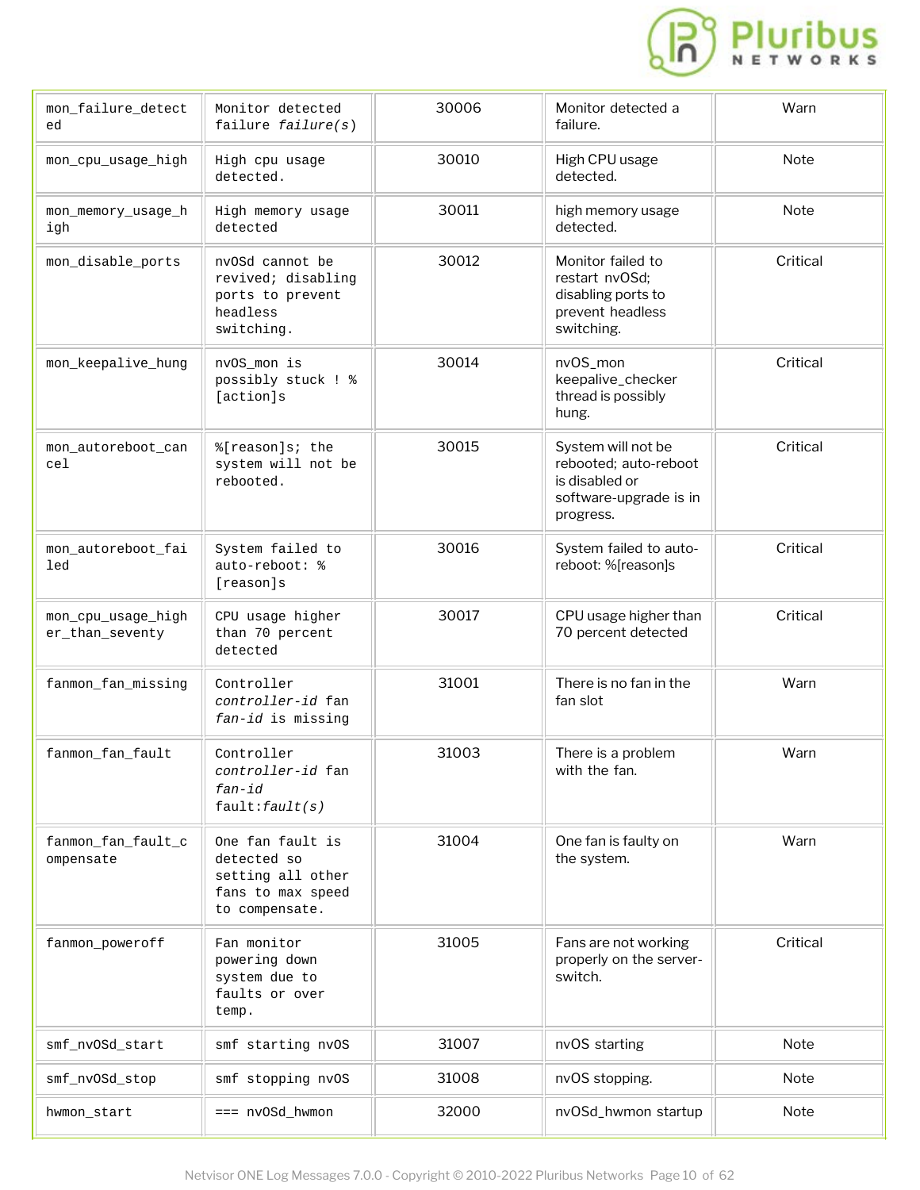| mon_failure_detected | Monitor detected failure *failure(s)* | 30006 | Monitor detected a failure. | Warn |
|---|---|---|---|---|
| mon_cpu_usage_high | High cpu usage detected. | 30010 | High CPU usage detected. | Note |
| mon_memory_usage_high | High memory usage detected | 30011 | high memory usage detected. | Note |
| mon_disable_ports | nvOSd cannot be revived; disabling ports to prevent headless switching. | 30012 | Monitor failed to restart nvOSd; disabling ports to prevent headless switching. | Critical |
| mon_keepalive_hung | nvOS_mon is possibly stuck ! %[action]s | 30014 | nvOS_mon keepalive_checker thread is possibly hung. | Critical |
| mon_autoreboot_cancel | %[reason]s; the system will not be rebooted. | 30015 | System will not be rebooted; auto-reboot is disabled or software-upgrade is in progress. | Critical |
| mon_autoreboot_failed | System failed to auto-reboot: %[reason]s | 30016 | System failed to auto-reboot: %[reason]s | Critical |
| mon_cpu_usage_higher_than_seventy | CPU usage higher than 70 percent detected | 30017 | CPU usage higher than 70 percent detected | Critical |
| fanmon_fan_missing | Controller *controller-id* fan *fan-id* is missing | 31001 | There is no fan in the fan slot | Warn |
| fanmon_fan_fault | Controller *controller-id* fan *fan-id* fault:*fault(s)* | 31003 | There is a problem with the fan. | Warn |
| fanmon_fan_fault_compensate | One fan fault is detected so setting all other fans to max speed to compensate. | 31004 | One fan is faulty on the system. | Warn |
| fanmon_poweroff | Fan monitor powering down system due to faults or over temp. | 31005 | Fans are not working properly on the server-switch. | Critical |
| smf_nvOSd_start | smf starting nvOS | 31007 | nvOS starting | Note |
| smf_nvOSd_stop | smf stopping nvOS | 31008 | nvOS stopping. | Note |
| hwmon_start | === nvOSd_hwmon | 32000 | nvOSd_hwmon startup | Note |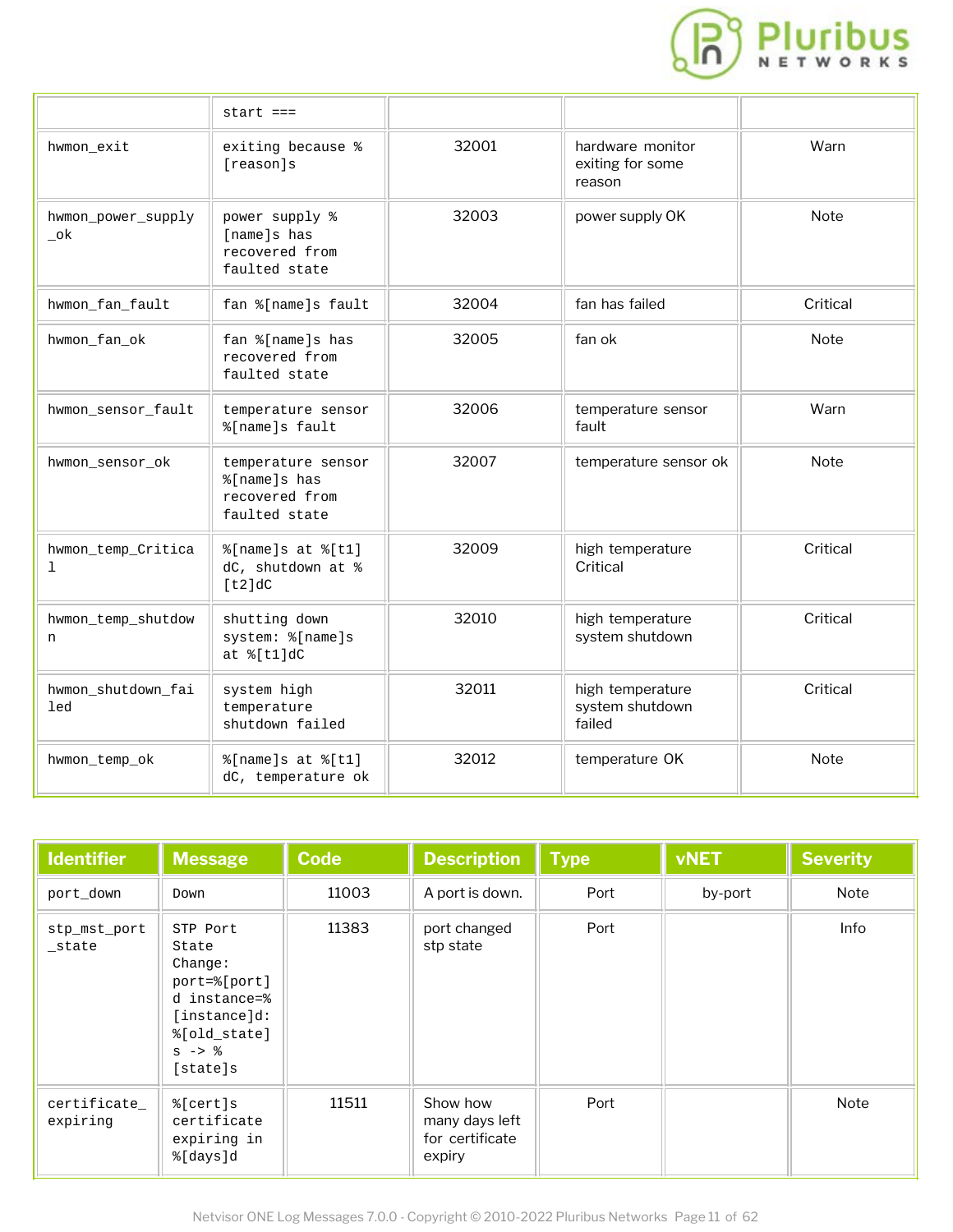| | start === | | | |
|---|---|---|---|---|
| hwmon_exit | exiting because %[reason]s | 32001 | hardware monitor exiting for some reason | Warn |
| hwmon_power_supply_ok | power supply %[name]s has recovered from faulted state | 32003 | power supply OK | Note |
| hwmon_fan_fault | fan %[name]s fault | 32004 | fan has failed | Critical |
| hwmon_fan_ok | fan %[name]s has recovered from faulted state | 32005 | fan ok | Note |
| hwmon_sensor_fault | temperature sensor %[name]s fault | 32006 | temperature sensor fault | Warn |
| hwmon_sensor_ok | temperature sensor %[name]s has recovered from faulted state | 32007 | temperature sensor ok | Note |
| hwmon_temp_Critical | %[name]s at %[t1]dC, shutdown at %[t2]dC | 32009 | high temperature Critical | Critical |
| hwmon_temp_shutdown | shutting down system: %[name]s at %[t1]dC | 32010 | high temperature system shutdown | Critical |
| hwmon_shutdown_failed | system high temperature shutdown failed | 32011 | high temperature system shutdown failed | Critical |
| hwmon_temp_ok | %[name]s at %[t1]dC, temperature ok | 32012 | temperature OK | Note |

| Identifier | Message | Code | Description | Type | vNET | Severity |
|---|---|---|---|---|---|---|
| port_down | Down | 11003 | A port is down. | Port | by-port | Note |
| stp_mst_port_state | STP Port State Change: port=%[port]d instance=%[instance]d: %[old_state]s -> %[state]s | 11383 | port changed stp state | Port | | Info |
| certificate_expiring | %[cert]s certificate expiring in %[days]d | 11511 | Show how many days left for certificate expiry | Port | | Note |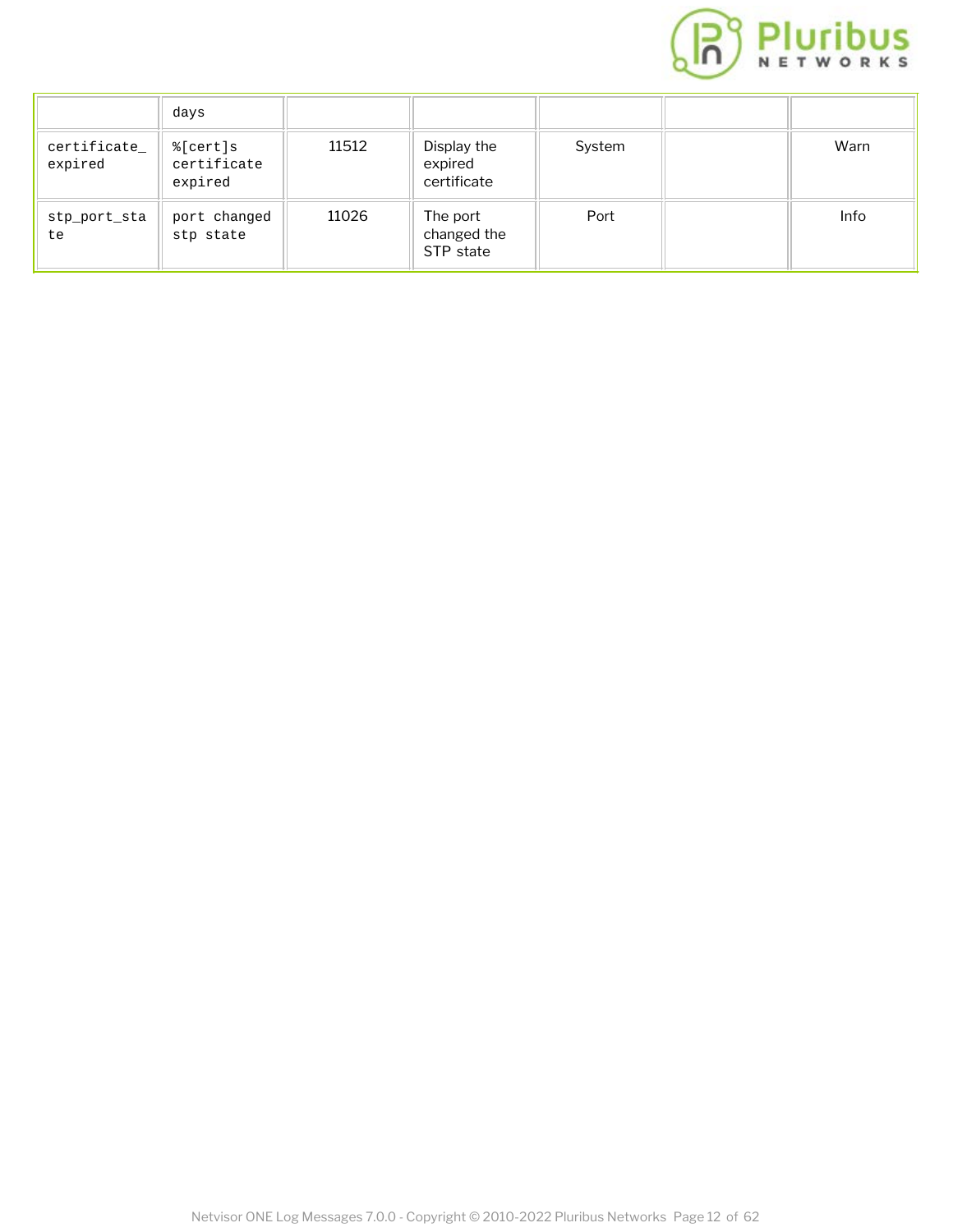| | | | | | | |
|---|---|---|---|---|---|---|
| | days | | | | | |
| certificate_expired | %[cert]s certificate expired | 11512 | Display the expired certificate | System | | Warn |
| stp_port_state | port changed stp state | 11026 | The port changed the STP state | Port | | Info |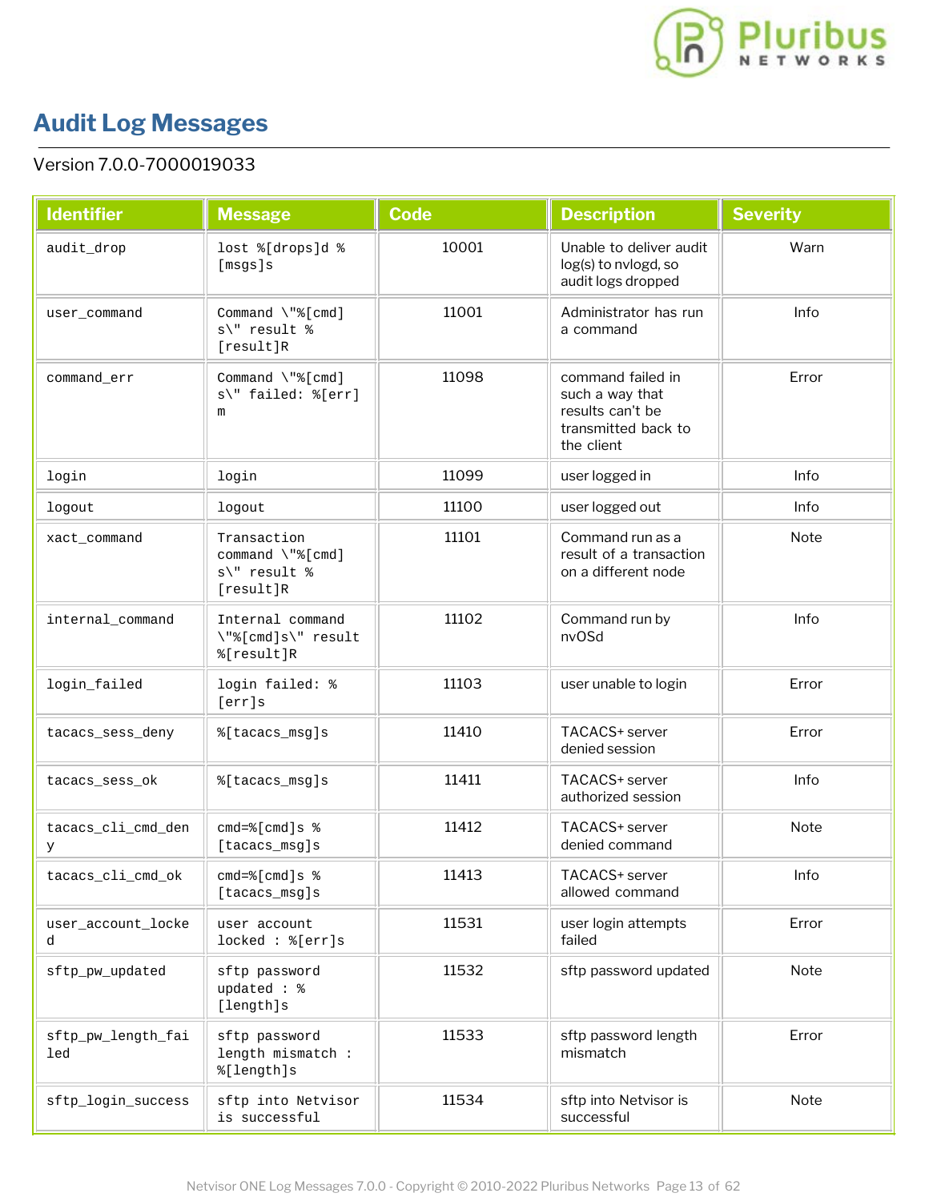# Audit Log Messages

Version 7.0.0-7000019033

| Identifier | Message | Code | Description | Severity |
|---|---|---|---|---|
| audit_drop | lost %[drops]d %[msgs]s | 10001 | Unable to deliver audit log(s) to nvlogd, so audit logs dropped | Warn |
| user_command | Command \"%[cmd]s\" result %[result]R | 11001 | Administrator has run a command | Info |
| command_err | Command \"%[cmd]s\" failed: %[err]m | 11098 | command failed in such a way that results can't be transmitted back to the client | Error |
| login | login | 11099 | user logged in | Info |
| logout | logout | 11100 | user logged out | Info |
| xact_command | Transaction command \"%[cmd]s\" result %[result]R | 11101 | Command run as a result of a transaction on a different node | Note |
| internal_command | Internal command \"%[cmd]s\" result %[result]R | 11102 | Command run by nvOSd | Info |
| login_failed | login failed: %[err]s | 11103 | user unable to login | Error |
| tacacs_sess_deny | %[tacacs_msg]s | 11410 | TACACS+ server denied session | Error |
| tacacs_sess_ok | %[tacacs_msg]s | 11411 | TACACS+ server authorized session | Info |
| tacacs_cli_cmd_deny | cmd=%[cmd]s %[tacacs_msg]s | 11412 | TACACS+ server denied command | Note |
| tacacs_cli_cmd_ok | cmd=%[cmd]s %[tacacs_msg]s | 11413 | TACACS+ server allowed command | Info |
| user_account_locked | user account locked : %[err]s | 11531 | user login attempts failed | Error |
| sftp_pw_updated | sftp password updated : %[length]s | 11532 | sftp password updated | Note |
| sftp_pw_length_failed | sftp password length mismatch : %[length]s | 11533 | sftp password length mismatch | Error |
| sftp_login_success | sftp into Netvisor is successful | 11534 | sftp into Netvisor is successful | Note |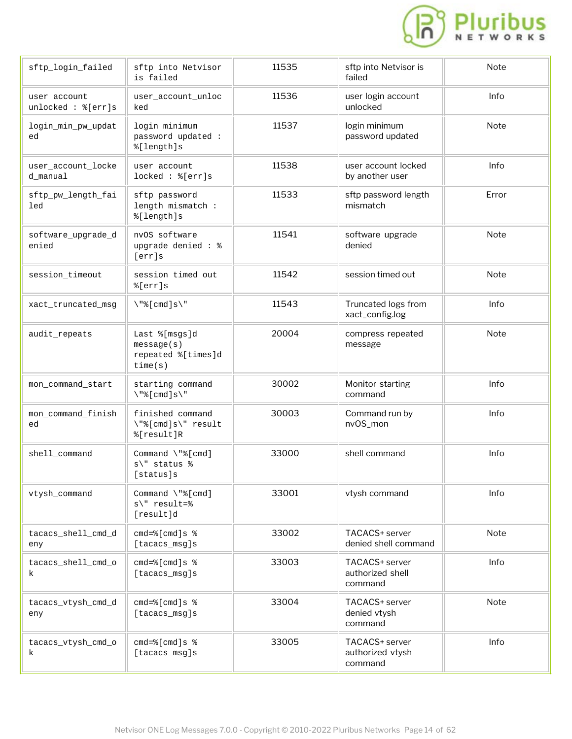| | | | | |
|---|---|---|---|---|
| sftp_login_failed | sftp into Netvisor is failed | 11535 | sftp into Netvisor is failed | Note |
| user account unlocked : %[err]s | user_account_unlocked | 11536 | user login account unlocked | Info |
| login_min_pw_updated | login minimum password updated : %[length]s | 11537 | login minimum password updated | Note |
| user_account_locked_manual | user account locked : %[err]s | 11538 | user account locked by another user | Info |
| sftp_pw_length_failed | sftp password length mismatch : %[length]s | 11533 | sftp password length mismatch | Error |
| software_upgrade_denied | nvOS software upgrade denied : %[err]s | 11541 | software upgrade denied | Note |
| session_timeout | session timed out %[err]s | 11542 | session timed out | Note |
| xact_truncated_msg | \"%[cmd]s\" | 11543 | Truncated logs from xact_config.log | Info |
| audit_repeats | Last %[msgs]d message(s) repeated %[times]d time(s) | 20004 | compress repeated message | Note |
| mon_command_start | starting command \"%[cmd]s\" | 30002 | Monitor starting command | Info |
| mon_command_finished | finished command \"%[cmd]s\" result %[result]R | 30003 | Command run by nvOS_mon | Info |
| shell_command | Command \"%[cmd]s\" status %[status]s | 33000 | shell command | Info |
| vtysh_command | Command \"%[cmd]s\" result=%[result]d | 33001 | vtysh command | Info |
| tacacs_shell_cmd_deny | cmd=%[cmd]s %[tacacs_msg]s | 33002 | TACACS+ server denied shell command | Note |
| tacacs_shell_cmd_ok | cmd=%[cmd]s %[tacacs_msg]s | 33003 | TACACS+ server authorized shell command | Info |
| tacacs_vtysh_cmd_deny | cmd=%[cmd]s %[tacacs_msg]s | 33004 | TACACS+ server denied vtysh command | Note |
| tacacs_vtysh_cmd_ok | cmd=%[cmd]s %[tacacs_msg]s | 33005 | TACACS+ server authorized vtysh command | Info |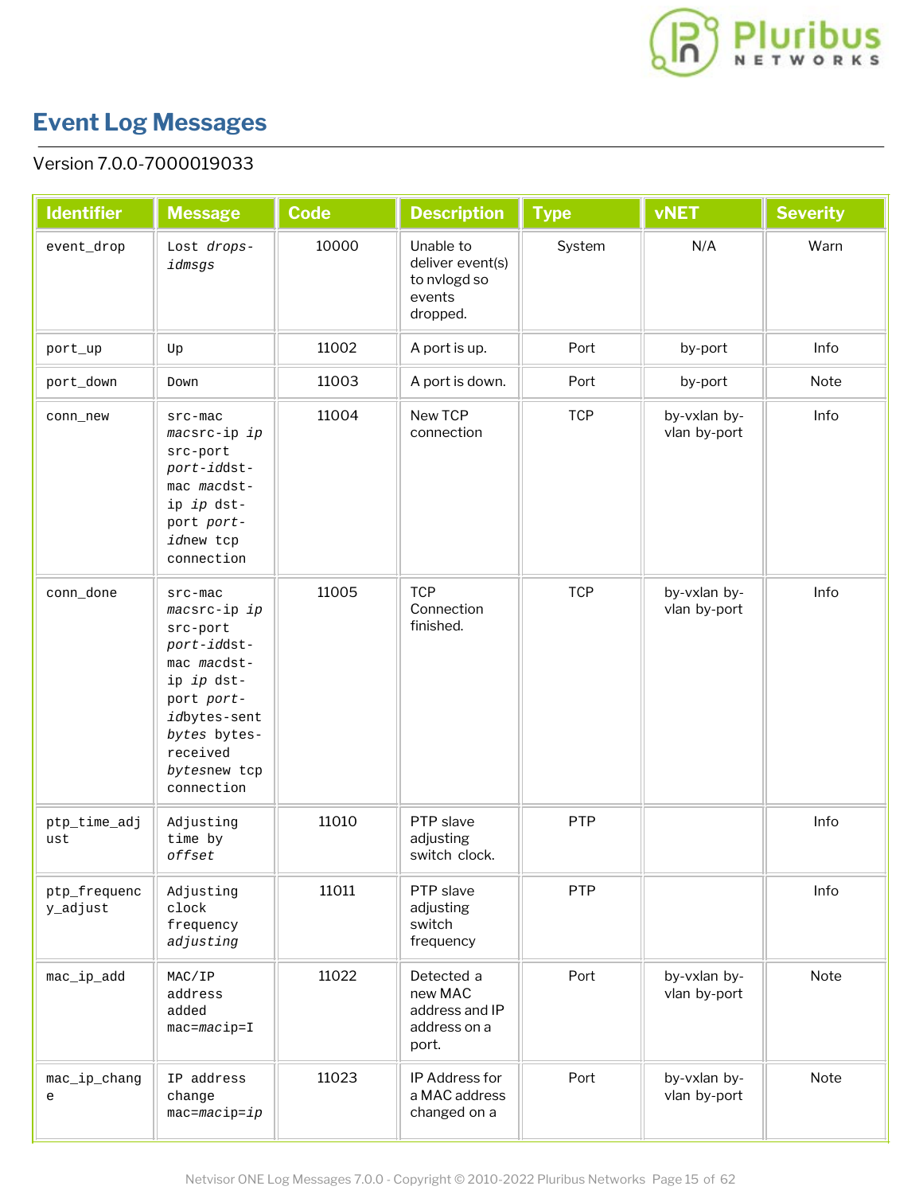# Event Log Messages

Version 7.0.0-7000019033

| Identifier | Message | Code | Description | Type | vNET | Severity |
|---|---|---|---|---|---|---|
| event_drop | Lost *drops-id*msgs | 10000 | Unable to deliver event(s) to nvlogd so events dropped. | System | N/A | Warn |
| port_up | Up | 11002 | A port is up. | Port | by-port | Info |
| port_down | Down | 11003 | A port is down. | Port | by-port | Note |
| conn_new | src-mac *mac*src-ip *ip* src-port *port-id*dst-mac *mac*dst-ip *ip* dst-port *port-id*new tcp connection | 11004 | New TCP connection | TCP | by-vxlan by-vlan by-port | Info |
| conn_done | src-mac *mac*src-ip *ip* src-port *port-id*dst-mac *mac*dst-ip *ip* dst-port *port-id*bytes-sent *bytes* bytes-received *bytes*new tcp connection | 11005 | TCP Connection finished. | TCP | by-vxlan by-vlan by-port | Info |
| ptp_time_adjust | Adjusting time by *offset* | 11010 | PTP slave adjusting switch clock. | PTP | | Info |
| ptp_frequency_adjust | Adjusting clock frequency *adjusting* | 11011 | PTP slave adjusting switch frequency | PTP | | Info |
| mac_ip_add | MAC/IP address added mac=*mac*ip=I | 11022 | Detected a new MAC address and IP address on a port. | Port | by-vxlan by-vlan by-port | Note |
| mac_ip_change | IP address change mac=*mac*ip=*ip* | 11023 | IP Address for a MAC address changed on a | Port | by-vxlan by-vlan by-port | Note |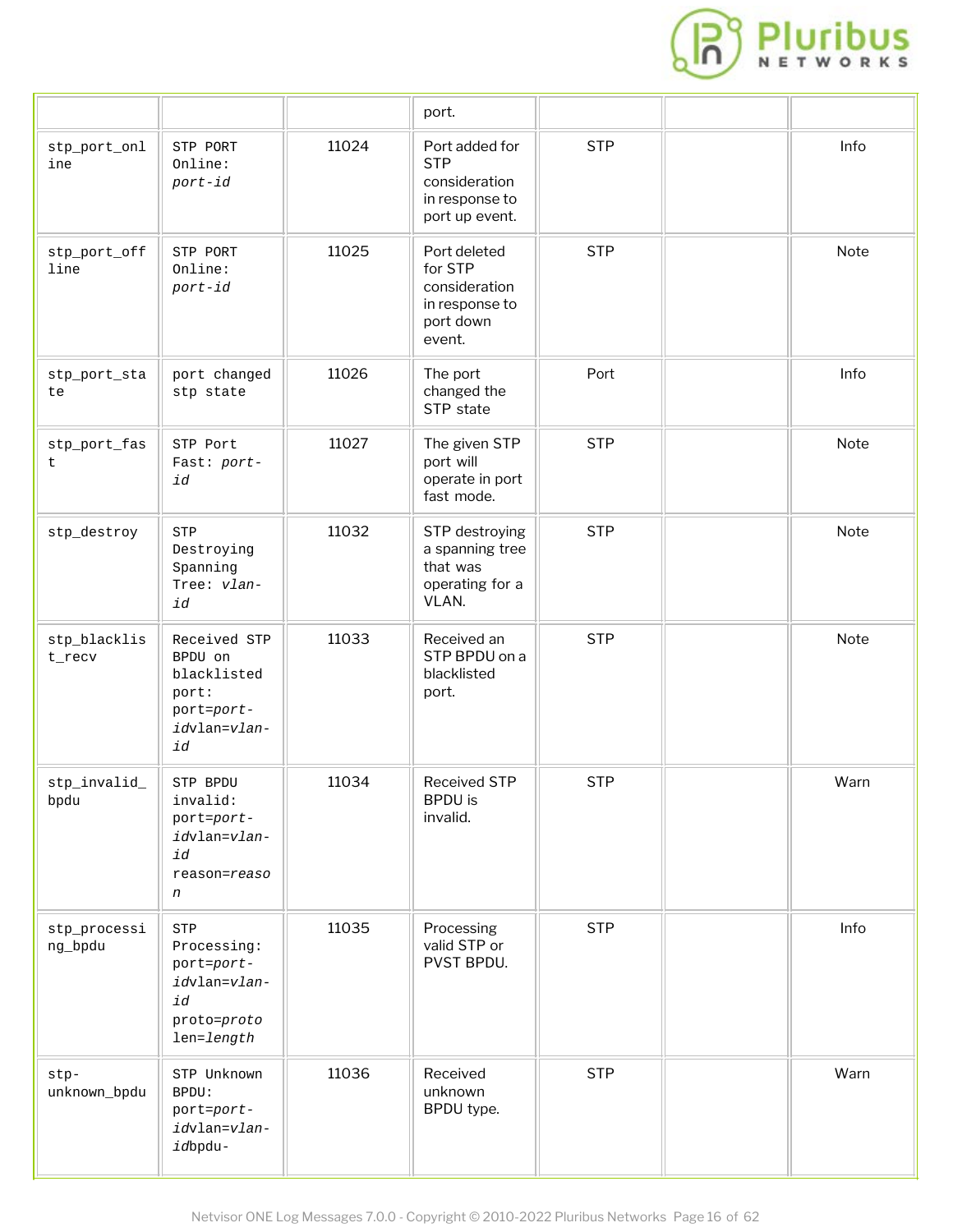| | | | port. | | | |
|---|---|---|---|---|---|---|
| stp_port_online | STP PORT Online: *port-id* | 11024 | Port added for STP consideration in response to port up event. | STP | | Info |
| stp_port_offline | STP PORT Online: *port-id* | 11025 | Port deleted for STP consideration in response to port down event. | STP | | Note |
| stp_port_state | port changed stp state | 11026 | The port changed the STP state | Port | | Info |
| stp_port_fast | STP Port Fast: *port-id* | 11027 | The given STP port will operate in port fast mode. | STP | | Note |
| stp_destroy | STP Destroying Spanning Tree: *vlan-id* | 11032 | STP destroying a spanning tree that was operating for a VLAN. | STP | | Note |
| stp_blacklist_recv | Received STP BPDU on blacklisted port: port=*port-id*vlan=*vlan-id* | 11033 | Received an STP BPDU on a blacklisted port. | STP | | Note |
| stp_invalid_bpdu | STP BPDU invalid: port=*port-id*vlan=*vlan-id* reason=*reason* | 11034 | Received STP BPDU is invalid. | STP | | Warn |
| stp_processing_bpdu | STP Processing: port=*port-id*vlan=*vlan-id* proto=*proto* len=*length* | 11035 | Processing valid STP or PVST BPDU. | STP | | Info |
| stp-unknown_bpdu | STP Unknown BPDU: port=*port-id*vlan=*vlan-id*bpdu- | 11036 | Received unknown BPDU type. | STP | | Warn |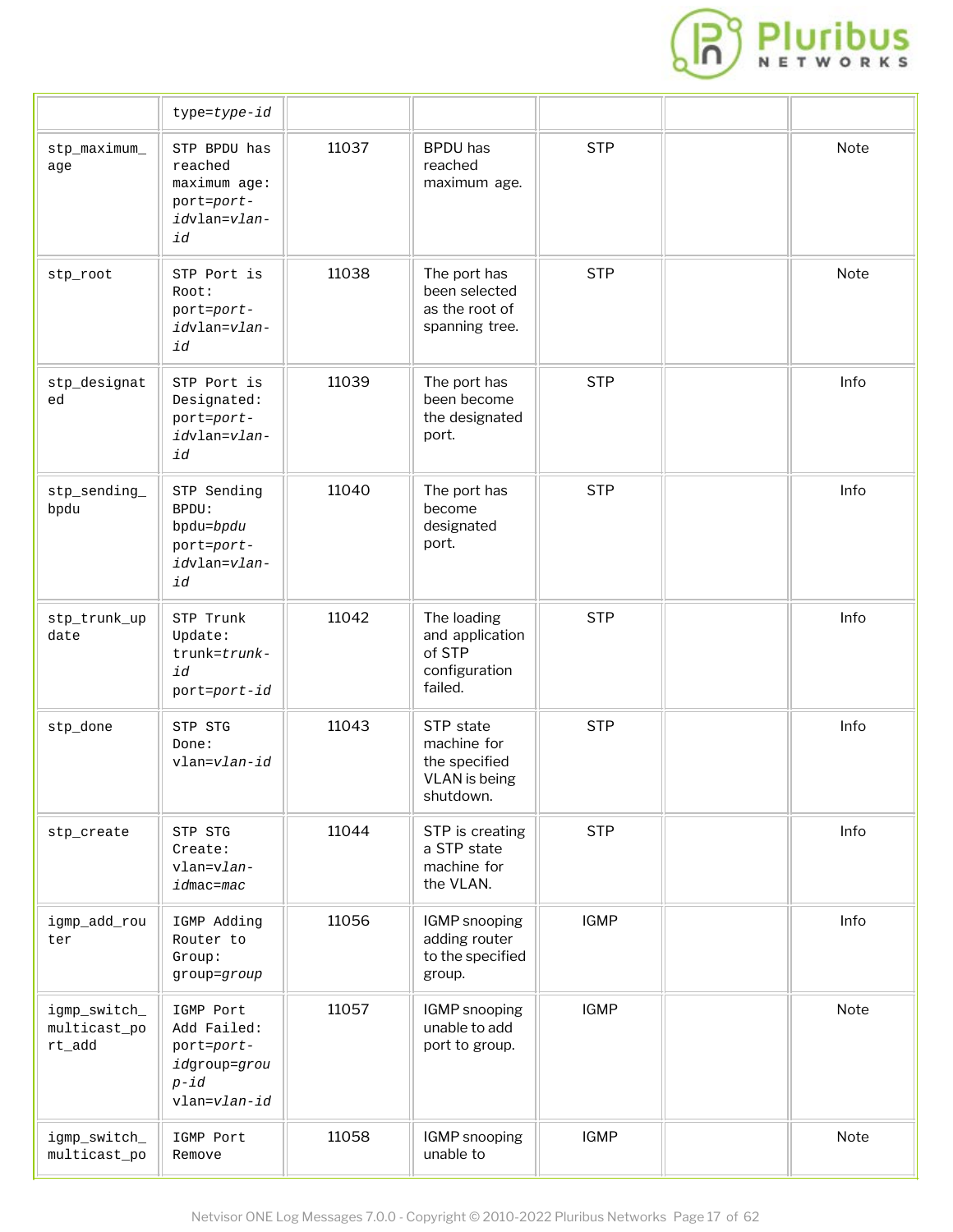| | type=*type-id* | | | | | |
|---|---|---|---|---|---|---|
| stp_maximum_age | STP BPDU has reached maximum age: port=*port-id*vlan=*vlan-id* | 11037 | BPDU has reached maximum age. | STP | | Note |
| stp_root | STP Port is Root: port=*port-id*vlan=*vlan-id* | 11038 | The port has been selected as the root of spanning tree. | STP | | Note |
| stp_designated | STP Port is Designated: port=*port-id*vlan=*vlan-id* | 11039 | The port has been become the designated port. | STP | | Info |
| stp_sending_bpdu | STP Sending BPDU: bpdu=*bpdu* port=*port-id*vlan=*vlan-id* | 11040 | The port has become designated port. | STP | | Info |
| stp_trunk_update | STP Trunk Update: trunk=*trunk-id* port=*port-id* | 11042 | The loading and application of STP configuration failed. | STP | | Info |
| stp_done | STP STG Done: vlan=*vlan-id* | 11043 | STP state machine for the specified VLAN is being shutdown. | STP | | Info |
| stp_create | STP STG Create: vlan=*vlan-id*mac=*mac* | 11044 | STP is creating a STP state machine for the VLAN. | STP | | Info |
| igmp_add_router | IGMP Adding Router to Group: group=*group* | 11056 | IGMP snooping adding router to the specified group. | IGMP | | Info |
| igmp_switch_multicast_port_add | IGMP Port Add Failed: port=*port-id*group=*group-id* vlan=*vlan-id* | 11057 | IGMP snooping unable to add port to group. | IGMP | | Note |
| igmp_switch_multicast_po | IGMP Port Remove | 11058 | IGMP snooping unable to | IGMP | | Note |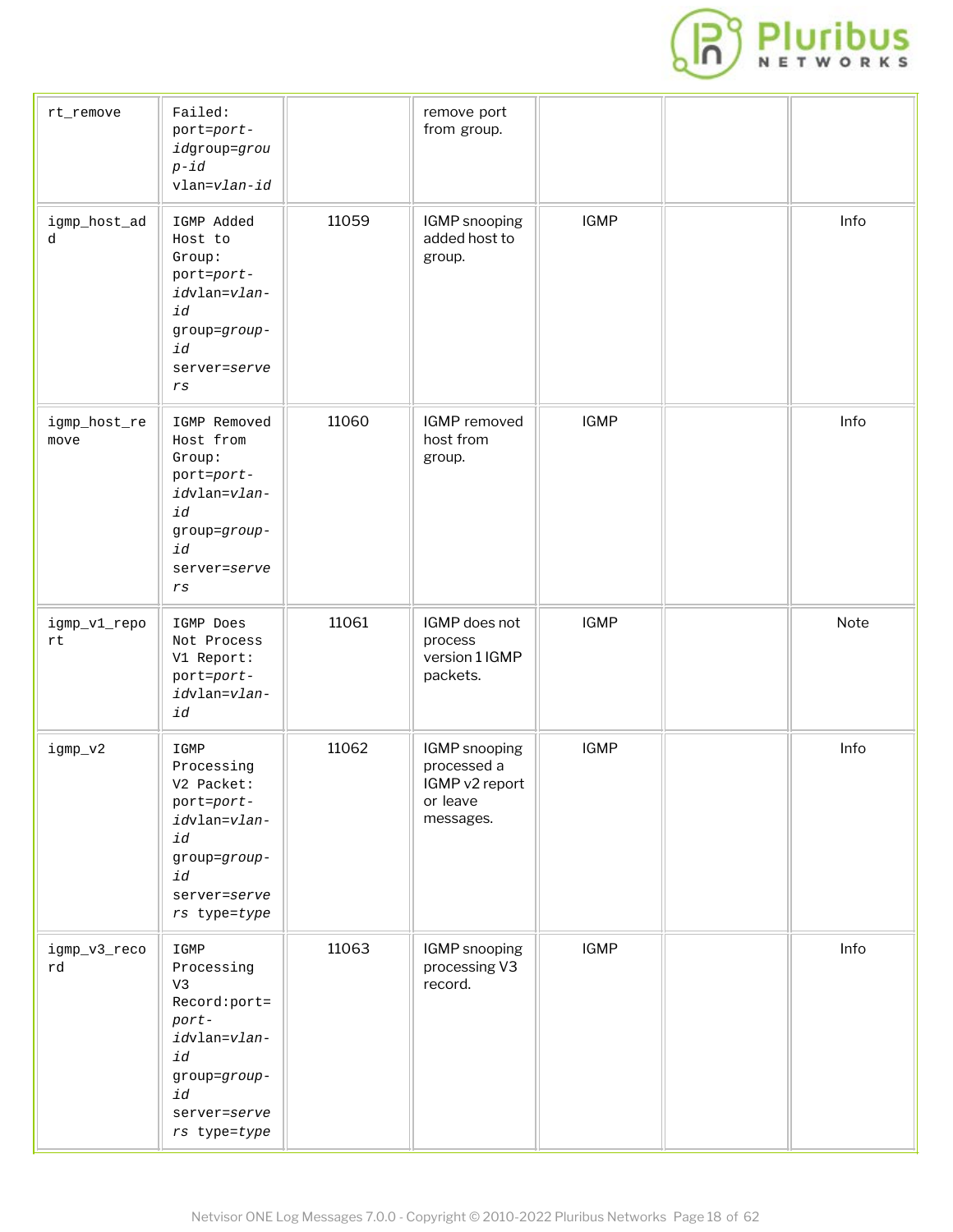| | | | | | | |
|---|---|---|---|---|---|---|
| rt_remove | Failed: port=*port-id*group=*group-id* vlan=*vlan-id* | | remove port from group. | | | |
| igmp_host_add | IGMP Added Host to Group: port=*port-id*vlan=*vlan-id* group=*group-id* server=*servers* | 11059 | IGMP snooping added host to group. | IGMP | | Info |
| igmp_host_remove | IGMP Removed Host from Group: port=*port-id*vlan=*vlan-id* group=*group-id* server=*servers* | 11060 | IGMP removed host from group. | IGMP | | Info |
| igmp_v1_report | IGMP Does Not Process V1 Report: port=*port-id*vlan=*vlan-id* | 11061 | IGMP does not process version 1 IGMP packets. | IGMP | | Note |
| igmp_v2 | IGMP Processing V2 Packet: port=*port-id*vlan=*vlan-id* group=*group-id* server=*servers* type=*type* | 11062 | IGMP snooping processed a IGMP v2 report or leave messages. | IGMP | | Info |
| igmp_v3_record | IGMP Processing V3 Record:port=*port-id*vlan=*vlan-id* group=*group-id* server=*servers* type=*type* | 11063 | IGMP snooping processing V3 record. | IGMP | | Info |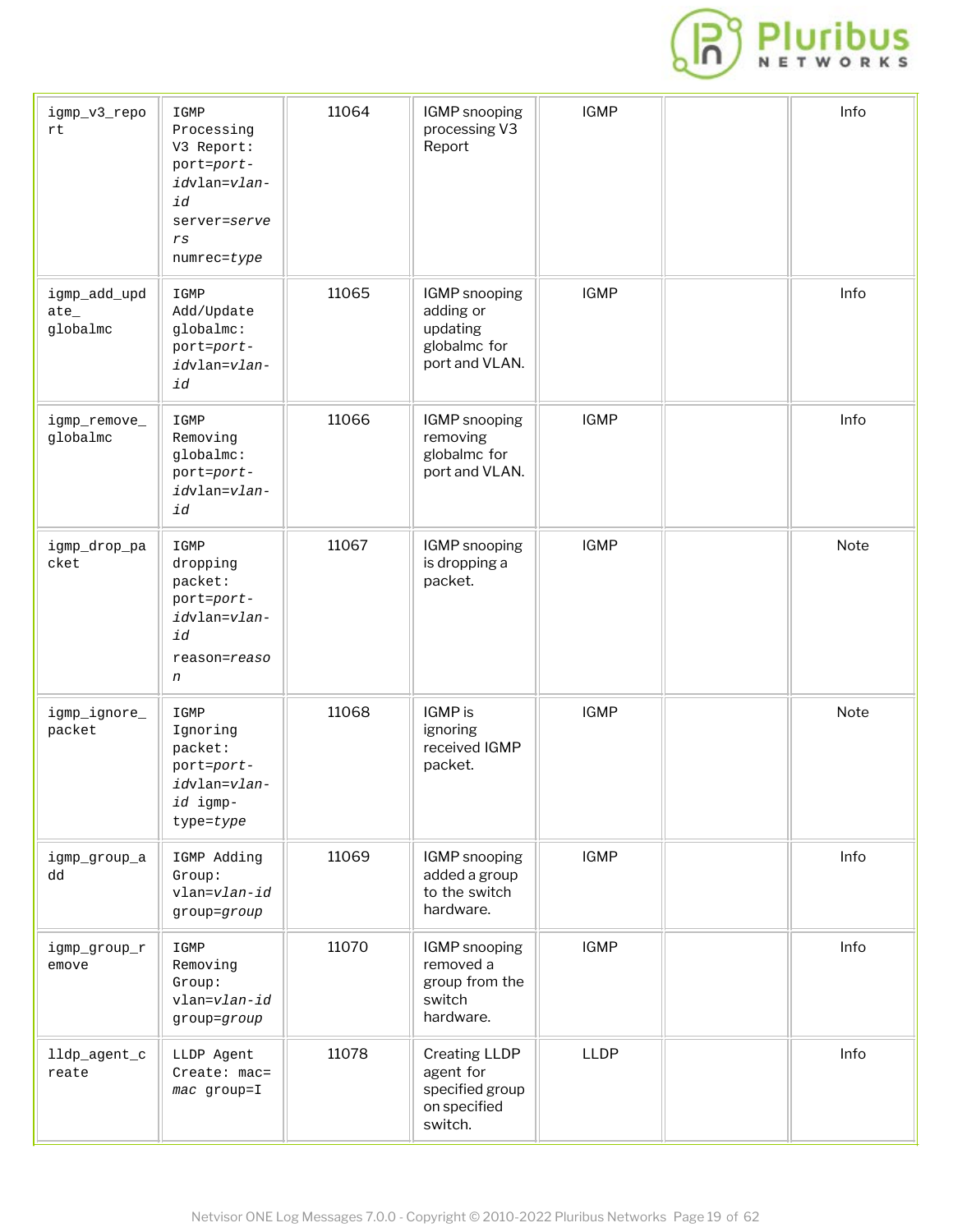| igmp_v3_report | IGMP Processing V3 Report: port=*port-id*vlan=*vlan-id* server=*servers* numrec=*type* | 11064 | IGMP snooping processing V3 Report | IGMP | | Info |
|---|---|---|---|---|---|---|
| igmp_add_update_ globalmc | IGMP Add/Update globalmc: port=*port-id*vlan=*vlan-id* | 11065 | IGMP snooping adding or updating globalmc for port and VLAN. | IGMP | | Info |
| igmp_remove_ globalmc | IGMP Removing globalmc: port=*port-id*vlan=*vlan-id* | 11066 | IGMP snooping removing globalmc for port and VLAN. | IGMP | | Info |
| igmp_drop_packet | IGMP dropping packet: port=*port-id*vlan=*vlan-id* reason=*reason* | 11067 | IGMP snooping is dropping a packet. | IGMP | | Note |
| igmp_ignore_ packet | IGMP Ignoring packet: port=*port-id*vlan=*vlan-id* igmp-type=*type* | 11068 | IGMP is ignoring received IGMP packet. | IGMP | | Note |
| igmp_group_add | IGMP Adding Group: vlan=*vlan-id* group=*group* | 11069 | IGMP snooping added a group to the switch hardware. | IGMP | | Info |
| igmp_group_remove | IGMP Removing Group: vlan=*vlan-id* group=*group* | 11070 | IGMP snooping removed a group from the switch hardware. | IGMP | | Info |
| lldp_agent_create | LLDP Agent Create: mac=*mac* group=I | 11078 | Creating LLDP agent for specified group on specified switch. | LLDP | | Info |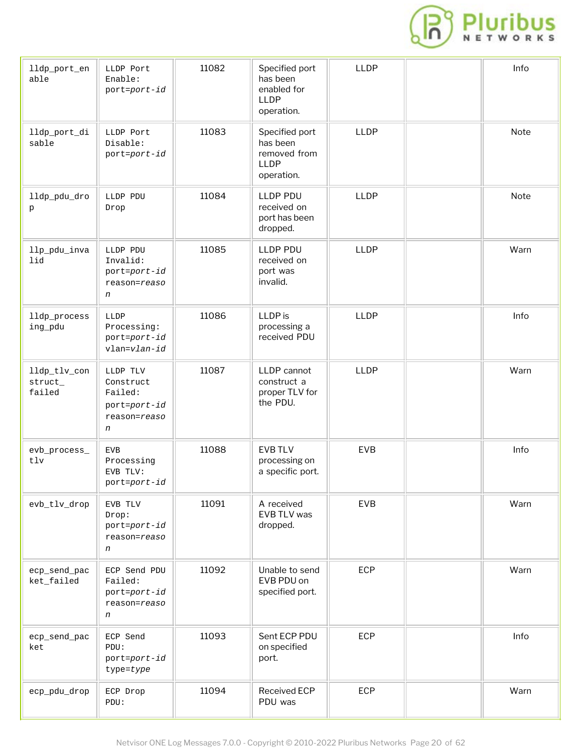| | | | | | | |
|---|---|---|---|---|---|---|
| lldp_port_enable | LLDP Port Enable: port=*port-id* | 11082 | Specified port has been enabled for LLDP operation. | LLDP | | Info |
| lldp_port_disable | LLDP Port Disable: port=*port-id* | 11083 | Specified port has been removed from LLDP operation. | LLDP | | Note |
| lldp_pdu_drop | LLDP PDU Drop | 11084 | LLDP PDU received on port has been dropped. | LLDP | | Note |
| llp_pdu_invalid | LLDP PDU Invalid: port=*port-id* reason=*reason* | 11085 | LLDP PDU received on port was invalid. | LLDP | | Warn |
| lldp_processing_pdu | LLDP Processing: port=*port-id* vlan=*vlan-id* | 11086 | LLDP is processing a received PDU | LLDP | | Info |
| lldp_tlv_construct_failed | LLDP TLV Construct Failed: port=*port-id* reason=*reason* | 11087 | LLDP cannot construct a proper TLV for the PDU. | LLDP | | Warn |
| evb_process_tlv | EVB Processing EVB TLV: port=*port-id* | 11088 | EVB TLV processing on a specific port. | EVB | | Info |
| evb_tlv_drop | EVB TLV Drop: port=*port-id* reason=*reason* | 11091 | A received EVB TLV was dropped. | EVB | | Warn |
| ecp_send_packet_failed | ECP Send PDU Failed: port=*port-id* reason=*reason* | 11092 | Unable to send EVB PDU on specified port. | ECP | | Warn |
| ecp_send_packet | ECP Send PDU: port=*port-id* type=*type* | 11093 | Sent ECP PDU on specified port. | ECP | | Info |
| ecp_pdu_drop | ECP Drop PDU: | 11094 | Received ECP PDU was | ECP | | Warn |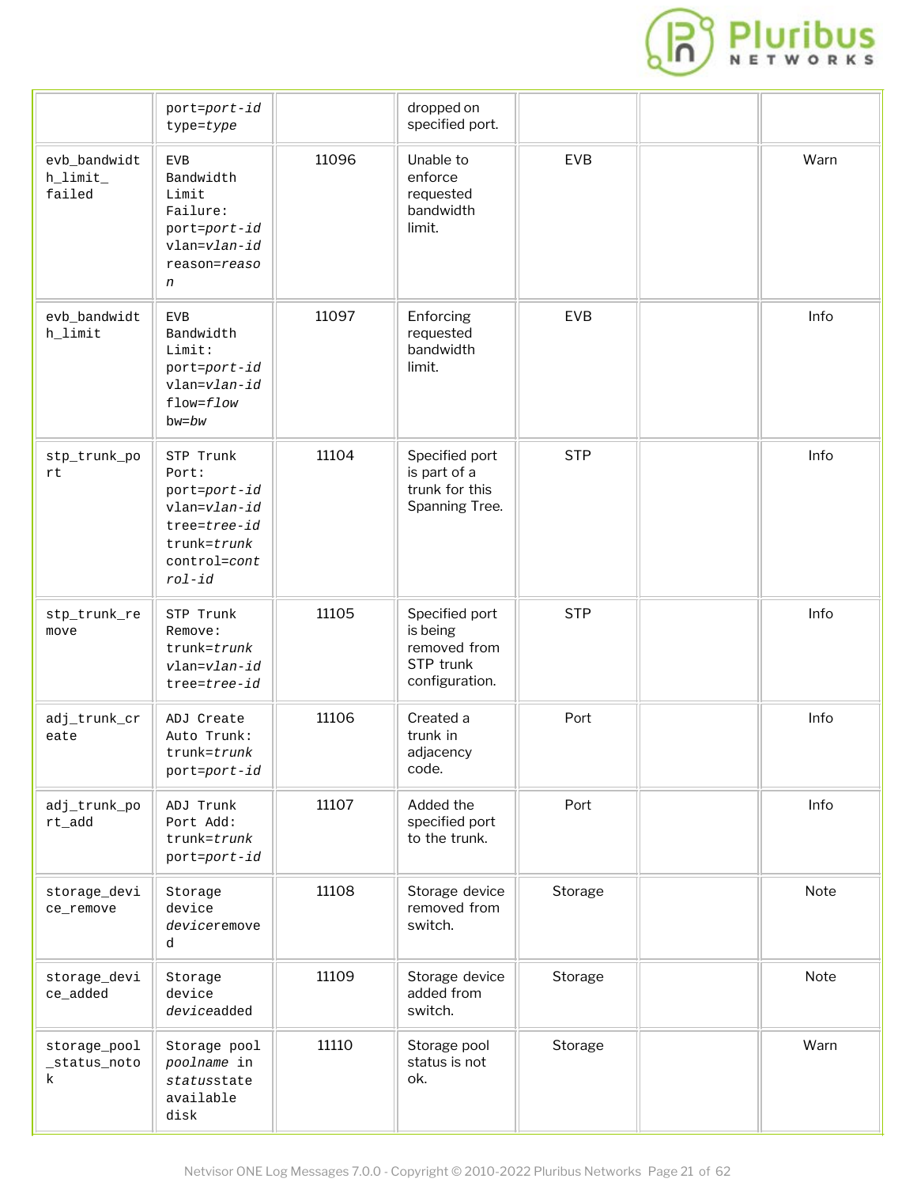| | port=*port-id* type=*type* | | dropped on specified port. | | | |
|---|---|---|---|---|---|---|
| evb_bandwidth_limit_failed | EVB Bandwidth Limit Failure: port=*port-id* vlan=*vlan-id* reason=*reason* | 11096 | Unable to enforce requested bandwidth limit. | EVB | | Warn |
| evb_bandwidth_limit | EVB Bandwidth Limit: port=*port-id* vlan=*vlan-id* flow=*flow* bw=*bw* | 11097 | Enforcing requested bandwidth limit. | EVB | | Info |
| stp_trunk_port | STP Trunk Port: port=*port-id* vlan=*vlan-id* tree=*tree-id* trunk=*trunk* control=*control-id* | 11104 | Specified port is part of a trunk for this Spanning Tree. | STP | | Info |
| stp_trunk_remove | STP Trunk Remove: trunk=*trunk* vlan=*vlan-id* tree=*tree-id* | 11105 | Specified port is being removed from STP trunk configuration. | STP | | Info |
| adj_trunk_create | ADJ Create Auto Trunk: trunk=*trunk* port=*port-id* | 11106 | Created a trunk in adjacency code. | Port | | Info |
| adj_trunk_port_add | ADJ Trunk Port Add: trunk=*trunk* port=*port-id* | 11107 | Added the specified port to the trunk. | Port | | Info |
| storage_device_remove | Storage device *device*removed | 11108 | Storage device removed from switch. | Storage | | Note |
| storage_device_added | Storage device *device*added | 11109 | Storage device added from switch. | Storage | | Note |
| storage_pool_status_notok | Storage pool *poolname* in *status*state available disk | 11110 | Storage pool status is not ok. | Storage | | Warn |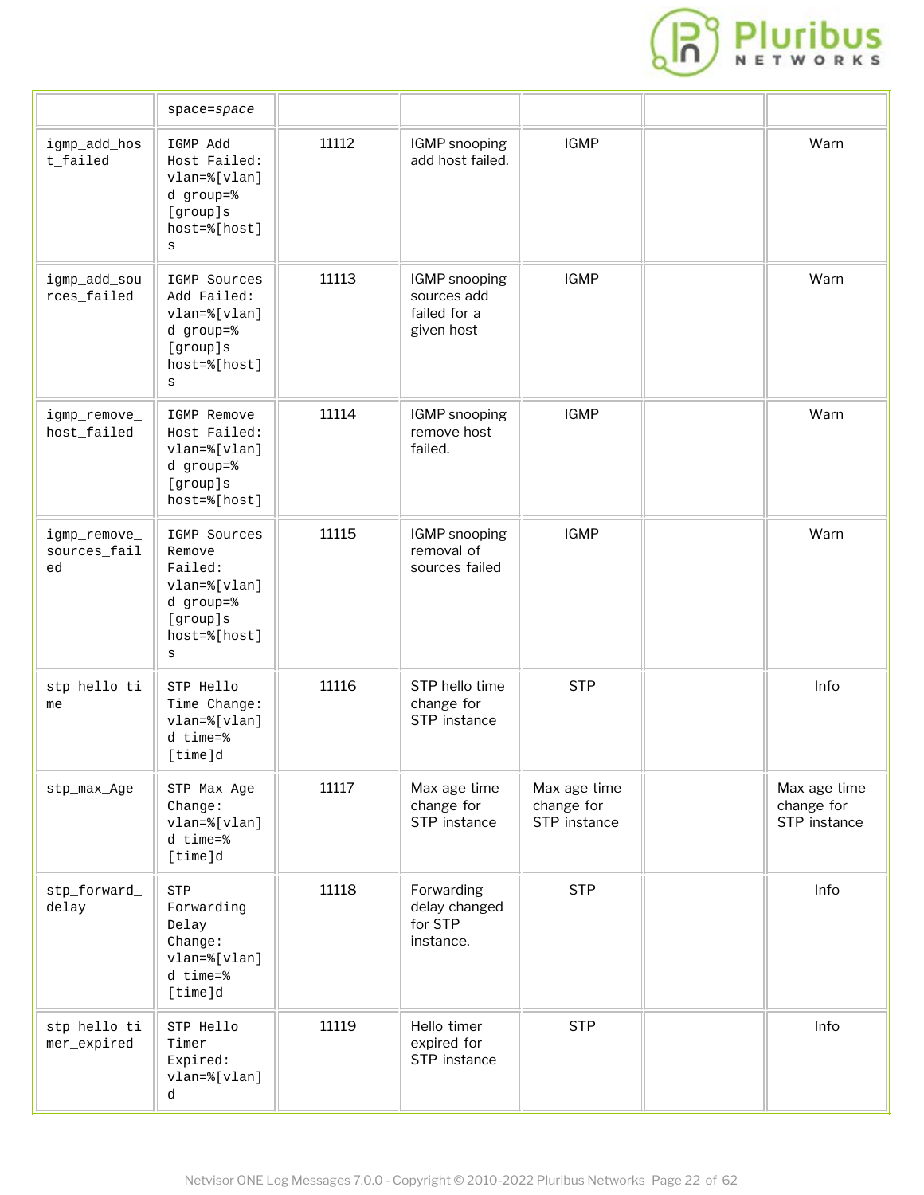|  |  |  |  |  |  |  |
|---|---|---|---|---|---|---|
|  | space=*space* |  |  |  |  |  |
| igmp_add_host_failed | IGMP Add Host Failed: vlan=%[vlan]d group=%[group]s host=%[host]s | 11112 | IGMP snooping add host failed. | IGMP |  | Warn |
| igmp_add_sources_failed | IGMP Sources Add Failed: vlan=%[vlan]d group=%[group]s host=%[host]s | 11113 | IGMP snooping sources add failed for a given host | IGMP |  | Warn |
| igmp_remove_host_failed | IGMP Remove Host Failed: vlan=%[vlan]d group=%[group]s host=%[host] | 11114 | IGMP snooping remove host failed. | IGMP |  | Warn |
| igmp_remove_sources_failed | IGMP Sources Remove Failed: vlan=%[vlan]d group=%[group]s host=%[host]s | 11115 | IGMP snooping removal of sources failed | IGMP |  | Warn |
| stp_hello_time | STP Hello Time Change: vlan=%[vlan]d time=%[time]d | 11116 | STP hello time change for STP instance | STP |  | Info |
| stp_max_Age | STP Max Age Change: vlan=%[vlan]d time=%[time]d | 11117 | Max age time change for STP instance | Max age time change for STP instance |  | Max age time change for STP instance |
| stp_forward_delay | STP Forwarding Delay Change: vlan=%[vlan]d time=%[time]d | 11118 | Forwarding delay changed for STP instance. | STP |  | Info |
| stp_hello_timer_expired | STP Hello Timer Expired: vlan=%[vlan]d | 11119 | Hello timer expired for STP instance | STP |  | Info |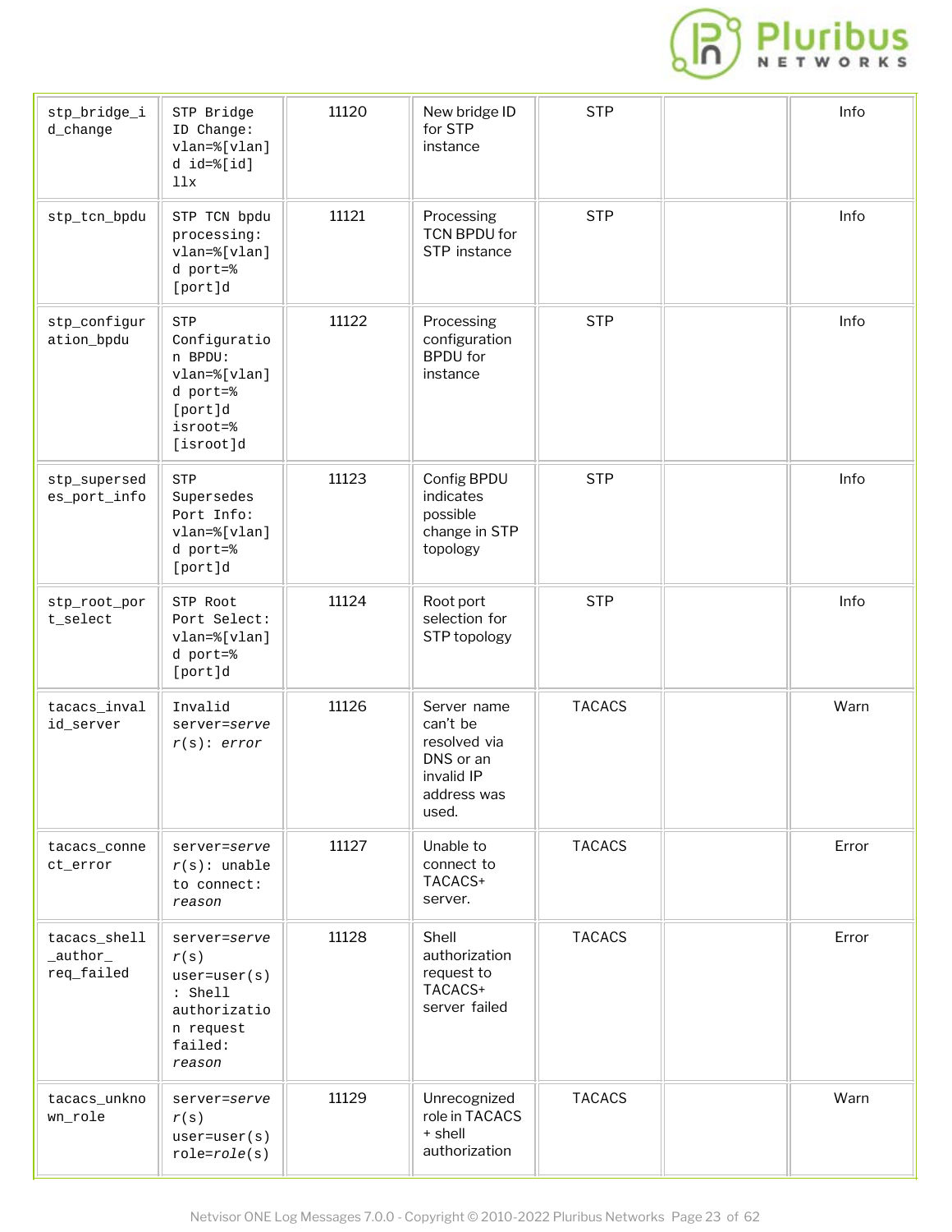| stp_bridge_id_change | STP Bridge ID Change: vlan=%[vlan]d id=%[id]llx | 11120 | New bridge ID for STP instance | STP | | Info |
|---|---|---|---|---|---|---|
| stp_tcn_bpdu | STP TCN bpdu processing: vlan=%[vlan]d port=%[port]d | 11121 | Processing TCN BPDU for STP instance | STP | | Info |
| stp_configuration_bpdu | STP Configuration BPDU: vlan=%[vlan]d port=%[port]d isroot=%[isroot]d | 11122 | Processing configuration BPDU for instance | STP | | Info |
| stp_supersedes_port_info | STP Supersedes Port Info: vlan=%[vlan]d port=%[port]d | 11123 | Config BPDU indicates possible change in STP topology | STP | | Info |
| stp_root_port_select | STP Root Port Select: vlan=%[vlan]d port=%[port]d | 11124 | Root port selection for STP topology | STP | | Info |
| tacacs_invalid_server | Invalid server=*server(s)*: *error* | 11126 | Server name can't be resolved via DNS or an invalid IP address was used. | TACACS | | Warn |
| tacacs_connect_error | server=*server(s)*: unable to connect: *reason* | 11127 | Unable to connect to TACACS+ server. | TACACS | | Error |
| tacacs_shell_author_req_failed | server=*server(s)* user=user(s): Shell authorization request failed: *reason* | 11128 | Shell authorization request to TACACS+ server failed | TACACS | | Error |
| tacacs_unknown_role | server=*server(s)* user=user(s) role=*role*(s) | 11129 | Unrecognized role in TACACS+ shell authorization | TACACS | | Warn |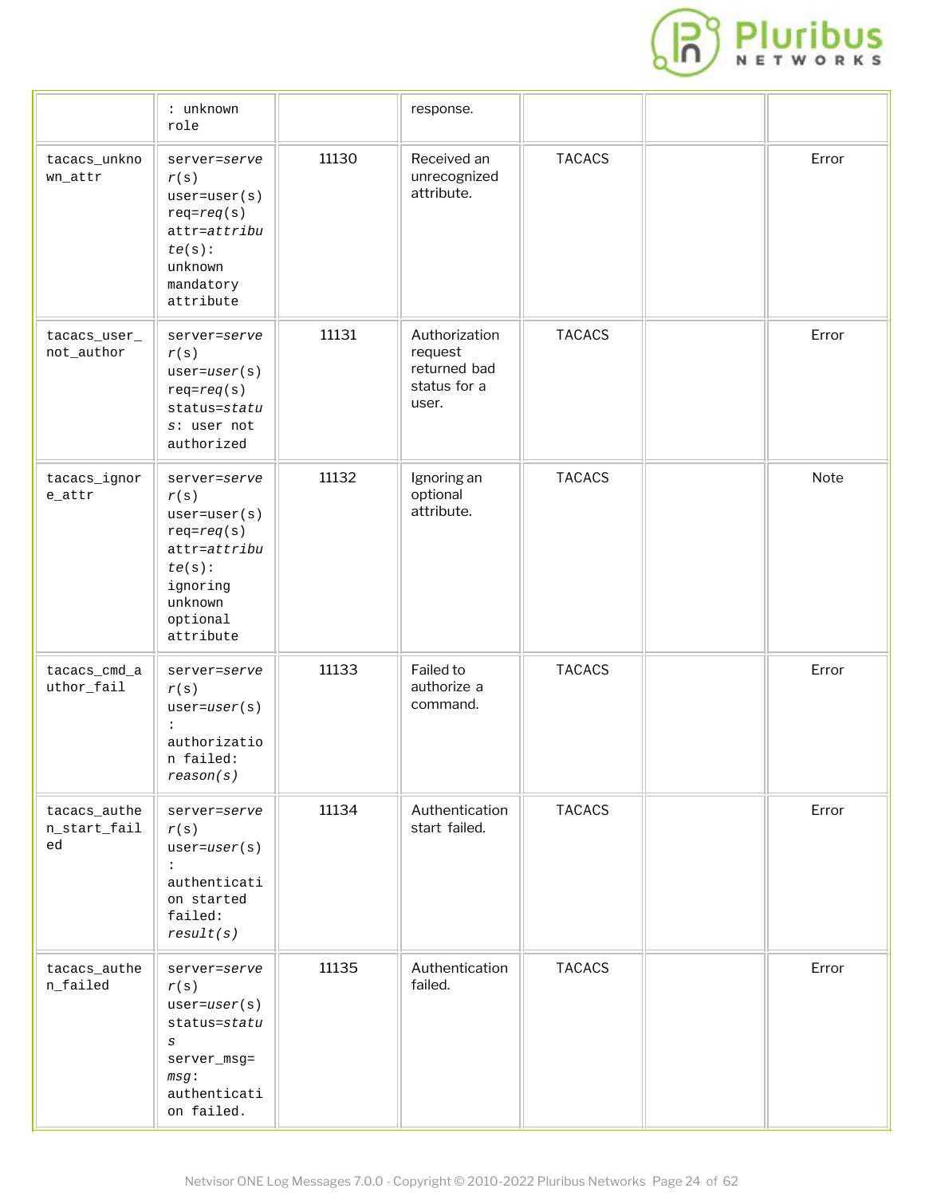| | : unknown role | | response. | | | |
|---|---|---|---|---|---|---|
| tacacs_unknown_attr | server=*server*(s) user=user(s) req=*req*(s) attr=*attribute*(s): unknown mandatory attribute | 11130 | Received an unrecognized attribute. | TACACS | | Error |
| tacacs_user_not_author | server=*server*(s) user=*user*(s) req=*req*(s) status=*status*: user not authorized | 11131 | Authorization request returned bad status for a user. | TACACS | | Error |
| tacacs_ignore_attr | server=*server*(s) user=user(s) req=*req*(s) attr=*attribute*(s): ignoring unknown optional attribute | 11132 | Ignoring an optional attribute. | TACACS | | Note |
| tacacs_cmd_author_fail | server=*server*(s) user=*user*(s) : authorization failed: *reason(s)* | 11133 | Failed to authorize a command. | TACACS | | Error |
| tacacs_authen_start_failed | server=*server*(s) user=*user*(s) : authentication started failed: *result(s)* | 11134 | Authentication start failed. | TACACS | | Error |
| tacacs_authen_failed | server=*server*(s) user=*user*(s) status=*status* server_msg=*msg*: authentication failed. | 11135 | Authentication failed. | TACACS | | Error |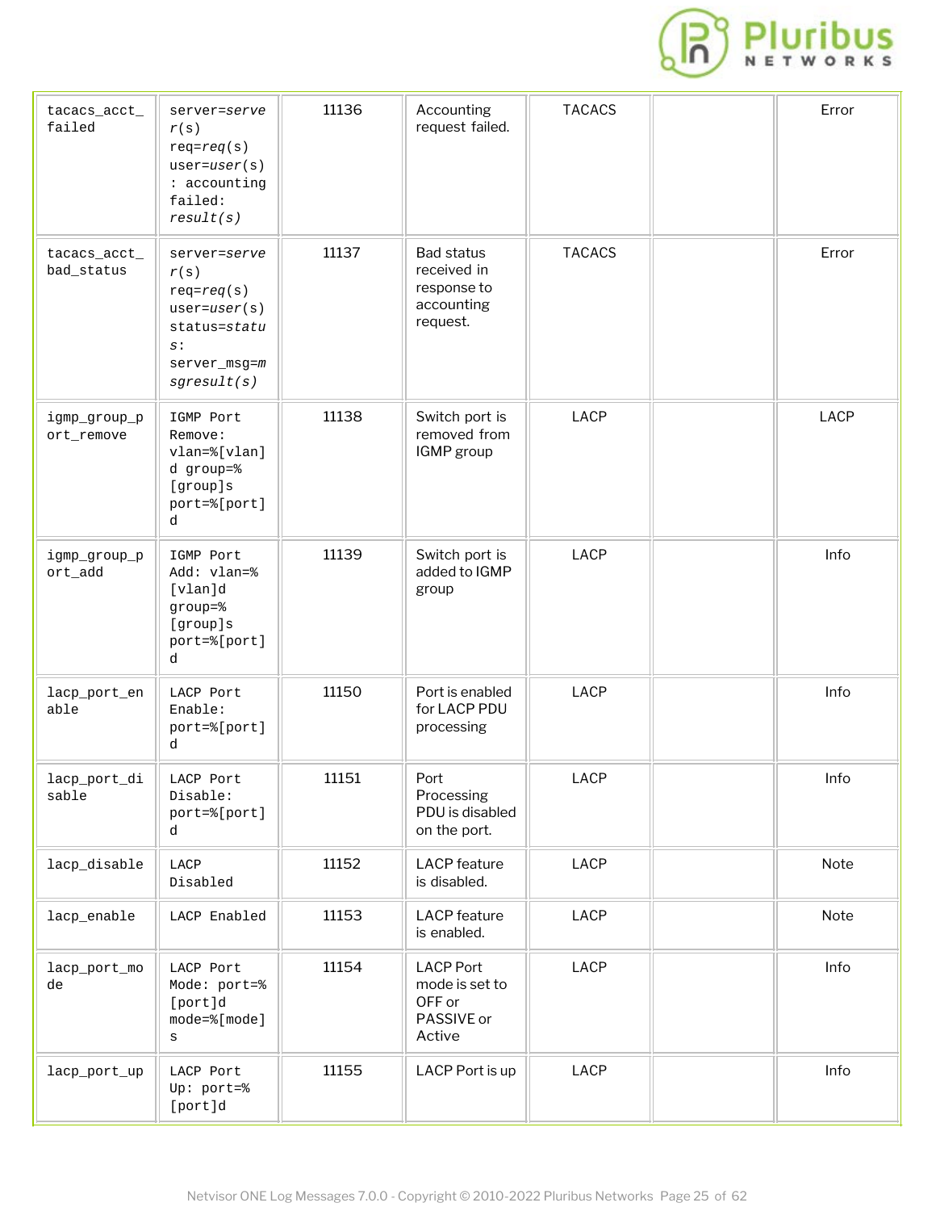| tacacs_acct_failed | server=*server*(s) req=*req*(s) user=*user*(s) : accounting failed: *result(s)* | 11136 | Accounting request failed. | TACACS | | Error |
|---|---|---|---|---|---|---|
| tacacs_acct_bad_status | server=*server*(s) req=*req*(s) user=*user*(s) status=*status*: server_msg=*msgresult(s)* | 11137 | Bad status received in response to accounting request. | TACACS | | Error |
| igmp_group_port_remove | IGMP Port Remove: vlan=%[vlan]d group=%[group]s port=%[port]d | 11138 | Switch port is removed from IGMP group | LACP | | LACP |
| igmp_group_port_add | IGMP Port Add: vlan=%[vlan]d group=%[group]s port=%[port]d | 11139 | Switch port is added to IGMP group | LACP | | Info |
| lacp_port_enable | LACP Port Enable: port=%[port]d | 11150 | Port is enabled for LACP PDU processing | LACP | | Info |
| lacp_port_disable | LACP Port Disable: port=%[port]d | 11151 | Port Processing PDU is disabled on the port. | LACP | | Info |
| lacp_disable | LACP Disabled | 11152 | LACP feature is disabled. | LACP | | Note |
| lacp_enable | LACP Enabled | 11153 | LACP feature is enabled. | LACP | | Note |
| lacp_port_mode | LACP Port Mode: port=%[port]d mode=%[mode]s | 11154 | LACP Port mode is set to OFF or PASSIVE or Active | LACP | | Info |
| lacp_port_up | LACP Port Up: port=%[port]d | 11155 | LACP Port is up | LACP | | Info |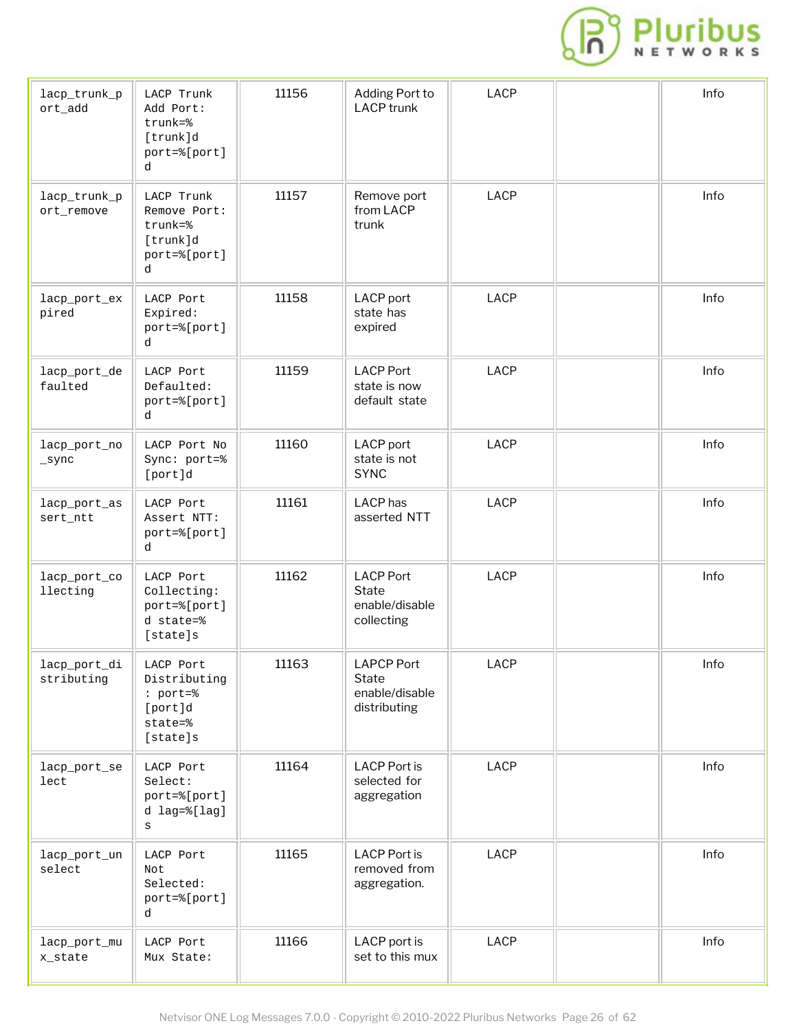| lacp_trunk_port_add | LACP Trunk Add Port: trunk=%[trunk]d port=%[port]d | 11156 | Adding Port to LACP trunk | LACP | | Info |
|---|---|---|---|---|---|---|
| lacp_trunk_port_remove | LACP Trunk Remove Port: trunk=%[trunk]d port=%[port]d | 11157 | Remove port from LACP trunk | LACP | | Info |
| lacp_port_expired | LACP Port Expired: port=%[port]d | 11158 | LACP port state has expired | LACP | | Info |
| lacp_port_defaulted | LACP Port Defaulted: port=%[port]d | 11159 | LACP Port state is now default state | LACP | | Info |
| lacp_port_no_sync | LACP Port No Sync: port=%[port]d | 11160 | LACP port state is not SYNC | LACP | | Info |
| lacp_port_assert_ntt | LACP Port Assert NTT: port=%[port]d | 11161 | LACP has asserted NTT | LACP | | Info |
| lacp_port_collecting | LACP Port Collecting: port=%[port]d state=%[state]s | 11162 | LACP Port State enable/disable collecting | LACP | | Info |
| lacp_port_distributing | LACP Port Distributing: port=%[port]d state=%[state]s | 11163 | LAPCP Port State enable/disable distributing | LACP | | Info |
| lacp_port_select | LACP Port Select: port=%[port]d lag=%[lag]s | 11164 | LACP Port is selected for aggregation | LACP | | Info |
| lacp_port_unselect | LACP Port Not Selected: port=%[port]d | 11165 | LACP Port is removed from aggregation. | LACP | | Info |
| lacp_port_mux_state | LACP Port Mux State: | 11166 | LACP port is set to this mux | LACP | | Info |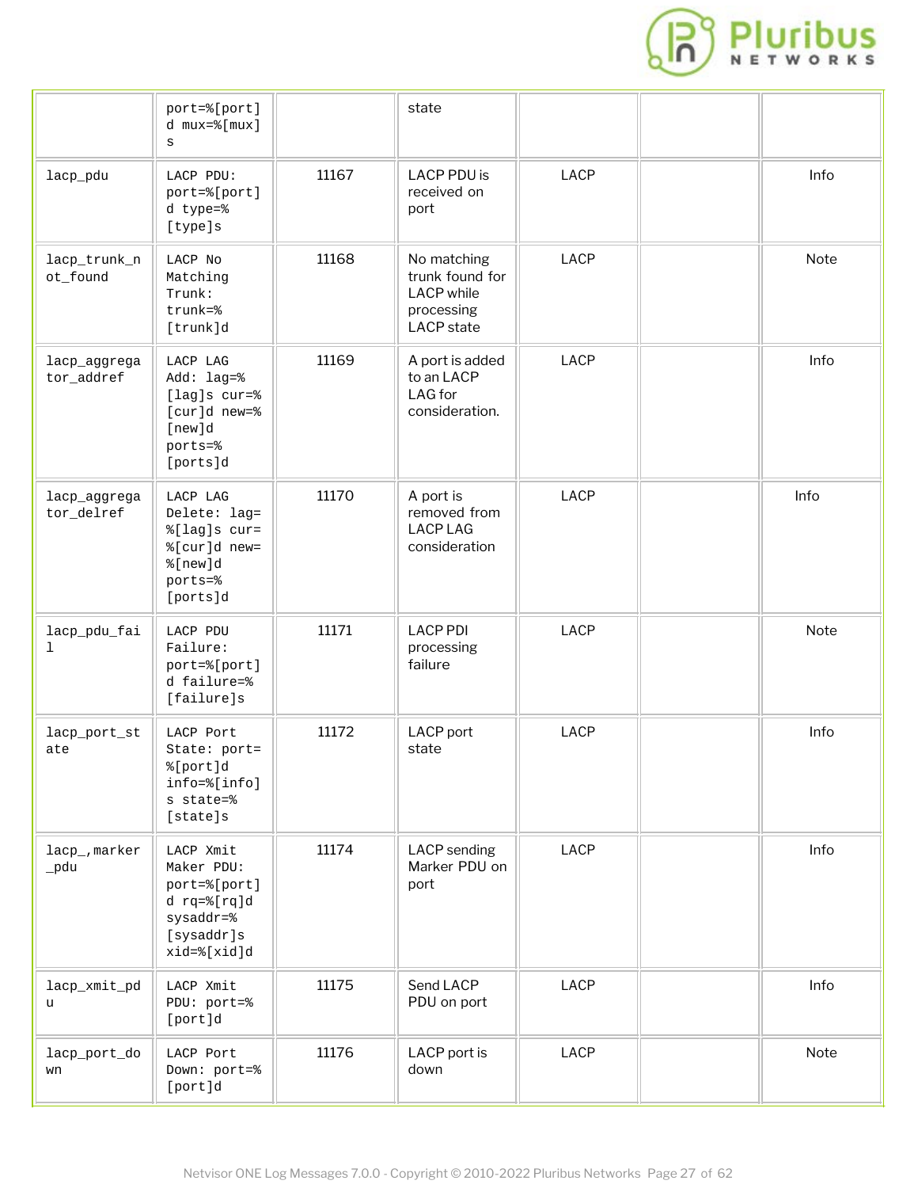| | | | | | | |
|---|---|---|---|---|---|---|
| | port=%[port]d mux=%[mux]s | | state | | | |
| lacp_pdu | LACP PDU: port=%[port]d type=%[type]s | 11167 | LACP PDU is received on port | LACP | | Info |
| lacp_trunk_not_found | LACP No Matching Trunk: trunk=%[trunk]d | 11168 | No matching trunk found for LACP while processing LACP state | LACP | | Note |
| lacp_aggregator_addref | LACP LAG Add: lag=%[lag]s cur=%[cur]d new=%[new]d ports=%[ports]d | 11169 | A port is added to an LACP LAG for consideration. | LACP | | Info |
| lacp_aggregator_delref | LACP LAG Delete: lag=%[lag]s cur=%[cur]d new=%[new]d ports=%[ports]d | 11170 | A port is removed from LACP LAG consideration | LACP | | Info |
| lacp_pdu_fail | LACP PDU Failure: port=%[port]d failure=%[failure]s | 11171 | LACP PDI processing failure | LACP | | Note |
| lacp_port_state | LACP Port State: port=%[port]d info=%[info]s state=%[state]s | 11172 | LACP port state | LACP | | Info |
| lacp_,marker_pdu | LACP Xmit Maker PDU: port=%[port]d rq=%[rq]d sysaddr=%[sysaddr]s xid=%[xid]d | 11174 | LACP sending Marker PDU on port | LACP | | Info |
| lacp_xmit_pdu | LACP Xmit PDU: port=%[port]d | 11175 | Send LACP PDU on port | LACP | | Info |
| lacp_port_down | LACP Port Down: port=%[port]d | 11176 | LACP port is down | LACP | | Note |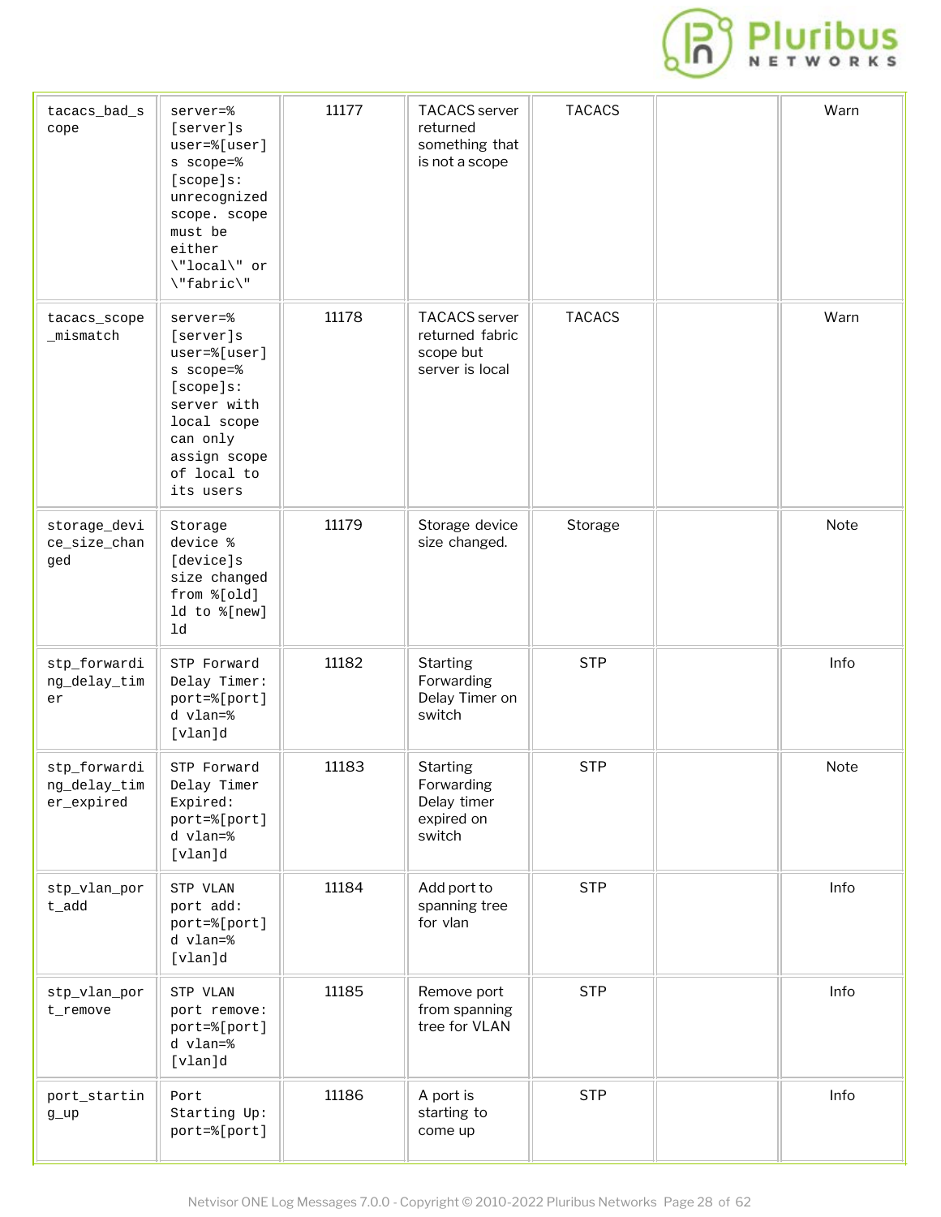| tacacs_bad_scope | server=%[server]s user=%[user]s scope=%[scope]s: unrecognized scope. scope must be either \"local\" or \"fabric\" | 11177 | TACACS server returned something that is not a scope | TACACS | | Warn |
|---|---|---|---|---|---|---|
| tacacs_scope_mismatch | server=%[server]s user=%[user]s scope=%[scope]s: server with local scope can only assign scope of local to its users | 11178 | TACACS server returned fabric scope but server is local | TACACS | | Warn |
| storage_device_size_changed | Storage device %[device]s size changed from %[old]ld to %[new]ld | 11179 | Storage device size changed. | Storage | | Note |
| stp_forwarding_delay_timer | STP Forward Delay Timer: port=%[port]d vlan=%[vlan]d | 11182 | Starting Forwarding Delay Timer on switch | STP | | Info |
| stp_forwarding_delay_timer_expired | STP Forward Delay Timer Expired: port=%[port]d vlan=%[vlan]d | 11183 | Starting Forwarding Delay timer expired on switch | STP | | Note |
| stp_vlan_port_add | STP VLAN port add: port=%[port]d vlan=%[vlan]d | 11184 | Add port to spanning tree for vlan | STP | | Info |
| stp_vlan_port_remove | STP VLAN port remove: port=%[port]d vlan=%[vlan]d | 11185 | Remove port from spanning tree for VLAN | STP | | Info |
| port_starting_up | Port Starting Up: port=%[port] | 11186 | A port is starting to come up | STP | | Info |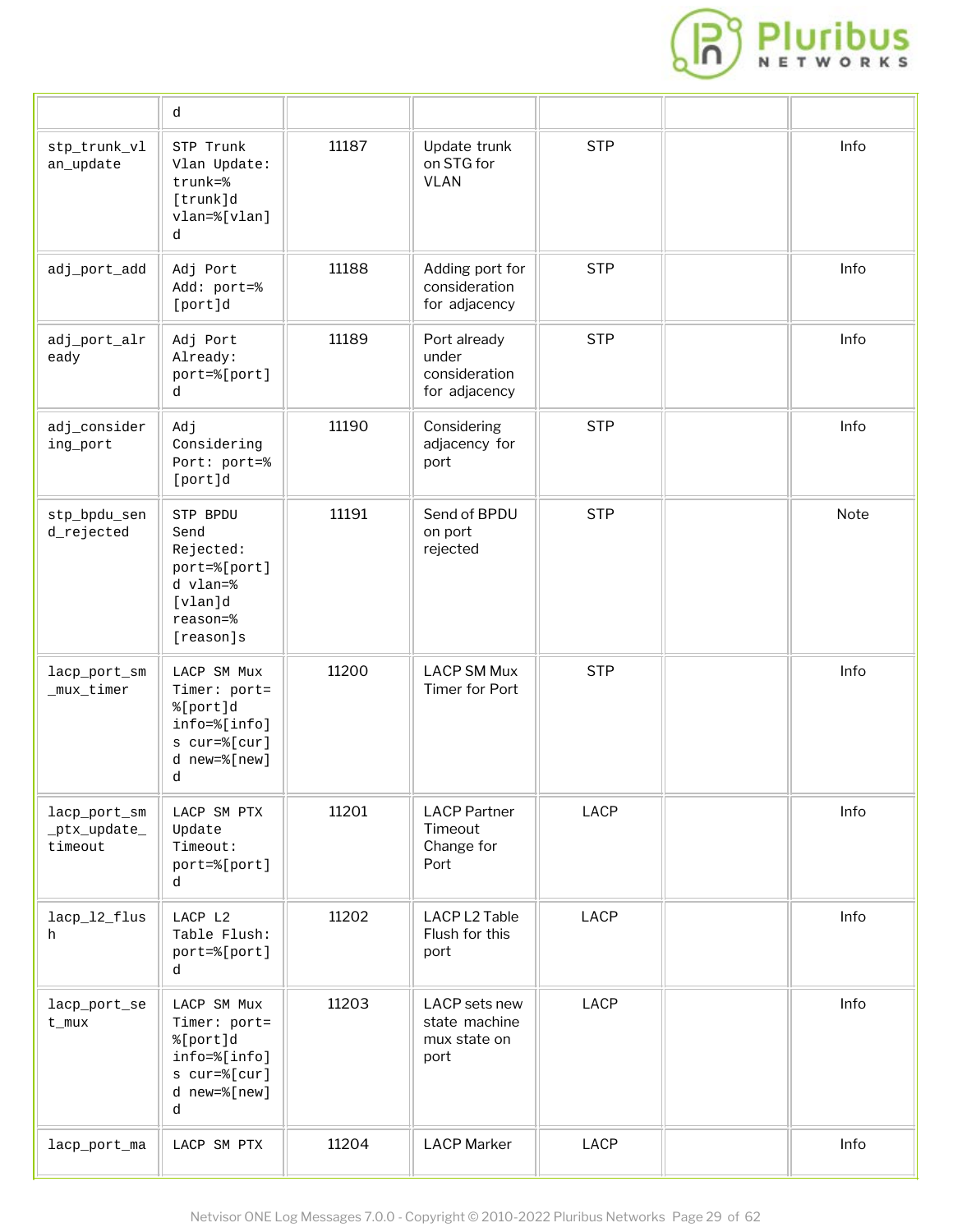| | d | | | | | |
|---|---|---|---|---|---|---|
| stp_trunk_vlan_update | STP Trunk Vlan Update: trunk=%[trunk]d vlan=%[vlan]d | 11187 | Update trunk on STG for VLAN | STP | | Info |
| adj_port_add | Adj Port Add: port=%[port]d | 11188 | Adding port for consideration for adjacency | STP | | Info |
| adj_port_already | Adj Port Already: port=%[port]d | 11189 | Port already under consideration for adjacency | STP | | Info |
| adj_considering_port | Adj Considering Port: port=%[port]d | 11190 | Considering adjacency for port | STP | | Info |
| stp_bpdu_send_rejected | STP BPDU Send Rejected: port=%[port]d vlan=%[vlan]d reason=%[reason]s | 11191 | Send of BPDU on port rejected | STP | | Note |
| lacp_port_sm_mux_timer | LACP SM Mux Timer: port=%[port]d info=%[info]s cur=%[cur]d new=%[new]d | 11200 | LACP SM Mux Timer for Port | STP | | Info |
| lacp_port_sm_ptx_update_timeout | LACP SM PTX Update Timeout: port=%[port]d | 11201 | LACP Partner Timeout Change for Port | LACP | | Info |
| lacp_l2_flush | LACP L2 Table Flush: port=%[port]d | 11202 | LACP L2 Table Flush for this port | LACP | | Info |
| lacp_port_set_mux | LACP SM Mux Timer: port=%[port]d info=%[info]s cur=%[cur]d new=%[new]d | 11203 | LACP sets new state machine mux state on port | LACP | | Info |
| lacp_port_ma | LACP SM PTX | 11204 | LACP Marker | LACP | | Info |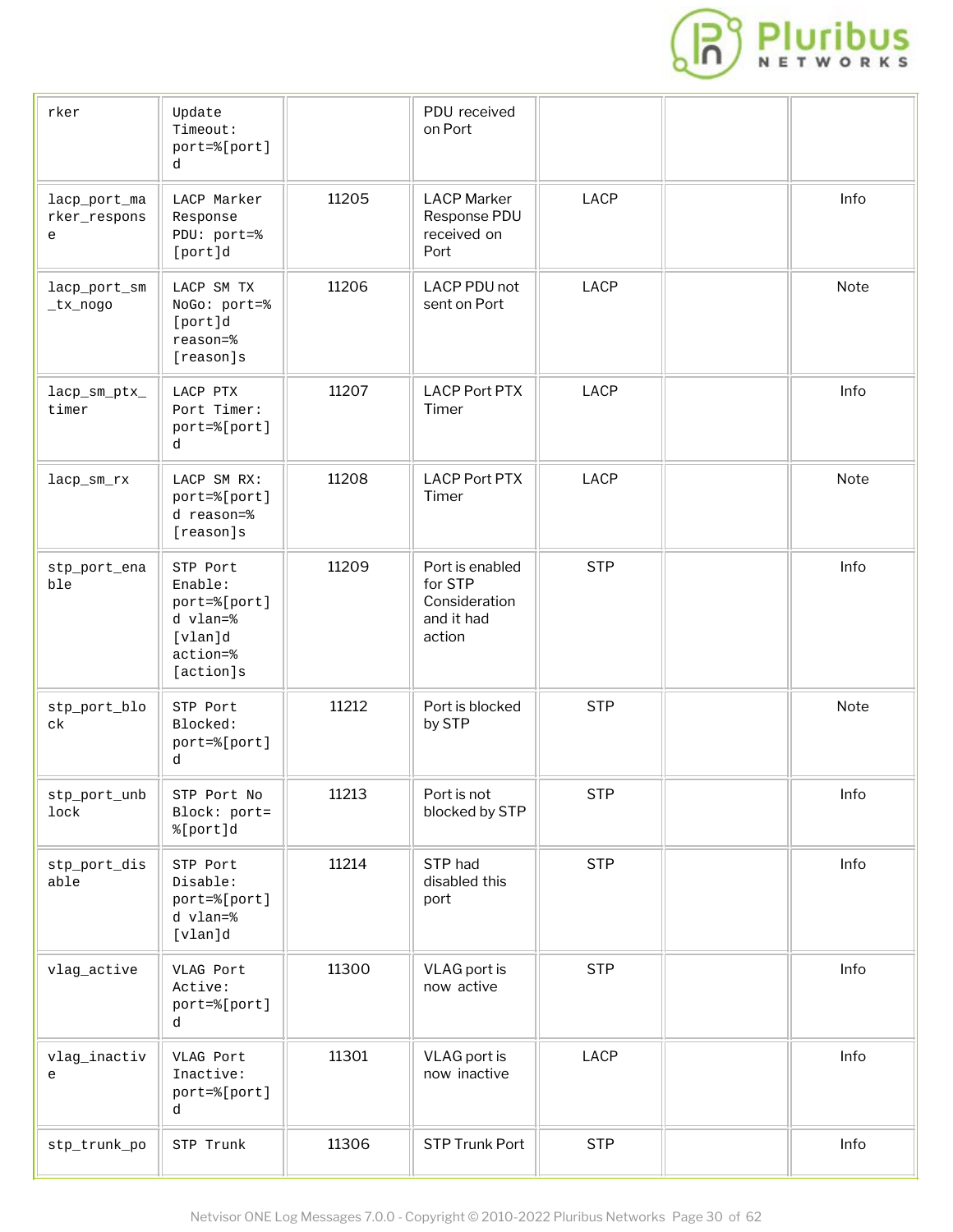| | | | | | | |
|---|---|---|---|---|---|---|
| rker | Update Timeout: port=%[port]d | | PDU received on Port | | | |
| lacp_port_marker_response | LACP Marker Response PDU: port=%[port]d | 11205 | LACP Marker Response PDU received on Port | LACP | | Info |
| lacp_port_sm_tx_nogo | LACP SM TX NoGo: port=%[port]d reason=%[reason]s | 11206 | LACP PDU not sent on Port | LACP | | Note |
| lacp_sm_ptx_timer | LACP PTX Port Timer: port=%[port]d | 11207 | LACP Port PTX Timer | LACP | | Info |
| lacp_sm_rx | LACP SM RX: port=%[port]d reason=%[reason]s | 11208 | LACP Port PTX Timer | LACP | | Note |
| stp_port_enable | STP Port Enable: port=%[port]d vlan=%[vlan]d action=%[action]s | 11209 | Port is enabled for STP Consideration and it had action | STP | | Info |
| stp_port_block | STP Port Blocked: port=%[port]d | 11212 | Port is blocked by STP | STP | | Note |
| stp_port_unblock | STP Port No Block: port=%[port]d | 11213 | Port is not blocked by STP | STP | | Info |
| stp_port_disable | STP Port Disable: port=%[port]d vlan=%[vlan]d | 11214 | STP had disabled this port | STP | | Info |
| vlag_active | VLAG Port Active: port=%[port]d | 11300 | VLAG port is now active | STP | | Info |
| vlag_inactive | VLAG Port Inactive: port=%[port]d | 11301 | VLAG port is now inactive | LACP | | Info |
| stp_trunk_po | STP Trunk | 11306 | STP Trunk Port | STP | | Info |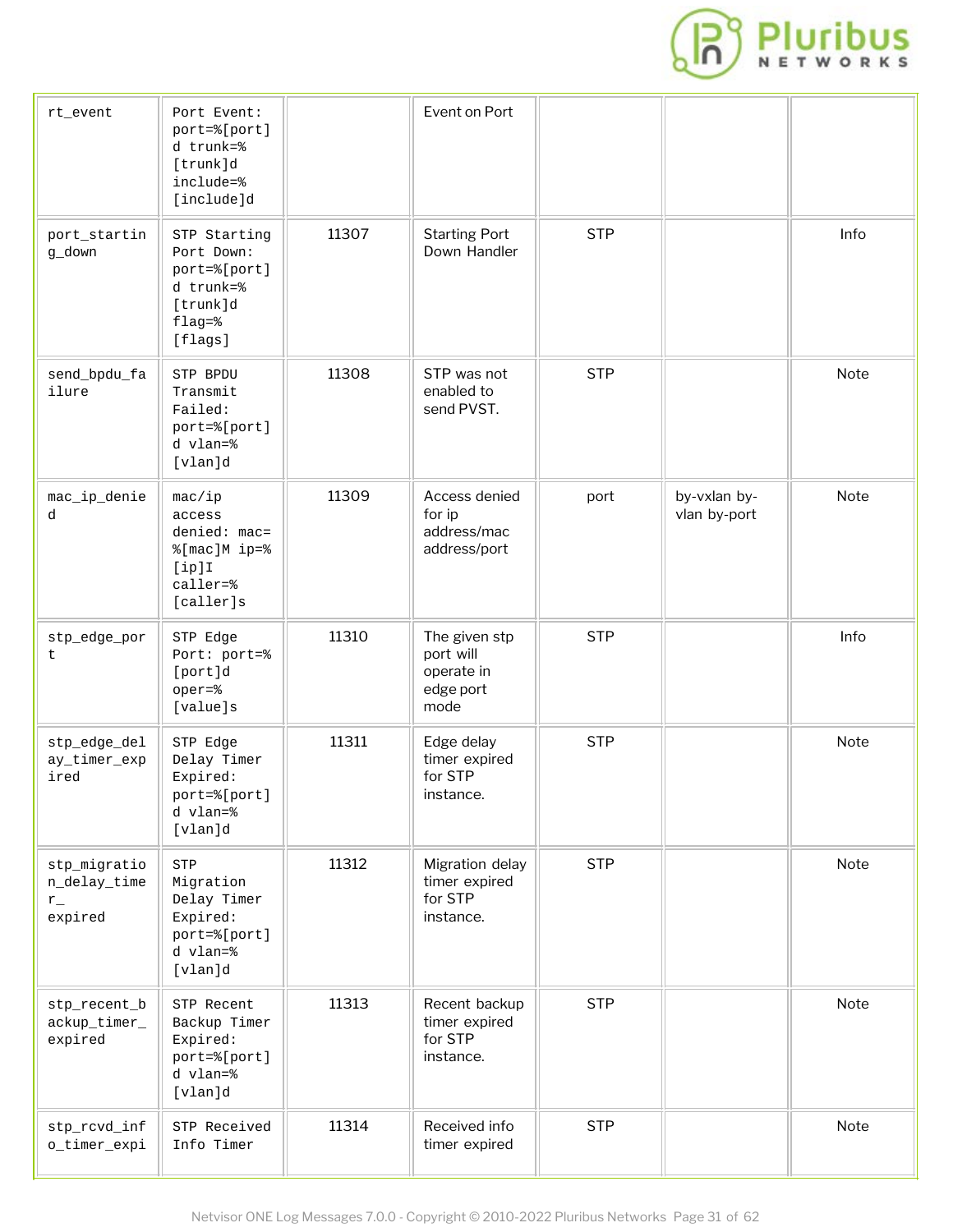| | | | | | | |
|---|---|---|---|---|---|---|
| rt_event | Port Event: port=%[port]d trunk=%[trunk]d include=%[include]d | | Event on Port | | | |
| port_starting_down | STP Starting Port Down: port=%[port]d trunk=%[trunk]d flag=%[flags] | 11307 | Starting Port Down Handler | STP | | Info |
| send_bpdu_failure | STP BPDU Transmit Failed: port=%[port]d vlan=%[vlan]d | 11308 | STP was not enabled to send PVST. | STP | | Note |
| mac_ip_denied | mac/ip access denied: mac=%[mac]M ip=%[ip]I caller=%[caller]s | 11309 | Access denied for ip address/mac address/port | port | by-vxlan by-vlan by-port | Note |
| stp_edge_port | STP Edge Port: port=%[port]d oper=%[value]s | 11310 | The given stp port will operate in edge port mode | STP | | Info |
| stp_edge_delay_timer_expired | STP Edge Delay Timer Expired: port=%[port]d vlan=%[vlan]d | 11311 | Edge delay timer expired for STP instance. | STP | | Note |
| stp_migration_delay_timer_expired | STP Migration Delay Timer Expired: port=%[port]d vlan=%[vlan]d | 11312 | Migration delay timer expired for STP instance. | STP | | Note |
| stp_recent_backup_timer_expired | STP Recent Backup Timer Expired: port=%[port]d vlan=%[vlan]d | 11313 | Recent backup timer expired for STP instance. | STP | | Note |
| stp_rcvd_info_timer_expi | STP Received Info Timer | 11314 | Received info timer expired | STP | | Note |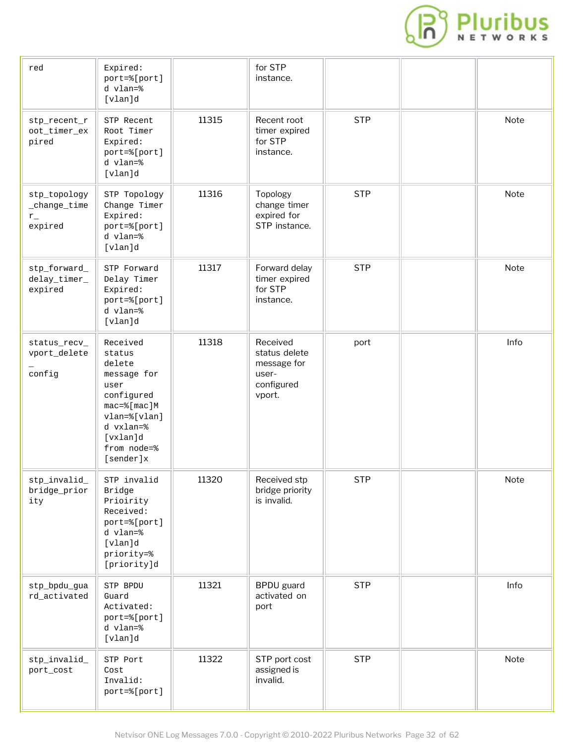| | | | | | | |
|---|---|---|---|---|---|---|
| red | Expired: port=%[port]d vlan=%[vlan]d | | for STP instance. | | | |
| stp_recent_root_timer_expired | STP Recent Root Timer Expired: port=%[port]d vlan=%[vlan]d | 11315 | Recent root timer expired for STP instance. | STP | | Note |
| stp_topology_change_timer_expired | STP Topology Change Timer Expired: port=%[port]d vlan=%[vlan]d | 11316 | Topology change timer expired for STP instance. | STP | | Note |
| stp_forward_delay_timer_expired | STP Forward Delay Timer Expired: port=%[port]d vlan=%[vlan]d | 11317 | Forward delay timer expired for STP instance. | STP | | Note |
| status_recv_vport_delete_config | Received status delete message for user configured mac=%[mac]M vlan=%[vlan]d vxlan=%[vxlan]d from node=%[sender]x | 11318 | Received status delete message for user-configured vport. | port | | Info |
| stp_invalid_bridge_priority | STP invalid Bridge Prioirity Received: port=%[port]d vlan=%[vlan]d priority=%[priority]d | 11320 | Received stp bridge priority is invalid. | STP | | Note |
| stp_bpdu_guard_activated | STP BPDU Guard Activated: port=%[port]d vlan=%[vlan]d | 11321 | BPDU guard activated on port | STP | | Info |
| stp_invalid_port_cost | STP Port Cost Invalid: port=%[port] | 11322 | STP port cost assigned is invalid. | STP | | Note |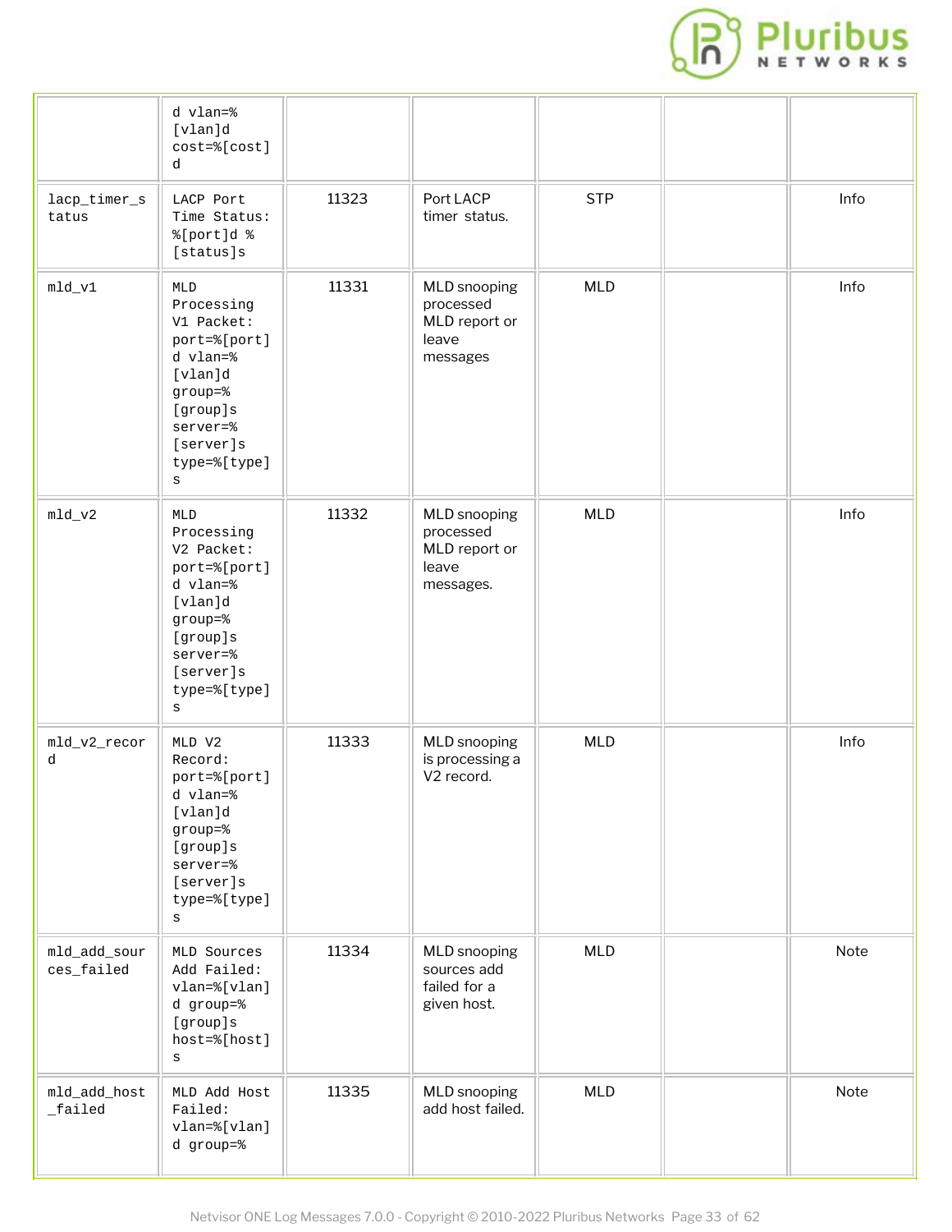| | | | | | | |
|---|---|---|---|---|---|---|
| | d vlan=%[vlan]d cost=%[cost]d | | | | | |
| lacp_timer_status | LACP Port Time Status: %[port]d %[status]s | 11323 | Port LACP timer status. | STP | | Info |
| mld_v1 | MLD Processing V1 Packet: port=%[port]d vlan=%[vlan]d group=%[group]s server=%[server]s type=%[type]s | 11331 | MLD snooping processed MLD report or leave messages | MLD | | Info |
| mld_v2 | MLD Processing V2 Packet: port=%[port]d vlan=%[vlan]d group=%[group]s server=%[server]s type=%[type]s | 11332 | MLD snooping processed MLD report or leave messages. | MLD | | Info |
| mld_v2_record | MLD V2 Record: port=%[port]d vlan=%[vlan]d group=%[group]s server=%[server]s type=%[type]s | 11333 | MLD snooping is processing a V2 record. | MLD | | Info |
| mld_add_sources_failed | MLD Sources Add Failed: vlan=%[vlan]d group=%[group]s host=%[host]s | 11334 | MLD snooping sources add failed for a given host. | MLD | | Note |
| mld_add_host_failed | MLD Add Host Failed: vlan=%[vlan]d group=% | 11335 | MLD snooping add host failed. | MLD | | Note |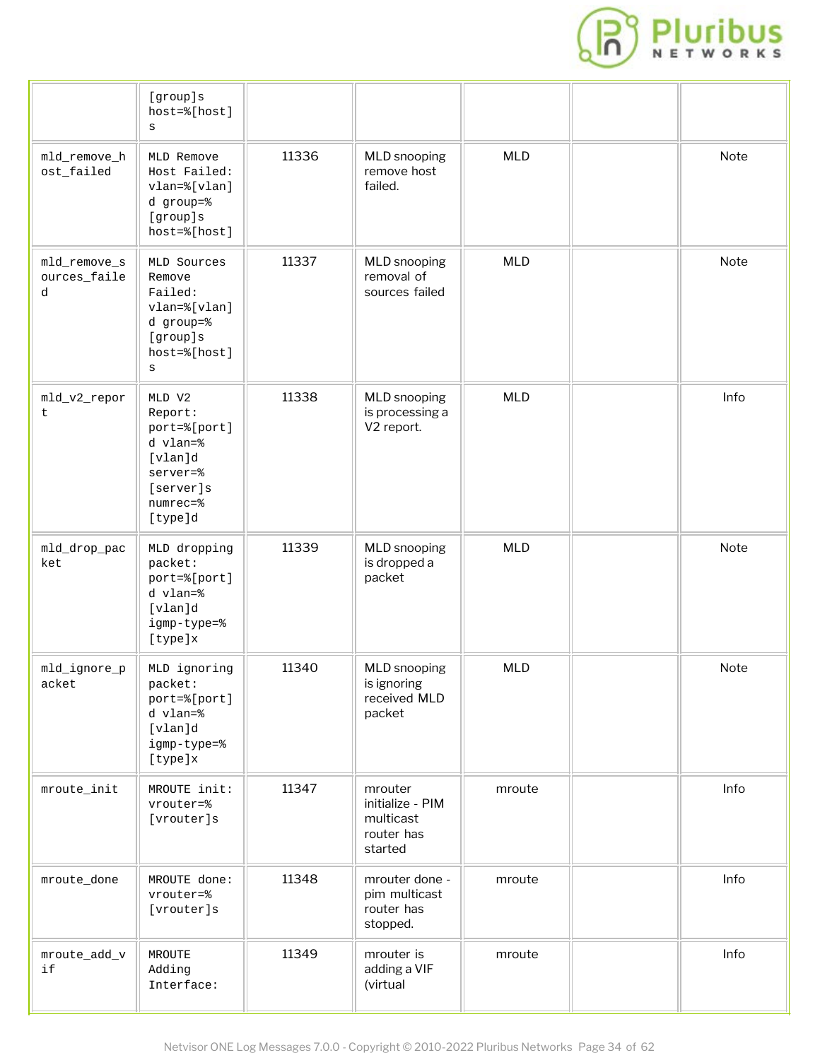| | | | | | | |
|---|---|---|---|---|---|---|
| | [group]s host=%[host]s | | | | | |
| mld_remove_host_failed | MLD Remove Host Failed: vlan=%[vlan]d group=%[group]s host=%[host] | 11336 | MLD snooping remove host failed. | MLD | | Note |
| mld_remove_sources_failed | MLD Sources Remove Failed: vlan=%[vlan]d group=%[group]s host=%[host]s | 11337 | MLD snooping removal of sources failed | MLD | | Note |
| mld_v2_report | MLD V2 Report: port=%[port]d vlan=%[vlan]d server=%[server]s numrec=%[type]d | 11338 | MLD snooping is processing a V2 report. | MLD | | Info |
| mld_drop_packet | MLD dropping packet: port=%[port]d vlan=%[vlan]d igmp-type=%[type]x | 11339 | MLD snooping is dropped a packet | MLD | | Note |
| mld_ignore_packet | MLD ignoring packet: port=%[port]d vlan=%[vlan]d igmp-type=%[type]x | 11340 | MLD snooping is ignoring received MLD packet | MLD | | Note |
| mroute_init | MROUTE init: vrouter=%[vrouter]s | 11347 | mrouter initialize - PIM multicast router has started | mroute | | Info |
| mroute_done | MROUTE done: vrouter=%[vrouter]s | 11348 | mrouter done - pim multicast router has stopped. | mroute | | Info |
| mroute_add_vif | MROUTE Adding Interface: | 11349 | mrouter is adding a VIF (virtual | mroute | | Info |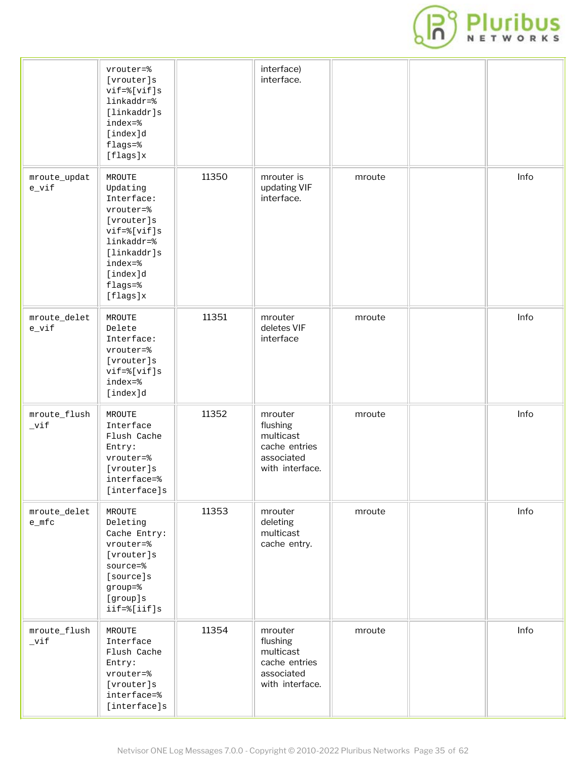| | | | | | | |
|---|---|---|---|---|---|---|
| | vrouter=%[vrouter]s vif=%[vif]s linkaddr=%[linkaddr]s index=%[index]d flags=%[flags]x | | interface) interface. | | | |
| mroute_update_vif | MROUTE Updating Interface: vrouter=%[vrouter]s vif=%[vif]s linkaddr=%[linkaddr]s index=%[index]d flags=%[flags]x | 11350 | mrouter is updating VIF interface. | mroute | | Info |
| mroute_delete_vif | MROUTE Delete Interface: vrouter=%[vrouter]s vif=%[vif]s index=%[index]d | 11351 | mrouter deletes VIF interface | mroute | | Info |
| mroute_flush_vif | MROUTE Interface Flush Cache Entry: vrouter=%[vrouter]s interface=%[interface]s | 11352 | mrouter flushing multicast cache entries associated with interface. | mroute | | Info |
| mroute_delete_mfc | MROUTE Deleting Cache Entry: vrouter=%[vrouter]s source=%[source]s group=%[group]s iif=%[iif]s | 11353 | mrouter deleting multicast cache entry. | mroute | | Info |
| mroute_flush_vif | MROUTE Interface Flush Cache Entry: vrouter=%[vrouter]s interface=%[interface]s | 11354 | mrouter flushing multicast cache entries associated with interface. | mroute | | Info |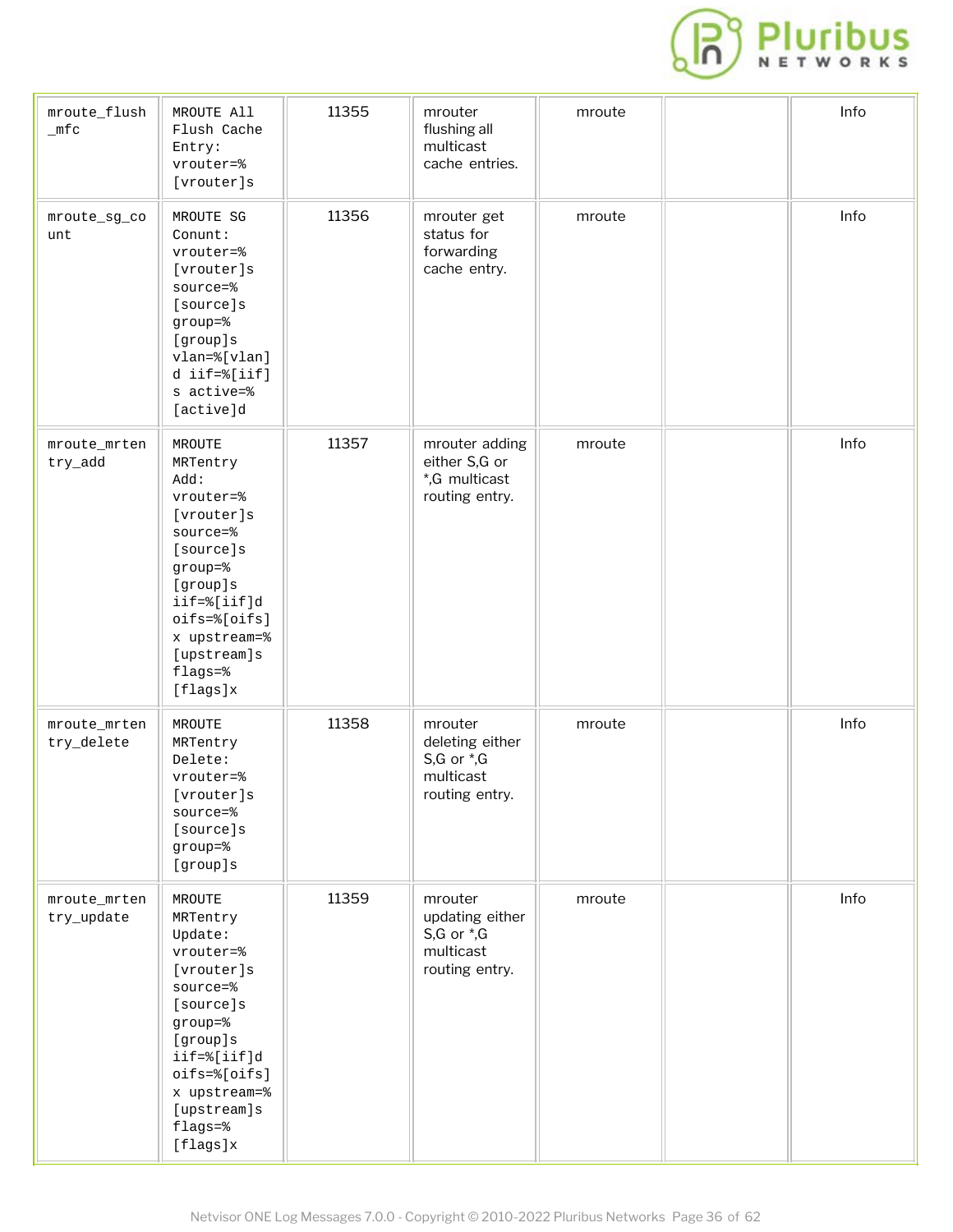| mroute_flush_mfc | MROUTE All Flush Cache Entry: vrouter=%[vrouter]s | 11355 | mrouter flushing all multicast cache entries. | mroute | | Info |
|---|---|---|---|---|---|---|
| mroute_sg_count | MROUTE SG Conunt: vrouter=%[vrouter]s source=%[source]s group=%[group]s vlan=%[vlan]d iif=%[iif]s active=%[active]d | 11356 | mrouter get status for forwarding cache entry. | mroute | | Info |
| mroute_mrentry_add | MROUTE MRTentry Add: vrouter=%[vrouter]s source=%[source]s group=%[group]s iif=%[iif]d oifs=%[oifs]x upstream=%[upstream]s flags=%[flags]x | 11357 | mrouter adding either S,G or *,G multicast routing entry. | mroute | | Info |
| mroute_mrentry_delete | MROUTE MRTentry Delete: vrouter=%[vrouter]s source=%[source]s group=%[group]s | 11358 | mrouter deleting either S,G or *,G multicast routing entry. | mroute | | Info |
| mroute_mrentry_update | MROUTE MRTentry Update: vrouter=%[vrouter]s source=%[source]s group=%[group]s iif=%[iif]d oifs=%[oifs]x upstream=%[upstream]s flags=%[flags]x | 11359 | mrouter updating either S,G or *,G multicast routing entry. | mroute | | Info |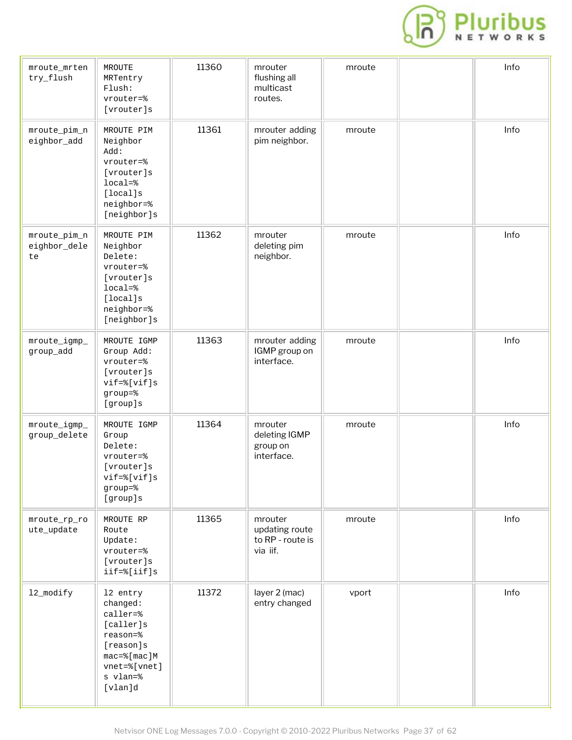| mroute_mrentry_flush | MROUTE MRTentry Flush: vrouter=%[vrouter]s | 11360 | mrouter flushing all multicast routes. | mroute | | Info |
|---|---|---|---|---|---|---|
| mroute_pim_neighbor_add | MROUTE PIM Neighbor Add: vrouter=%[vrouter]s local=%[local]s neighbor=%[neighbor]s | 11361 | mrouter adding pim neighbor. | mroute | | Info |
| mroute_pim_neighbor_delete | MROUTE PIM Neighbor Delete: vrouter=%[vrouter]s local=%[local]s neighbor=%[neighbor]s | 11362 | mrouter deleting pim neighbor. | mroute | | Info |
| mroute_igmp_group_add | MROUTE IGMP Group Add: vrouter=%[vrouter]s vif=%[vif]s group=%[group]s | 11363 | mrouter adding IGMP group on interface. | mroute | | Info |
| mroute_igmp_group_delete | MROUTE IGMP Group Delete: vrouter=%[vrouter]s vif=%[vif]s group=%[group]s | 11364 | mrouter deleting IGMP group on interface. | mroute | | Info |
| mroute_rp_route_update | MROUTE RP Route Update: vrouter=%[vrouter]s iif=%[iif]s | 11365 | mrouter updating route to RP - route is via iif. | mroute | | Info |
| l2_modify | l2 entry changed: caller=%[caller]s reason=%[reason]s mac=%[mac]M vnet=%[vnet]s vlan=%[vlan]d | 11372 | layer 2 (mac) entry changed | vport | | Info |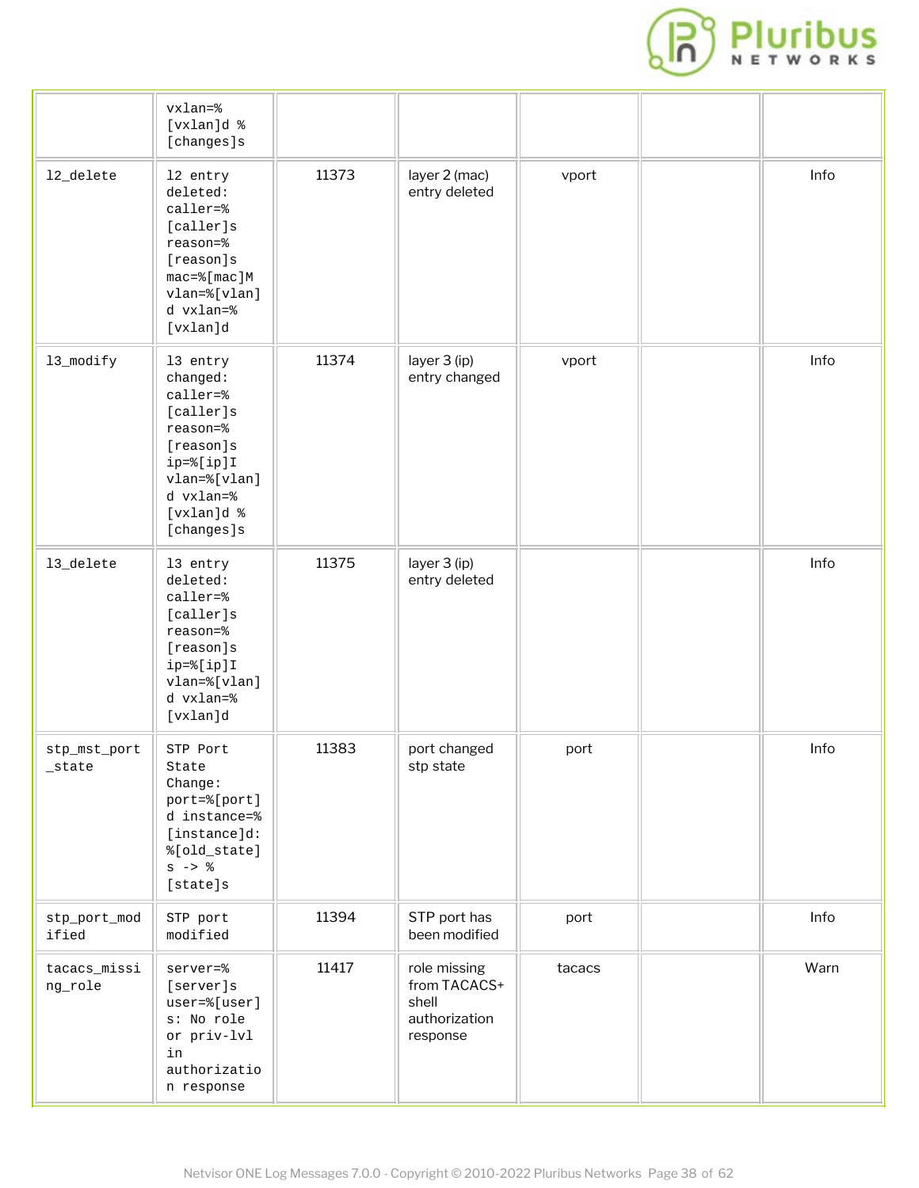| | | | | | | |
|---|---|---|---|---|---|---|
| | vxlan=%[vxlan]d %[changes]s | | | | | |
| l2_delete | l2 entry deleted: caller=%[caller]s reason=%[reason]s mac=%[mac]M vlan=%[vlan]d vxlan=%[vxlan]d | 11373 | layer 2 (mac) entry deleted | vport | | Info |
| l3_modify | l3 entry changed: caller=%[caller]s reason=%[reason]s ip=%[ip]I vlan=%[vlan]d vxlan=%[vxlan]d %[changes]s | 11374 | layer 3 (ip) entry changed | vport | | Info |
| l3_delete | l3 entry deleted: caller=%[caller]s reason=%[reason]s ip=%[ip]I vlan=%[vlan]d vxlan=%[vxlan]d | 11375 | layer 3 (ip) entry deleted | | | Info |
| stp_mst_port_state | STP Port State Change: port=%[port]d instance=%[instance]d: %[old_state]s -> %[state]s | 11383 | port changed stp state | port | | Info |
| stp_port_modified | STP port modified | 11394 | STP port has been modified | port | | Info |
| tacacs_missing_role | server=%[server]s user=%[user]s: No role or priv-lvl in authorization response | 11417 | role missing from TACACS+ shell authorization response | tacacs | | Warn |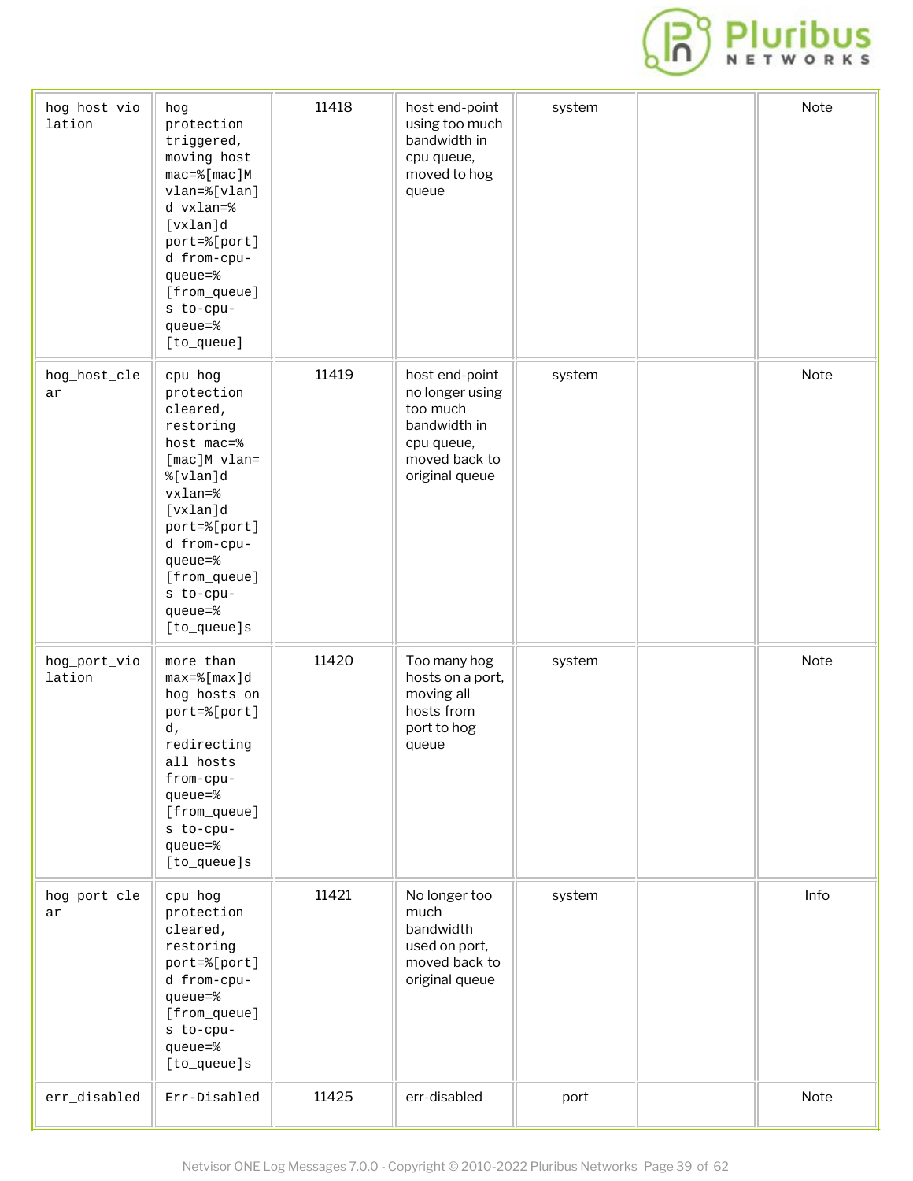| | | | | | | |
|---|---|---|---|---|---|---|
| hog_host_violation | hog protection triggered, moving host mac=%[mac]M vlan=%[vlan]d vxlan=%[vxlan]d port=%[port]d from-cpu-queue=%[from_queue]s to-cpu-queue=%[to_queue] | 11418 | host end-point using too much bandwidth in cpu queue, moved to hog queue | system | | Note |
| hog_host_clear | cpu hog protection cleared, restoring host mac=%[mac]M vlan=%[vlan]d vxlan=%[vxlan]d port=%[port]d from-cpu-queue=%[from_queue]s to-cpu-queue=%[to_queue]s | 11419 | host end-point no longer using too much bandwidth in cpu queue, moved back to original queue | system | | Note |
| hog_port_violation | more than max=%[max]d hog hosts on port=%[port]d, redirecting all hosts from-cpu-queue=%[from_queue]s to-cpu-queue=%[to_queue]s | 11420 | Too many hog hosts on a port, moving all hosts from port to hog queue | system | | Note |
| hog_port_clear | cpu hog protection cleared, restoring port=%[port]d from-cpu-queue=%[from_queue]s to-cpu-queue=%[to_queue]s | 11421 | No longer too much bandwidth used on port, moved back to original queue | system | | Info |
| err_disabled | Err-Disabled | 11425 | err-disabled | port | | Note |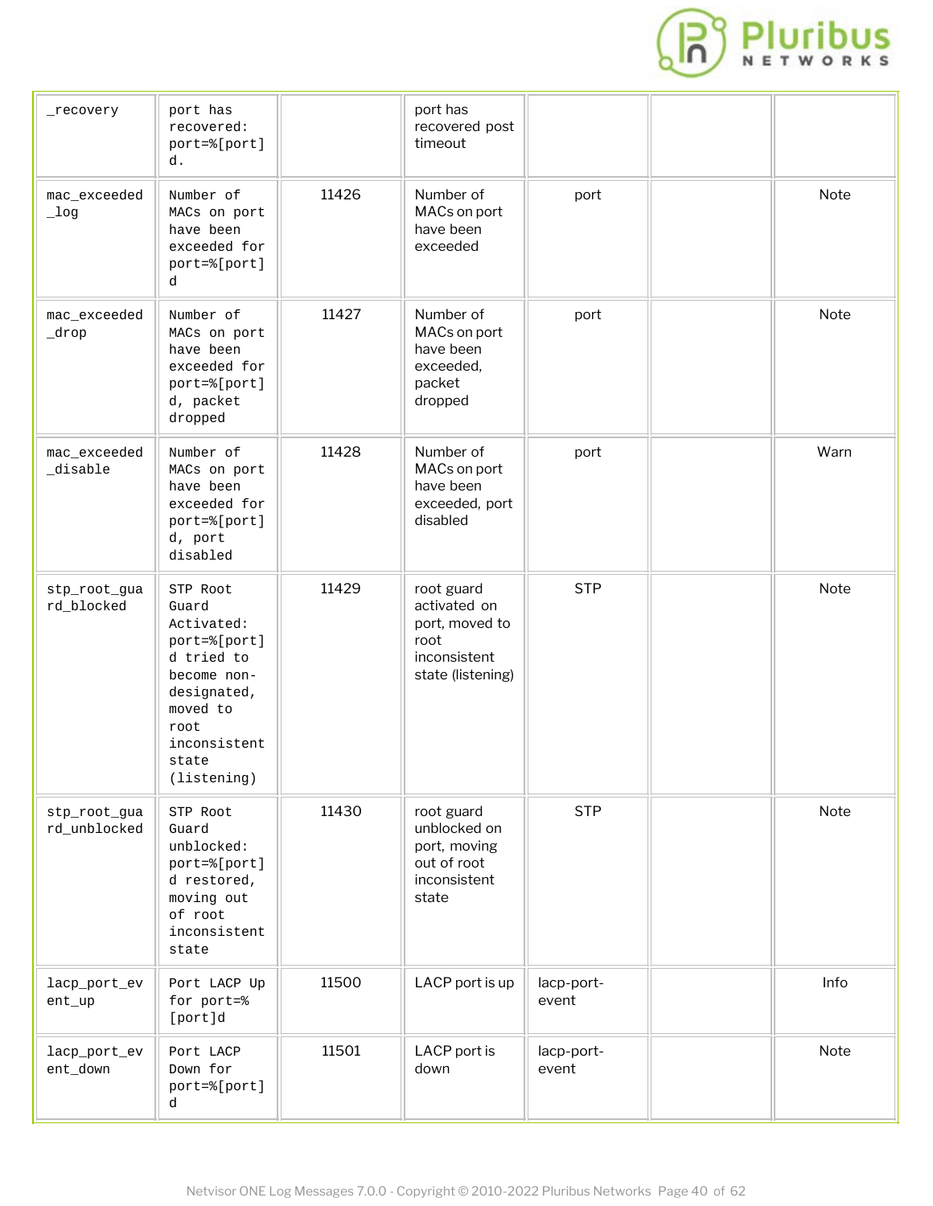| | | | | | | |
|---|---|---|---|---|---|---|
| _recovery | port has recovered: port=%[port]d. | | port has recovered post timeout | | | |
| mac_exceeded_log | Number of MACs on port have been exceeded for port=%[port]d | 11426 | Number of MACs on port have been exceeded | port | | Note |
| mac_exceeded_drop | Number of MACs on port have been exceeded for port=%[port]d, packet dropped | 11427 | Number of MACs on port have been exceeded, packet dropped | port | | Note |
| mac_exceeded_disable | Number of MACs on port have been exceeded for port=%[port]d, port disabled | 11428 | Number of MACs on port have been exceeded, port disabled | port | | Warn |
| stp_root_guard_blocked | STP Root Guard Activated: port=%[port]d tried to become non-designated, moved to root inconsistent state (listening) | 11429 | root guard activated on port, moved to root inconsistent state (listening) | STP | | Note |
| stp_root_guard_unblocked | STP Root Guard unblocked: port=%[port]d restored, moving out of root inconsistent state | 11430 | root guard unblocked on port, moving out of root inconsistent state | STP | | Note |
| lacp_port_event_up | Port LACP Up for port=%[port]d | 11500 | LACP port is up | lacp-port-event | | Info |
| lacp_port_event_down | Port LACP Down for port=%[port]d | 11501 | LACP port is down | lacp-port-event | | Note |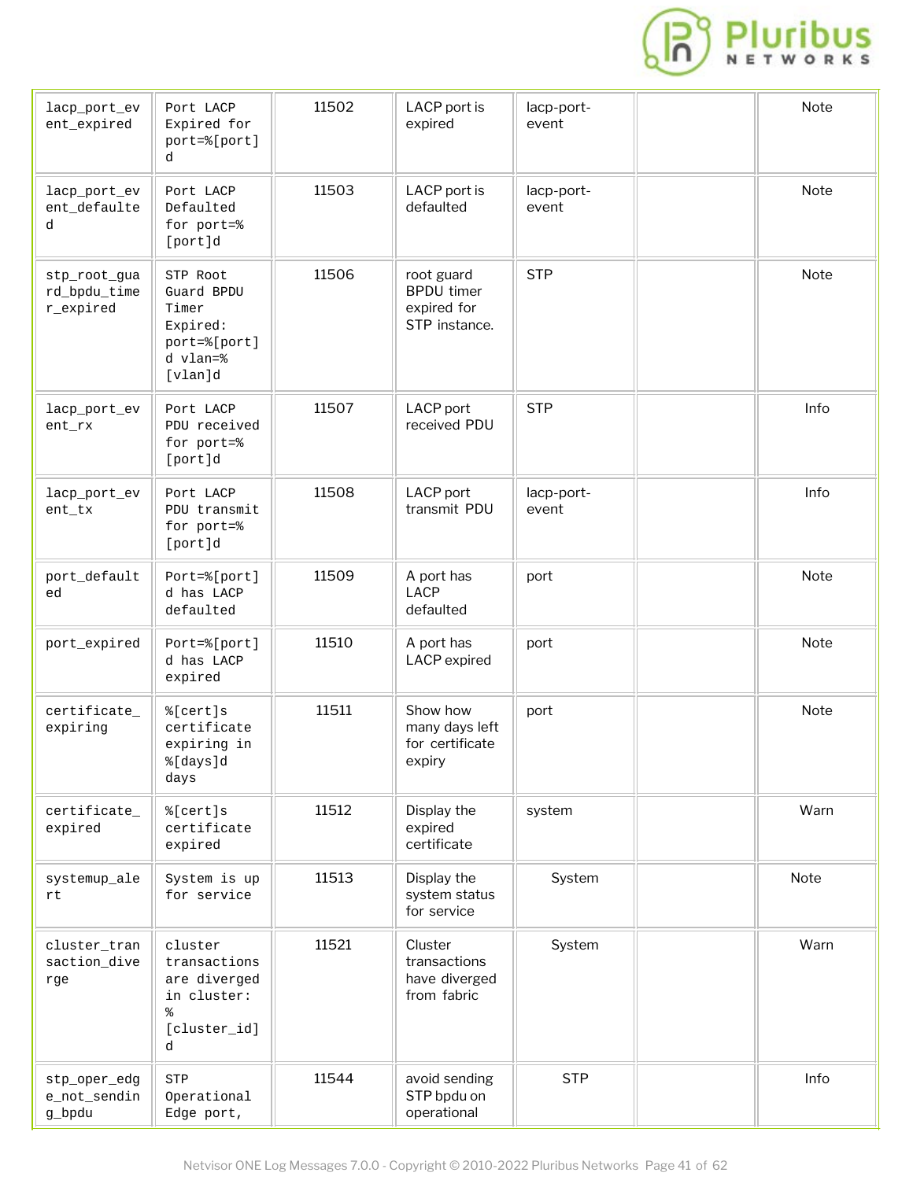| | | | | | | |
|---|---|---|---|---|---|---|
| lacp_port_event_expired | Port LACP Expired for port=%[port]d | 11502 | LACP port is expired | lacp-port-event | | Note |
| lacp_port_event_defaulted | Port LACP Defaulted for port=%[port]d | 11503 | LACP port is defaulted | lacp-port-event | | Note |
| stp_root_guard_bpdu_timer_expired | STP Root Guard BPDU Timer Expired: port=%[port]d vlan=%[vlan]d | 11506 | root guard BPDU timer expired for STP instance. | STP | | Note |
| lacp_port_event_rx | Port LACP PDU received for port=%[port]d | 11507 | LACP port received PDU | STP | | Info |
| lacp_port_event_tx | Port LACP PDU transmit for port=%[port]d | 11508 | LACP port transmit PDU | lacp-port-event | | Info |
| port_defaulted | Port=%[port]d has LACP defaulted | 11509 | A port has LACP defaulted | port | | Note |
| port_expired | Port=%[port]d has LACP expired | 11510 | A port has LACP expired | port | | Note |
| certificate_expiring | %[cert]s certificate expiring in %[days]d days | 11511 | Show how many days left for certificate expiry | port | | Note |
| certificate_expired | %[cert]s certificate expired | 11512 | Display the expired certificate | system | | Warn |
| systemup_alert | System is up for service | 11513 | Display the system status for service | System | | Note |
| cluster_transaction_diverge | cluster transactions are diverged in cluster: %[cluster_id]d | 11521 | Cluster transactions have diverged from fabric | System | | Warn |
| stp_oper_edge_not_sending_bpdu | STP Operational Edge port, | 11544 | avoid sending STP bpdu on operational | STP | | Info |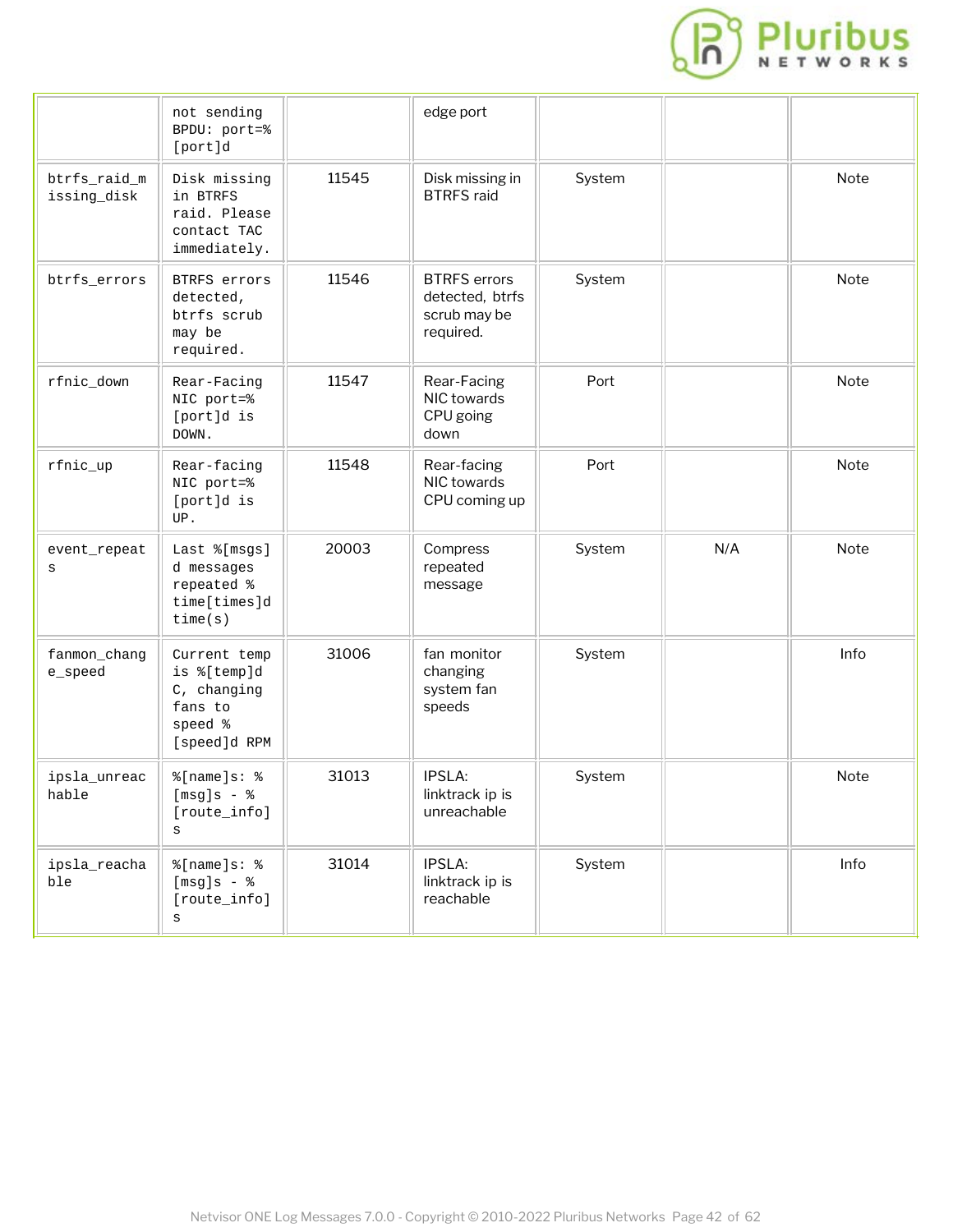| | | | | | | |
|---|---|---|---|---|---|---|
| | not sending BPDU: port=%[port]d | | edge port | | | |
| btrfs_raid_missing_disk | Disk missing in BTRFS raid. Please contact TAC immediately. | 11545 | Disk missing in BTRFS raid | System | | Note |
| btrfs_errors | BTRFS errors detected, btrfs scrub may be required. | 11546 | BTRFS errors detected, btrfs scrub may be required. | System | | Note |
| rfnic_down | Rear-Facing NIC port=%[port]d is DOWN. | 11547 | Rear-Facing NIC towards CPU going down | Port | | Note |
| rfnic_up | Rear-facing NIC port=%[port]d is UP. | 11548 | Rear-facing NIC towards CPU coming up | Port | | Note |
| event_repeats | Last %[msgs]d messages repeated %time[times]d time(s) | 20003 | Compress repeated message | System | N/A | Note |
| fanmon_change_speed | Current temp is %[temp]d C, changing fans to speed %[speed]d RPM | 31006 | fan monitor changing system fan speeds | System | | Info |
| ipsla_unreachable | %[name]s: %[msg]s - %[route_info]s | 31013 | IPSLA: linktrack ip is unreachable | System | | Note |
| ipsla_reachable | %[name]s: %[msg]s - %[route_info]s | 31014 | IPSLA: linktrack ip is reachable | System | | Info |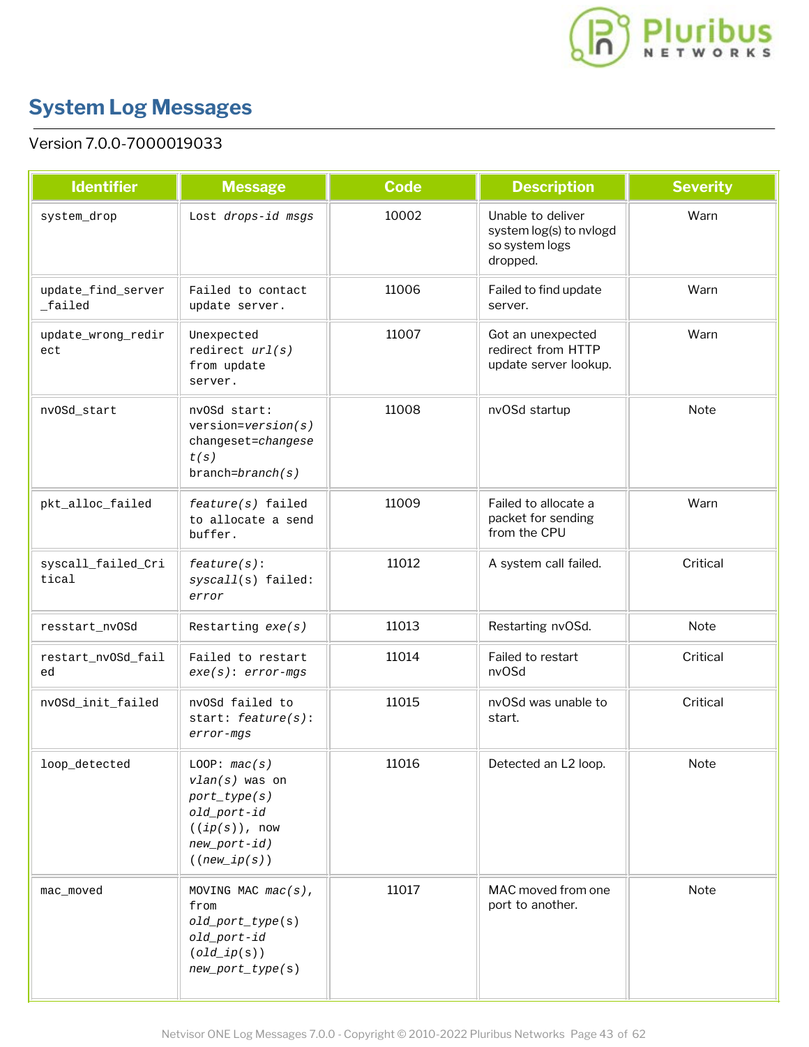# System Log Messages

Version 7.0.0-7000019033

| Identifier | Message | Code | Description | Severity |
|---|---|---|---|---|
| system_drop | Lost *drops-id msgs* | 10002 | Unable to deliver system log(s) to nvlogd so system logs dropped. | Warn |
| update_find_server_failed | Failed to contact update server. | 11006 | Failed to find update server. | Warn |
| update_wrong_redirect | Unexpected redirect *url(s)* from update server. | 11007 | Got an unexpected redirect from HTTP update server lookup. | Warn |
| nvOSd_start | nvOSd start: version=*version(s)* changeset=*changeset(s)* branch=*branch(s)* | 11008 | nvOSd startup | Note |
| pkt_alloc_failed | *feature(s)* failed to allocate a send buffer. | 11009 | Failed to allocate a packet for sending from the CPU | Warn |
| syscall_failed_Critical | *feature(s)*: *syscall*(s) failed: *error* | 11012 | A system call failed. | Critical |
| resstart_nvOSd | Restarting *exe(s)* | 11013 | Restarting nvOSd. | Note |
| restart_nvOSd_failed | Failed to restart *exe(s)*: *error-mgs* | 11014 | Failed to restart nvOSd | Critical |
| nvOSd_init_failed | nvOSd failed to start: *feature(s)*: *error-mgs* | 11015 | nvOSd was unable to start. | Critical |
| loop_detected | LOOP: *mac(s)* *vlan(s)* was on *port_type(s)* *old_port-id* ((*ip(s)*)), now *new_port-id)* ((*new_ip(s)*)) | 11016 | Detected an L2 loop. | Note |
| mac_moved | MOVING MAC *mac(s)*, from *old_port_type*(s) *old_port-id* (*old_ip*(s)) *new_port_type*(s) | 11017 | MAC moved from one port to another. | Note |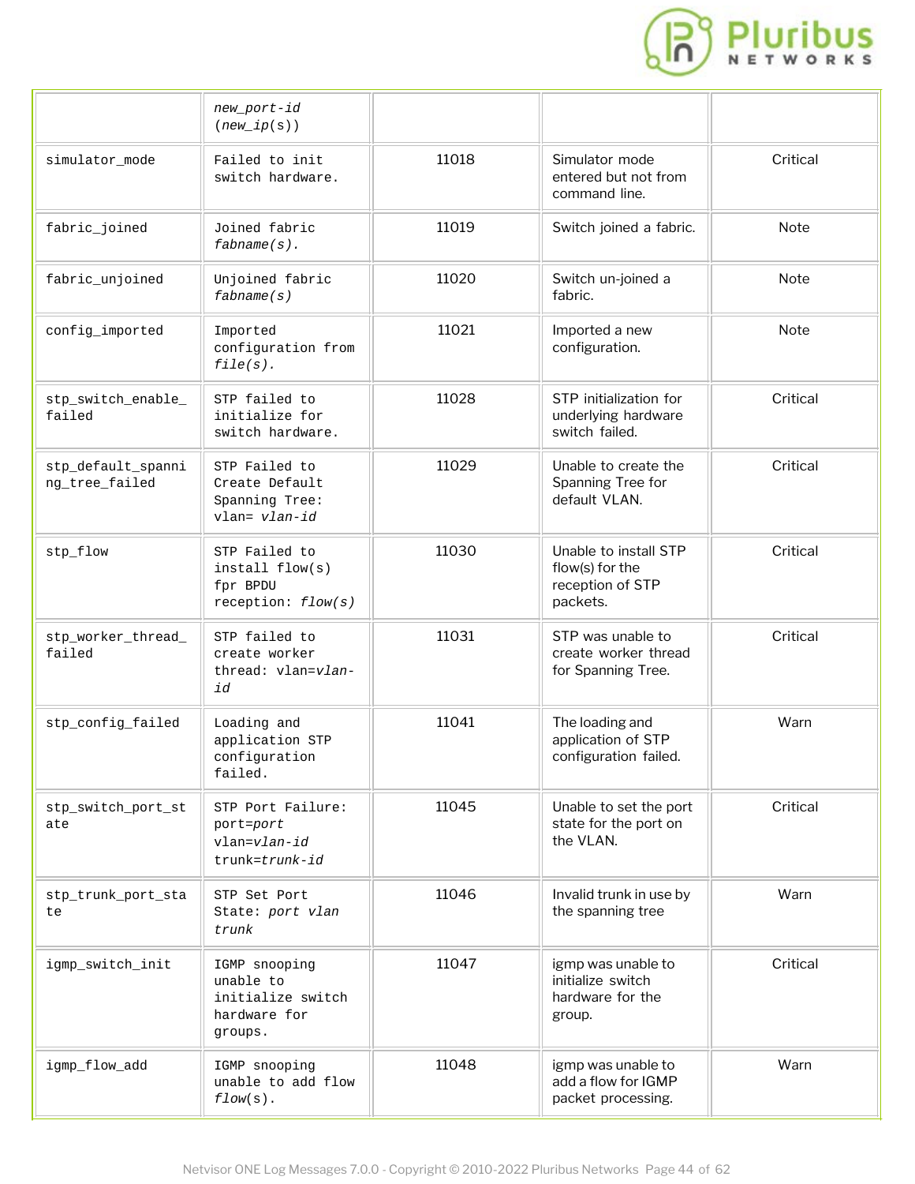| | *new_port-id* (*new_ip*(s)) | | | |
|---|---|---|---|---|
| simulator_mode | Failed to init switch hardware. | 11018 | Simulator mode entered but not from command line. | Critical |
| fabric_joined | Joined fabric *fabname(s).* | 11019 | Switch joined a fabric. | Note |
| fabric_unjoined | Unjoined fabric *fabname(s)* | 11020 | Switch un-joined a fabric. | Note |
| config_imported | Imported configuration from *file(s).* | 11021 | Imported a new configuration. | Note |
| stp_switch_enable_failed | STP failed to initialize for switch hardware. | 11028 | STP initialization for underlying hardware switch failed. | Critical |
| stp_default_spanning_tree_failed | STP Failed to Create Default Spanning Tree: vlan= *vlan-id* | 11029 | Unable to create the Spanning Tree for default VLAN. | Critical |
| stp_flow | STP Failed to install flow(s) fpr BPDU reception: *flow(s)* | 11030 | Unable to install STP flow(s) for the reception of STP packets. | Critical |
| stp_worker_thread_failed | STP failed to create worker thread: vlan=*vlan-id* | 11031 | STP was unable to create worker thread for Spanning Tree. | Critical |
| stp_config_failed | Loading and application STP configuration failed. | 11041 | The loading and application of STP configuration failed. | Warn |
| stp_switch_port_state | STP Port Failure: port=*port* vlan=*vlan-id* trunk=*trunk-id* | 11045 | Unable to set the port state for the port on the VLAN. | Critical |
| stp_trunk_port_state | STP Set Port State: *port vlan trunk* | 11046 | Invalid trunk in use by the spanning tree | Warn |
| igmp_switch_init | IGMP snooping unable to initialize switch hardware for groups. | 11047 | igmp was unable to initialize switch hardware for the group. | Critical |
| igmp_flow_add | IGMP snooping unable to add flow *flow*(s). | 11048 | igmp was unable to add a flow for IGMP packet processing. | Warn |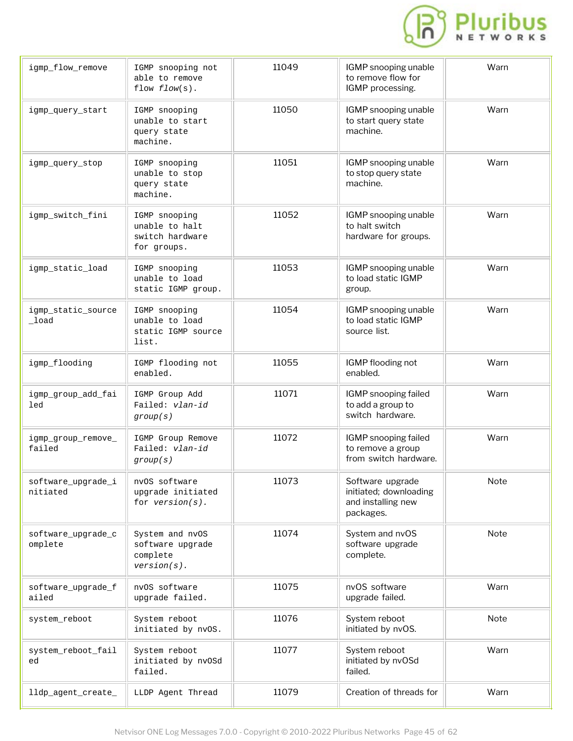| | | | | |
|---|---|---|---|---|
| igmp_flow_remove | IGMP snooping not able to remove flow *flow*(s). | 11049 | IGMP snooping unable to remove flow for IGMP processing. | Warn |
| igmp_query_start | IGMP snooping unable to start query state machine. | 11050 | IGMP snooping unable to start query state machine. | Warn |
| igmp_query_stop | IGMP snooping unable to stop query state machine. | 11051 | IGMP snooping unable to stop query state machine. | Warn |
| igmp_switch_fini | IGMP snooping unable to halt switch hardware for groups. | 11052 | IGMP snooping unable to halt switch hardware for groups. | Warn |
| igmp_static_load | IGMP snooping unable to load static IGMP group. | 11053 | IGMP snooping unable to load static IGMP group. | Warn |
| igmp_static_source_load | IGMP snooping unable to load static IGMP source list. | 11054 | IGMP snooping unable to load static IGMP source list. | Warn |
| igmp_flooding | IGMP flooding not enabled. | 11055 | IGMP flooding not enabled. | Warn |
| igmp_group_add_failed | IGMP Group Add Failed: *vlan-id group(s)* | 11071 | IGMP snooping failed to add a group to switch hardware. | Warn |
| igmp_group_remove_failed | IGMP Group Remove Failed: *vlan-id group(s)* | 11072 | IGMP snooping failed to remove a group from switch hardware. | Warn |
| software_upgrade_initiated | nvOS software upgrade initiated for *version(s).* | 11073 | Software upgrade initiated; downloading and installing new packages. | Note |
| software_upgrade_complete | System and nvOS software upgrade complete *version(s).* | 11074 | System and nvOS software upgrade complete. | Note |
| software_upgrade_failed | nvOS software upgrade failed. | 11075 | nvOS software upgrade failed. | Warn |
| system_reboot | System reboot initiated by nvOS. | 11076 | System reboot initiated by nvOS. | Note |
| system_reboot_failed | System reboot initiated by nvOSd failed. | 11077 | System reboot initiated by nvOSd failed. | Warn |
| lldp_agent_create_ | LLDP Agent Thread | 11079 | Creation of threads for | Warn |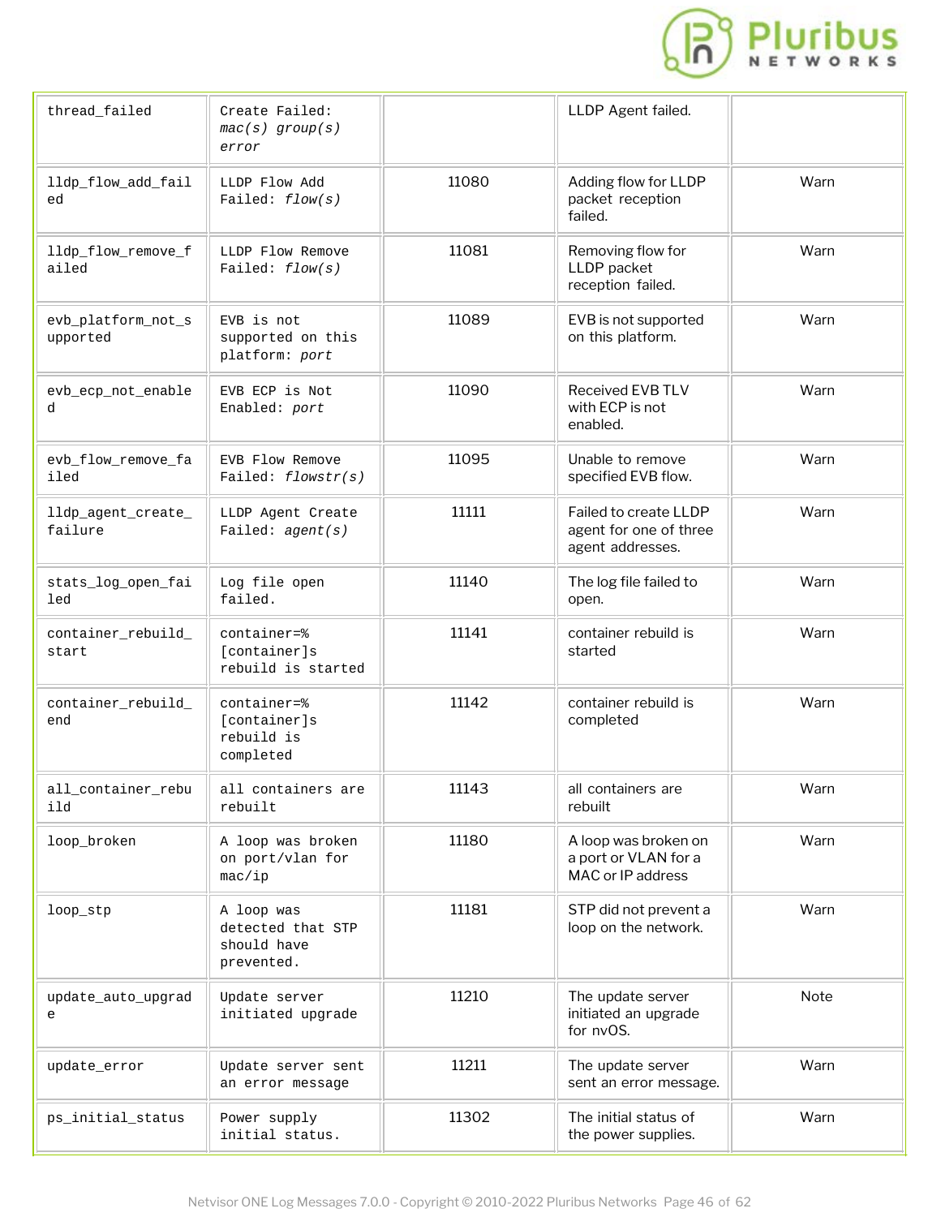| | | | | |
|---|---|---|---|---|
| thread_failed | Create Failed: *mac(s) group(s) error* | | LLDP Agent failed. | |
| lldp_flow_add_failed | LLDP Flow Add Failed: *flow(s)* | 11080 | Adding flow for LLDP packet reception failed. | Warn |
| lldp_flow_remove_failed | LLDP Flow Remove Failed: *flow(s)* | 11081 | Removing flow for LLDP packet reception failed. | Warn |
| evb_platform_not_supported | EVB is not supported on this platform: *port* | 11089 | EVB is not supported on this platform. | Warn |
| evb_ecp_not_enabled | EVB ECP is Not Enabled: *port* | 11090 | Received EVB TLV with ECP is not enabled. | Warn |
| evb_flow_remove_failed | EVB Flow Remove Failed: *flowstr(s)* | 11095 | Unable to remove specified EVB flow. | Warn |
| lldp_agent_create_failure | LLDP Agent Create Failed: *agent(s)* | 11111 | Failed to create LLDP agent for one of three agent addresses. | Warn |
| stats_log_open_failed | Log file open failed. | 11140 | The log file failed to open. | Warn |
| container_rebuild_start | container=%[container]s rebuild is started | 11141 | container rebuild is started | Warn |
| container_rebuild_end | container=%[container]s rebuild is completed | 11142 | container rebuild is completed | Warn |
| all_container_rebuild | all containers are rebuilt | 11143 | all containers are rebuilt | Warn |
| loop_broken | A loop was broken on port/vlan for mac/ip | 11180 | A loop was broken on a port or VLAN for a MAC or IP address | Warn |
| loop_stp | A loop was detected that STP should have prevented. | 11181 | STP did not prevent a loop on the network. | Warn |
| update_auto_upgrade | Update server initiated upgrade | 11210 | The update server initiated an upgrade for nvOS. | Note |
| update_error | Update server sent an error message | 11211 | The update server sent an error message. | Warn |
| ps_initial_status | Power supply initial status. | 11302 | The initial status of the power supplies. | Warn |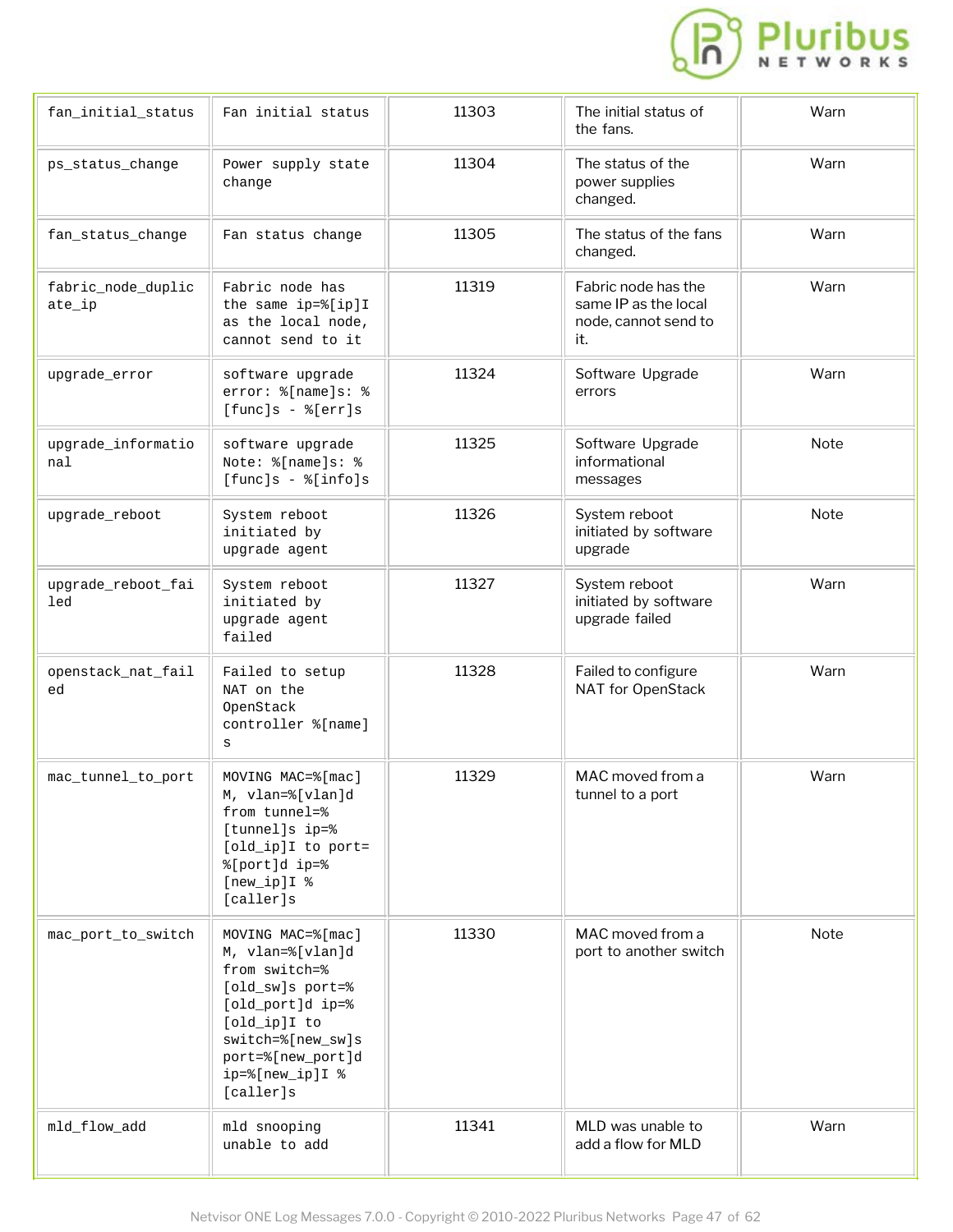| fan_initial_status | Fan initial status | 11303 | The initial status of the fans. | Warn |
|---|---|---|---|---|
| ps_status_change | Power supply state change | 11304 | The status of the power supplies changed. | Warn |
| fan_status_change | Fan status change | 11305 | The status of the fans changed. | Warn |
| fabric_node_duplicate_ip | Fabric node has the same ip=%[ip]I as the local node, cannot send to it | 11319 | Fabric node has the same IP as the local node, cannot send to it. | Warn |
| upgrade_error | software upgrade error: %[name]s: %[func]s - %[err]s | 11324 | Software Upgrade errors | Warn |
| upgrade_informational | software upgrade Note: %[name]s: %[func]s - %[info]s | 11325 | Software Upgrade informational messages | Note |
| upgrade_reboot | System reboot initiated by upgrade agent | 11326 | System reboot initiated by software upgrade | Note |
| upgrade_reboot_failed | System reboot initiated by upgrade agent failed | 11327 | System reboot initiated by software upgrade failed | Warn |
| openstack_nat_failed | Failed to setup NAT on the OpenStack controller %[name]s | 11328 | Failed to configure NAT for OpenStack | Warn |
| mac_tunnel_to_port | MOVING MAC=%[mac]M, vlan=%[vlan]d from tunnel=%[tunnel]s ip=%[old_ip]I to port=%[port]d ip=%[new_ip]I %[caller]s | 11329 | MAC moved from a tunnel to a port | Warn |
| mac_port_to_switch | MOVING MAC=%[mac]M, vlan=%[vlan]d from switch=%[old_sw]s port=%[old_port]d ip=%[old_ip]I to switch=%[new_sw]s port=%[new_port]d ip=%[new_ip]I %[caller]s | 11330 | MAC moved from a port to another switch | Note |
| mld_flow_add | mld snooping unable to add | 11341 | MLD was unable to add a flow for MLD | Warn |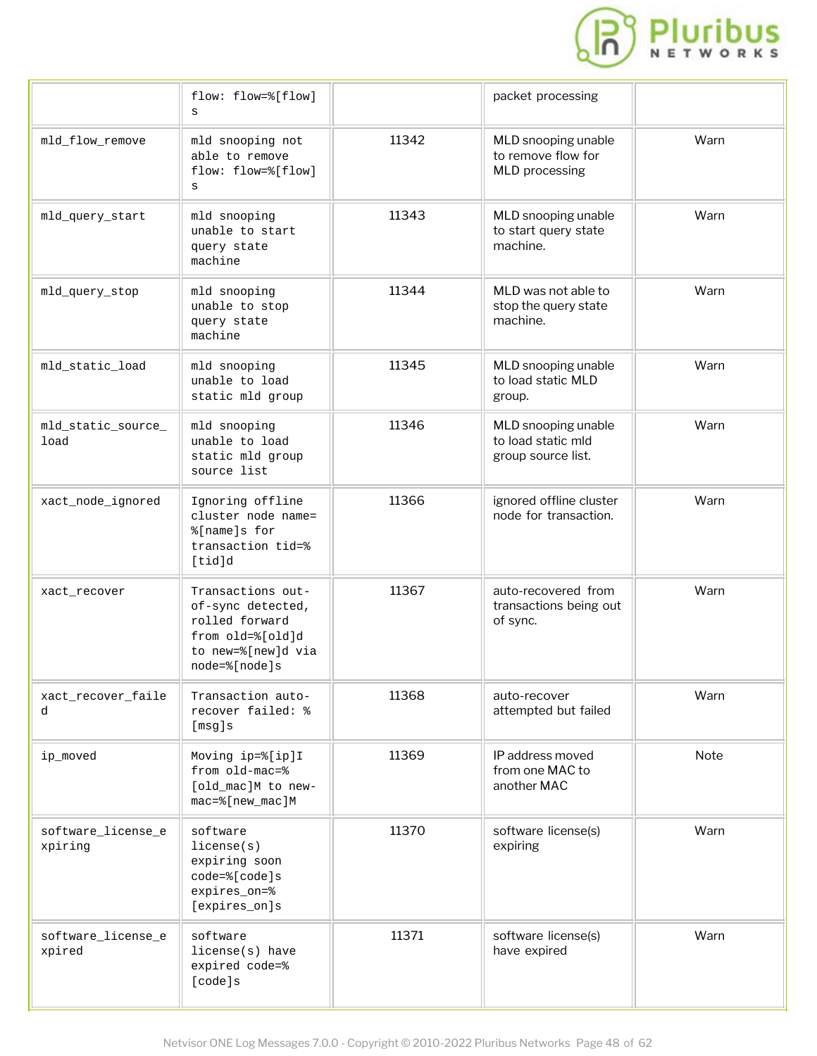| | | | | |
|---|---|---|---|---|
| | flow: flow=%[flow]s | | packet processing | |
| mld_flow_remove | mld snooping not able to remove flow: flow=%[flow]s | 11342 | MLD snooping unable to remove flow for MLD processing | Warn |
| mld_query_start | mld snooping unable to start query state machine | 11343 | MLD snooping unable to start query state machine. | Warn |
| mld_query_stop | mld snooping unable to stop query state machine | 11344 | MLD was not able to stop the query state machine. | Warn |
| mld_static_load | mld snooping unable to load static mld group | 11345 | MLD snooping unable to load static MLD group. | Warn |
| mld_static_source_load | mld snooping unable to load static mld group source list | 11346 | MLD snooping unable to load static mld group source list. | Warn |
| xact_node_ignored | Ignoring offline cluster node name=%[name]s for transaction tid=%[tid]d | 11366 | ignored offline cluster node for transaction. | Warn |
| xact_recover | Transactions out-of-sync detected, rolled forward from old=%[old]d to new=%[new]d via node=%[node]s | 11367 | auto-recovered from transactions being out of sync. | Warn |
| xact_recover_failed | Transaction auto-recover failed: %[msg]s | 11368 | auto-recover attempted but failed | Warn |
| ip_moved | Moving ip=%[ip]I from old-mac=%[old_mac]M to new-mac=%[new_mac]M | 11369 | IP address moved from one MAC to another MAC | Note |
| software_license_expiring | software license(s) expiring soon code=%[code]s expires_on=%[expires_on]s | 11370 | software license(s) expiring | Warn |
| software_license_expired | software license(s) have expired code=%[code]s | 11371 | software license(s) have expired | Warn |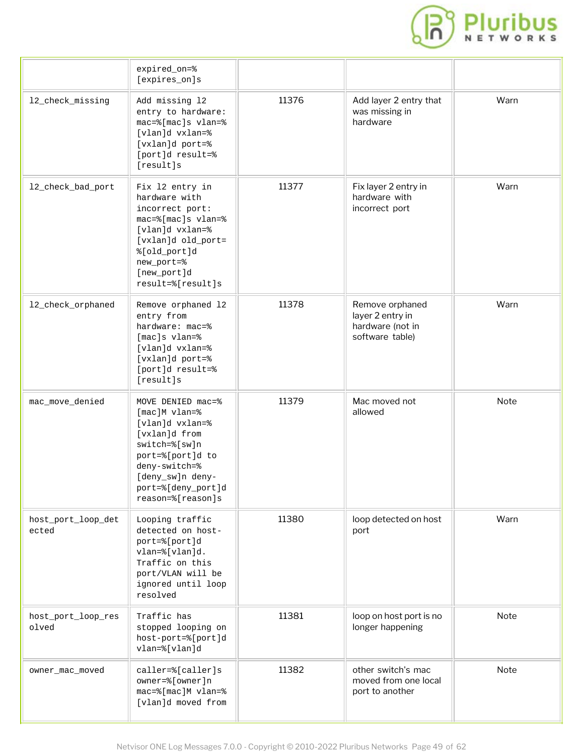| | | | | |
|---|---|---|---|---|
| | expired_on=%[expires_on]s | | | |
| l2_check_missing | Add missing l2 entry to hardware: mac=%[mac]s vlan=%[vlan]d vxlan=%[vxlan]d port=%[port]d result=%[result]s | 11376 | Add layer 2 entry that was missing in hardware | Warn |
| l2_check_bad_port | Fix l2 entry in hardware with incorrect port: mac=%[mac]s vlan=%[vlan]d vxlan=%[vxlan]d old_port=%[old_port]d new_port=%[new_port]d result=%[result]s | 11377 | Fix layer 2 entry in hardware with incorrect port | Warn |
| l2_check_orphaned | Remove orphaned l2 entry from hardware: mac=%[mac]s vlan=%[vlan]d vxlan=%[vxlan]d port=%[port]d result=%[result]s | 11378 | Remove orphaned layer 2 entry in hardware (not in software table) | Warn |
| mac_move_denied | MOVE DENIED mac=%[mac]M vlan=%[vlan]d vxlan=%[vxlan]d from switch=%[sw]n port=%[port]d to deny-switch=%[deny_sw]n deny-port=%[deny_port]d reason=%[reason]s | 11379 | Mac moved not allowed | Note |
| host_port_loop_detected | Looping traffic detected on host-port=%[port]d vlan=%[vlan]d. Traffic on this port/VLAN will be ignored until loop resolved | 11380 | loop detected on host port | Warn |
| host_port_loop_resolved | Traffic has stopped looping on host-port=%[port]d vlan=%[vlan]d | 11381 | loop on host port is no longer happening | Note |
| owner_mac_moved | caller=%[caller]s owner=%[owner]n mac=%[mac]M vlan=%[vlan]d moved from | 11382 | other switch's mac moved from one local port to another | Note |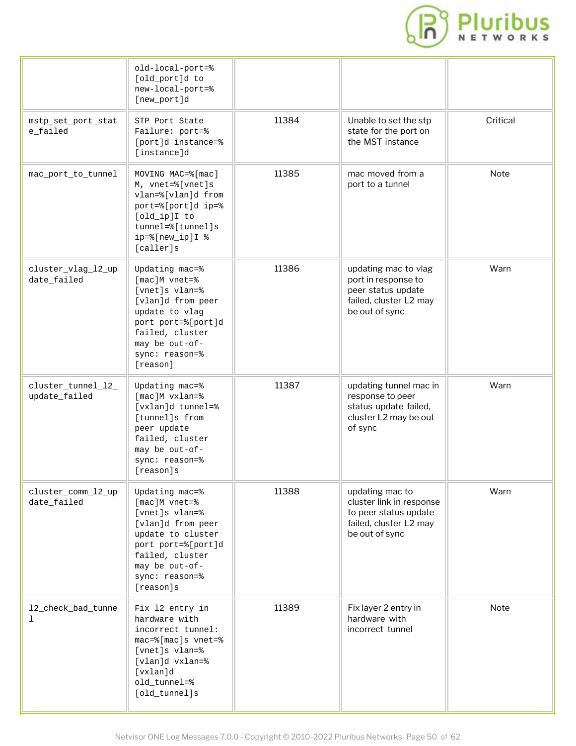| | | | | |
|---|---|---|---|---|
| | old-local-port=%[old_port]d to new-local-port=%[new_port]d | | | |
| mstp_set_port_state_failed | STP Port State Failure: port=%[port]d instance=%[instance]d | 11384 | Unable to set the stp state for the port on the MST instance | Critical |
| mac_port_to_tunnel | MOVING MAC=%[mac]M, vnet=%[vnet]s vlan=%[vlan]d from port=%[port]d ip=%[old_ip]I to tunnel=%[tunnel]s ip=%[new_ip]I %[caller]s | 11385 | mac moved from a port to a tunnel | Note |
| cluster_vlag_l2_update_failed | Updating mac=%[mac]M vnet=%[vnet]s vlan=%[vlan]d from peer update to vlag port port=%[port]d failed, cluster may be out-of-sync: reason=%[reason] | 11386 | updating mac to vlag port in response to peer status update failed, cluster L2 may be out of sync | Warn |
| cluster_tunnel_l2_update_failed | Updating mac=%[mac]M vxlan=%[vxlan]d tunnel=%[tunnel]s from peer update failed, cluster may be out-of-sync: reason=%[reason]s | 11387 | updating tunnel mac in response to peer status update failed, cluster L2 may be out of sync | Warn |
| cluster_comm_l2_update_failed | Updating mac=%[mac]M vnet=%[vnet]s vlan=%[vlan]d from peer update to cluster port port=%[port]d failed, cluster may be out-of-sync: reason=%[reason]s | 11388 | updating mac to cluster link in response to peer status update failed, cluster L2 may be out of sync | Warn |
| l2_check_bad_tunnel | Fix l2 entry in hardware with incorrect tunnel: mac=%[mac]s vnet=%[vnet]s vlan=%[vlan]d vxlan=%[vxlan]d old_tunnel=%[old_tunnel]s | 11389 | Fix layer 2 entry in hardware with incorrect tunnel | Note |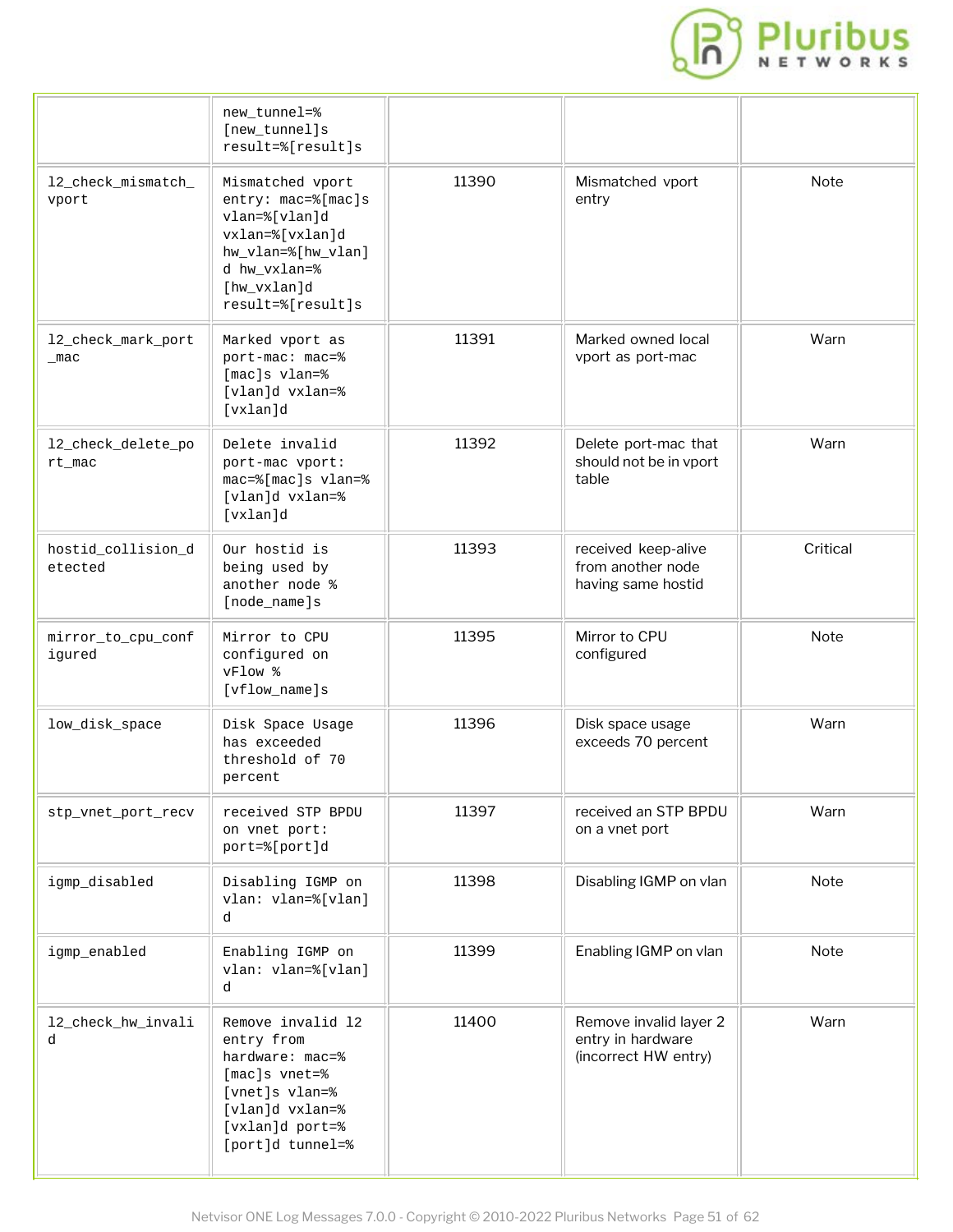|  | new_tunnel=%[new_tunnel]s result=%[result]s |  |  |  |
|---|---|---|---|---|
| l2_check_mismatch_vport | Mismatched vport entry: mac=%[mac]s vlan=%[vlan]d vxlan=%[vxlan]d hw_vlan=%[hw_vlan]d hw_vxlan=%[hw_vxlan]d result=%[result]s | 11390 | Mismatched vport entry | Note |
| l2_check_mark_port_mac | Marked vport as port-mac: mac=%[mac]s vlan=%[vlan]d vxlan=%[vxlan]d | 11391 | Marked owned local vport as port-mac | Warn |
| l2_check_delete_port_mac | Delete invalid port-mac vport: mac=%[mac]s vlan=%[vlan]d vxlan=%[vxlan]d | 11392 | Delete port-mac that should not be in vport table | Warn |
| hostid_collision_detected | Our hostid is being used by another node %[node_name]s | 11393 | received keep-alive from another node having same hostid | Critical |
| mirror_to_cpu_configured | Mirror to CPU configured on vFlow %[vflow_name]s | 11395 | Mirror to CPU configured | Note |
| low_disk_space | Disk Space Usage has exceeded threshold of 70 percent | 11396 | Disk space usage exceeds 70 percent | Warn |
| stp_vnet_port_recv | received STP BPDU on vnet port: port=%[port]d | 11397 | received an STP BPDU on a vnet port | Warn |
| igmp_disabled | Disabling IGMP on vlan: vlan=%[vlan]d | 11398 | Disabling IGMP on vlan | Note |
| igmp_enabled | Enabling IGMP on vlan: vlan=%[vlan]d | 11399 | Enabling IGMP on vlan | Note |
| l2_check_hw_invalid | Remove invalid l2 entry from hardware: mac=%[mac]s vnet=%[vnet]s vlan=%[vlan]d vxlan=%[vxlan]d port=%[port]d tunnel=% | 11400 | Remove invalid layer 2 entry in hardware (incorrect HW entry) | Warn |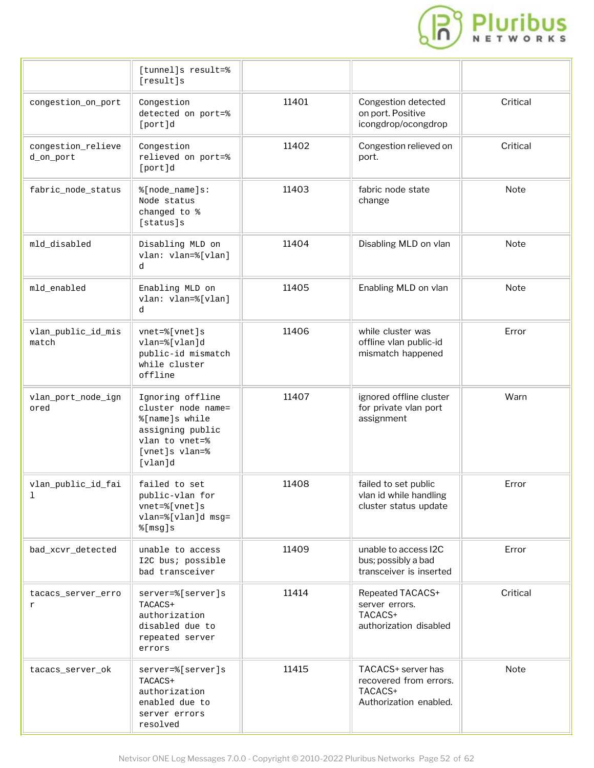| | | | | |
|---|---|---|---|---|
| | [tunnel]s result=%[result]s | | | |
| congestion_on_port | Congestion detected on port=%[port]d | 11401 | Congestion detected on port. Positive icongdrop/ocongdrop | Critical |
| congestion_relieved_on_port | Congestion relieved on port=%[port]d | 11402 | Congestion relieved on port. | Critical |
| fabric_node_status | %[node_name]s: Node status changed to %[status]s | 11403 | fabric node state change | Note |
| mld_disabled | Disabling MLD on vlan: vlan=%[vlan]d | 11404 | Disabling MLD on vlan | Note |
| mld_enabled | Enabling MLD on vlan: vlan=%[vlan]d | 11405 | Enabling MLD on vlan | Note |
| vlan_public_id_mismatch | vnet=%[vnet]s vlan=%[vlan]d public-id mismatch while cluster offline | 11406 | while cluster was offline vlan public-id mismatch happened | Error |
| vlan_port_node_ignored | Ignoring offline cluster node name=%[name]s while assigning public vlan to vnet=%[vnet]s vlan=%[vlan]d | 11407 | ignored offline cluster for private vlan port assignment | Warn |
| vlan_public_id_fail | failed to set public-vlan for vnet=%[vnet]s vlan=%[vlan]d msg=%[msg]s | 11408 | failed to set public vlan id while handling cluster status update | Error |
| bad_xcvr_detected | unable to access I2C bus; possible bad transceiver | 11409 | unable to access I2C bus; possibly a bad transceiver is inserted | Error |
| tacacs_server_error | server=%[server]s TACACS+ authorization disabled due to repeated server errors | 11414 | Repeated TACACS+ server errors. TACACS+ authorization disabled | Critical |
| tacacs_server_ok | server=%[server]s TACACS+ authorization enabled due to server errors resolved | 11415 | TACACS+ server has recovered from errors. TACACS+ Authorization enabled. | Note |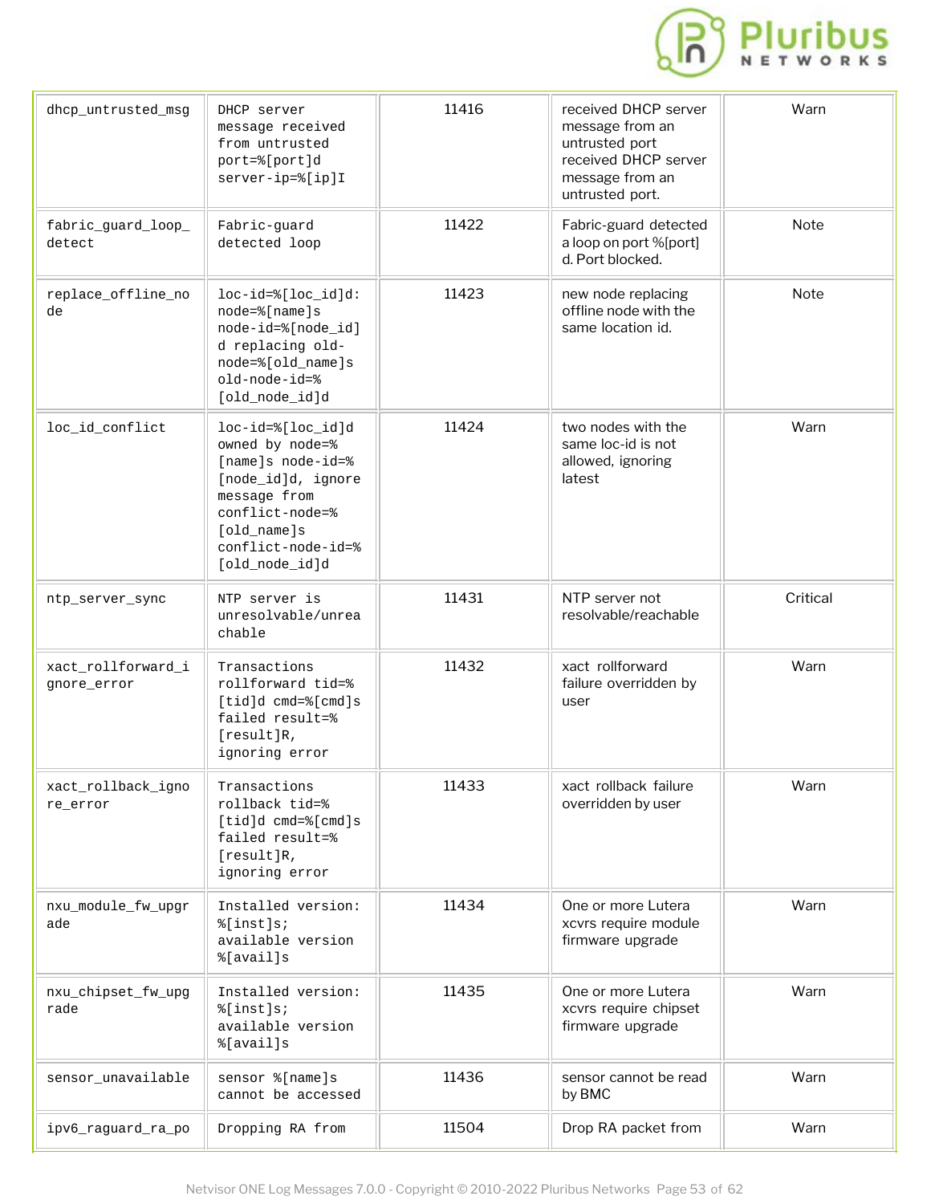| dhcp_untrusted_msg | DHCP server message received from untrusted port=%[port]d server-ip=%[ip]I | 11416 | received DHCP server message from an untrusted port received DHCP server message from an untrusted port. | Warn |
|---|---|---|---|---|
| fabric_guard_loop_detect | Fabric-guard detected loop | 11422 | Fabric-guard detected a loop on port %[port]d. Port blocked. | Note |
| replace_offline_node | loc-id=%[loc_id]d: node=%[name]s node-id=%[node_id]d replacing old-node=%[old_name]s old-node-id=%[old_node_id]d | 11423 | new node replacing offline node with the same location id. | Note |
| loc_id_conflict | loc-id=%[loc_id]d owned by node=%[name]s node-id=%[node_id]d, ignore message from conflict-node=%[old_name]s conflict-node-id=%[old_node_id]d | 11424 | two nodes with the same loc-id is not allowed, ignoring latest | Warn |
| ntp_server_sync | NTP server is unresolvable/unreachable | 11431 | NTP server not resolvable/reachable | Critical |
| xact_rollforward_ignore_error | Transactions rollforward tid=%[tid]d cmd=%[cmd]s failed result=%[result]R, ignoring error | 11432 | xact rollforward failure overridden by user | Warn |
| xact_rollback_ignore_error | Transactions rollback tid=%[tid]d cmd=%[cmd]s failed result=%[result]R, ignoring error | 11433 | xact rollback failure overridden by user | Warn |
| nxu_module_fw_upgrade | Installed version: %[inst]s; available version %[avail]s | 11434 | One or more Lutera xcvrs require module firmware upgrade | Warn |
| nxu_chipset_fw_upgrade | Installed version: %[inst]s; available version %[avail]s | 11435 | One or more Lutera xcvrs require chipset firmware upgrade | Warn |
| sensor_unavailable | sensor %[name]s cannot be accessed | 11436 | sensor cannot be read by BMC | Warn |
| ipv6_raguard_ra_po | Dropping RA from | 11504 | Drop RA packet from | Warn |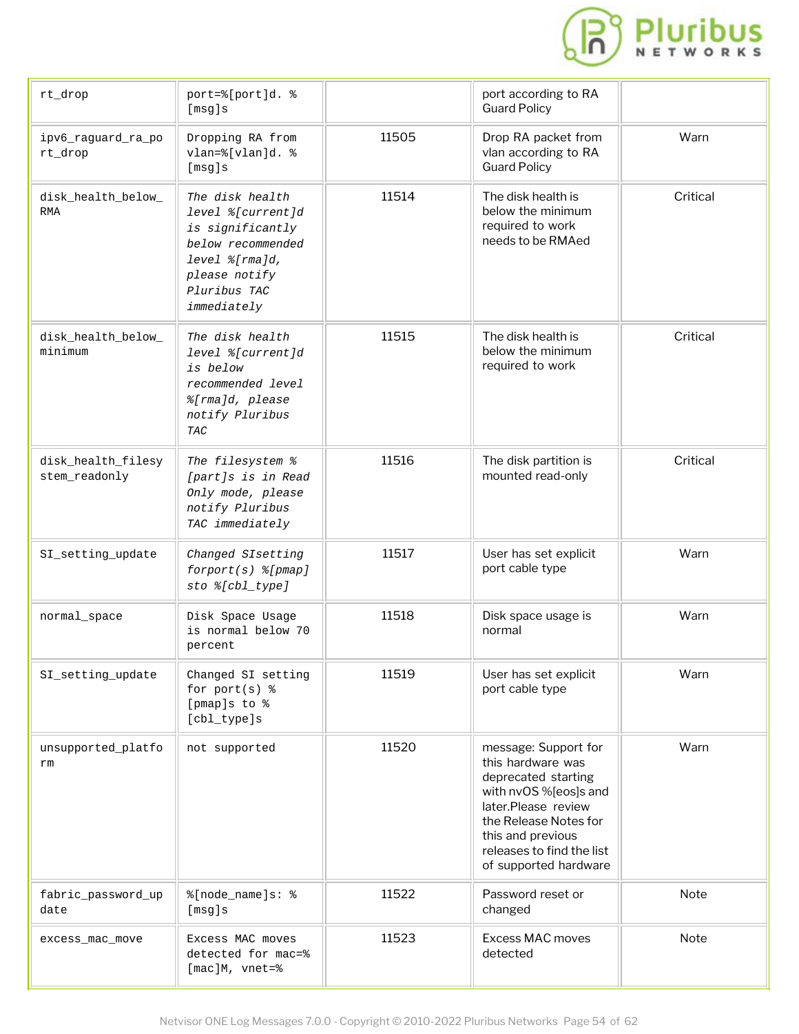| rt_drop | port=%[port]d. %[msg]s | | port according to RA Guard Policy | |
|---|---|---|---|---|
| ipv6_raguard_ra_port_drop | Dropping RA from vlan=%[vlan]d. %[msg]s | 11505 | Drop RA packet from vlan according to RA Guard Policy | Warn |
| disk_health_below_RMA | *The disk health level %[current]d is significantly below recommended level %[rma]d, please notify Pluribus TAC immediately* | 11514 | The disk health is below the minimum required to work needs to be RMAed | Critical |
| disk_health_below_minimum | *The disk health level %[current]d is below recommended level %[rma]d, please notify Pluribus TAC* | 11515 | The disk health is below the minimum required to work | Critical |
| disk_health_filesystem_readonly | *The filesystem %[part]s is in Read Only mode, please notify Pluribus TAC immediately* | 11516 | The disk partition is mounted read-only | Critical |
| SI_setting_update | *Changed SIsetting forport(s) %[pmap] sto %[cbl_type]* | 11517 | User has set explicit port cable type | Warn |
| normal_space | Disk Space Usage is normal below 70 percent | 11518 | Disk space usage is normal | Warn |
| SI_setting_update | Changed SI setting for port(s) %[pmap]s to %[cbl_type]s | 11519 | User has set explicit port cable type | Warn |
| unsupported_platform | not supported | 11520 | message: Support for this hardware was deprecated starting with nvOS %[eos]s and later.Please review the Release Notes for this and previous releases to find the list of supported hardware | Warn |
| fabric_password_update | %[node_name]s: %[msg]s | 11522 | Password reset or changed | Note |
| excess_mac_move | Excess MAC moves detected for mac=%[mac]M, vnet=% | 11523 | Excess MAC moves detected | Note |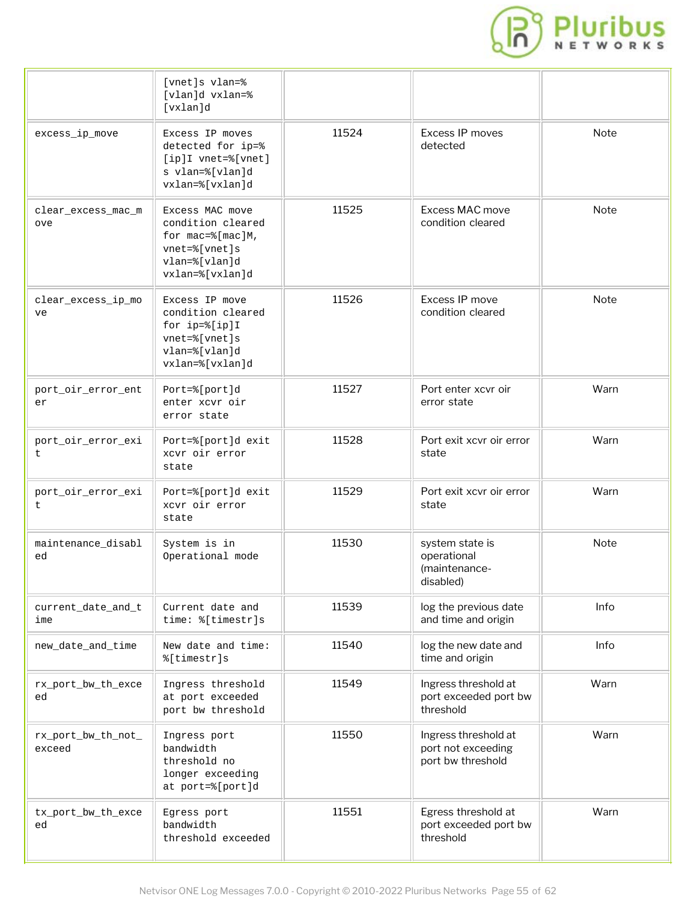|  |  |  |  |  |
|---|---|---|---|---|
|  | [vnet]s vlan=%[vlan]d vxlan=%[vxlan]d |  |  |  |
| excess_ip_move | Excess IP moves detected for ip=%[ip]I vnet=%[vnet]s vlan=%[vlan]d vxlan=%[vxlan]d | 11524 | Excess IP moves detected | Note |
| clear_excess_mac_move | Excess MAC move condition cleared for mac=%[mac]M, vnet=%[vnet]s vlan=%[vlan]d vxlan=%[vxlan]d | 11525 | Excess MAC move condition cleared | Note |
| clear_excess_ip_move | Excess IP move condition cleared for ip=%[ip]I vnet=%[vnet]s vlan=%[vlan]d vxlan=%[vxlan]d | 11526 | Excess IP move condition cleared | Note |
| port_oir_error_enter | Port=%[port]d enter xcvr oir error state | 11527 | Port enter xcvr oir error state | Warn |
| port_oir_error_exit | Port=%[port]d exit xcvr oir error state | 11528 | Port exit xcvr oir error state | Warn |
| port_oir_error_exit | Port=%[port]d exit xcvr oir error state | 11529 | Port exit xcvr oir error state | Warn |
| maintenance_disabled | System is in Operational mode | 11530 | system state is operational (maintenance-disabled) | Note |
| current_date_and_time | Current date and time: %[timestr]s | 11539 | log the previous date and time and origin | Info |
| new_date_and_time | New date and time: %[timestr]s | 11540 | log the new date and time and origin | Info |
| rx_port_bw_th_exceed | Ingress threshold at port exceeded port bw threshold | 11549 | Ingress threshold at port exceeded port bw threshold | Warn |
| rx_port_bw_th_not_exceed | Ingress port bandwidth threshold no longer exceeding at port=%[port]d | 11550 | Ingress threshold at port not exceeding port bw threshold | Warn |
| tx_port_bw_th_exceed | Egress port bandwidth threshold exceeded | 11551 | Egress threshold at port exceeded port bw threshold | Warn |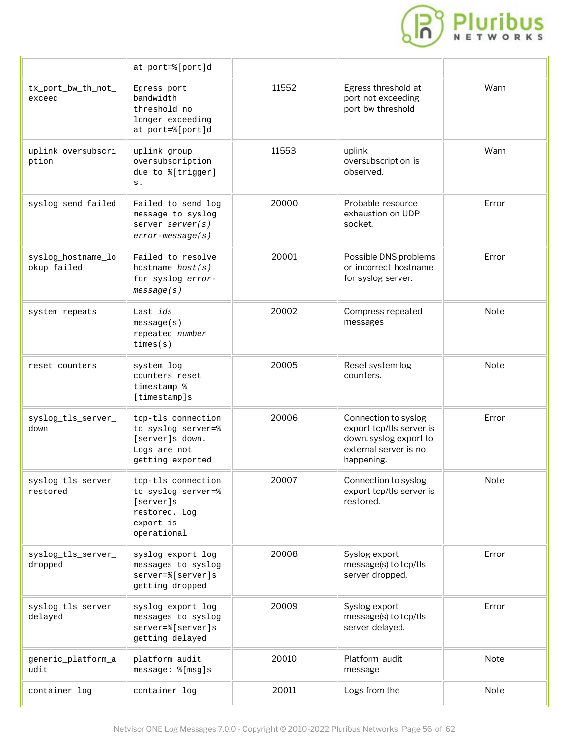| | at port=%[port]d | | | |
|---|---|---|---|---|
| tx_port_bw_th_not_exceed | Egress port bandwidth threshold no longer exceeding at port=%[port]d | 11552 | Egress threshold at port not exceeding port bw threshold | Warn |
| uplink_oversubscription | uplink group oversubscription due to %[trigger]s. | 11553 | uplink oversubscription is observed. | Warn |
| syslog_send_failed | Failed to send log message to syslog server *server(s)* *error-message(s)* | 20000 | Probable resource exhaustion on UDP socket. | Error |
| syslog_hostname_lookup_failed | Failed to resolve hostname *host(s)* for syslog *error-message(s)* | 20001 | Possible DNS problems or incorrect hostname for syslog server. | Error |
| system_repeats | Last *ids* message(s) repeated *number* times(s) | 20002 | Compress repeated messages | Note |
| reset_counters | system log counters reset timestamp %[timestamp]s | 20005 | Reset system log counters. | Note |
| syslog_tls_server_down | tcp-tls connection to syslog server=%[server]s down. Logs are not getting exported | 20006 | Connection to syslog export tcp/tls server is down. syslog export to external server is not happening. | Error |
| syslog_tls_server_restored | tcp-tls connection to syslog server=%[server]s restored. Log export is operational | 20007 | Connection to syslog export tcp/tls server is restored. | Note |
| syslog_tls_server_dropped | syslog export log messages to syslog server=%[server]s getting dropped | 20008 | Syslog export message(s) to tcp/tls server dropped. | Error |
| syslog_tls_server_delayed | syslog export log messages to syslog server=%[server]s getting delayed | 20009 | Syslog export message(s) to tcp/tls server delayed. | Error |
| generic_platform_audit | platform audit message: %[msg]s | 20010 | Platform audit message | Note |
| container_log | container log | 20011 | Logs from the | Note |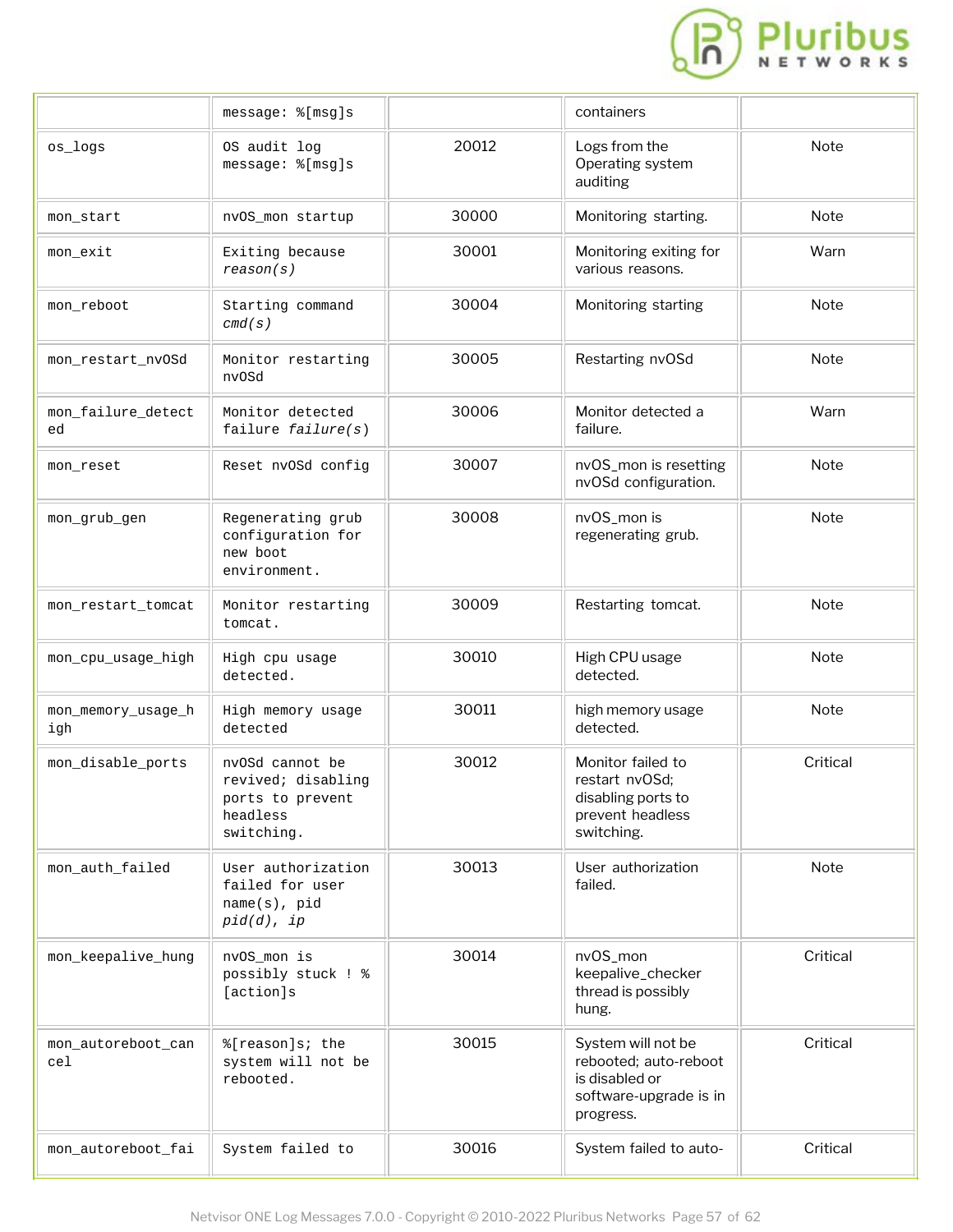| | | | | |
|---|---|---|---|---|
| | message: %[msg]s | | containers | |
| os_logs | OS audit log message: %[msg]s | 20012 | Logs from the Operating system auditing | Note |
| mon_start | nvOS_mon startup | 30000 | Monitoring starting. | Note |
| mon_exit | Exiting because *reason(s)* | 30001 | Monitoring exiting for various reasons. | Warn |
| mon_reboot | Starting command *cmd(s)* | 30004 | Monitoring starting | Note |
| mon_restart_nvOSd | Monitor restarting nvOSd | 30005 | Restarting nvOSd | Note |
| mon_failure_detected | Monitor detected failure *failure(s)* | 30006 | Monitor detected a failure. | Warn |
| mon_reset | Reset nvOSd config | 30007 | nvOS_mon is resetting nvOSd configuration. | Note |
| mon_grub_gen | Regenerating grub configuration for new boot environment. | 30008 | nvOS_mon is regenerating grub. | Note |
| mon_restart_tomcat | Monitor restarting tomcat. | 30009 | Restarting tomcat. | Note |
| mon_cpu_usage_high | High cpu usage detected. | 30010 | High CPU usage detected. | Note |
| mon_memory_usage_high | High memory usage detected | 30011 | high memory usage detected. | Note |
| mon_disable_ports | nvOSd cannot be revived; disabling ports to prevent headless switching. | 30012 | Monitor failed to restart nvOSd; disabling ports to prevent headless switching. | Critical |
| mon_auth_failed | User authorization failed for user name(s), pid *pid(d), ip* | 30013 | User authorization failed. | Note |
| mon_keepalive_hung | nvOS_mon is possibly stuck ! %[action]s | 30014 | nvOS_mon keepalive_checker thread is possibly hung. | Critical |
| mon_autoreboot_cancel | %[reason]s; the system will not be rebooted. | 30015 | System will not be rebooted; auto-reboot is disabled or software-upgrade is in progress. | Critical |
| mon_autoreboot_fai | System failed to | 30016 | System failed to auto- | Critical |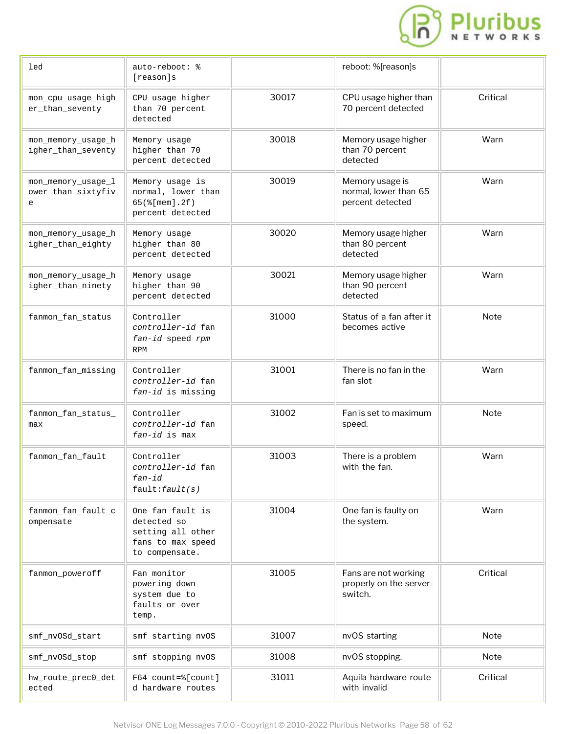| | | | | |
|---|---|---|---|---|
| led | auto-reboot: %[reason]s | | reboot: %[reason]s | |
| mon_cpu_usage_higher_than_seventy | CPU usage higher than 70 percent detected | 30017 | CPU usage higher than 70 percent detected | Critical |
| mon_memory_usage_higher_than_seventy | Memory usage higher than 70 percent detected | 30018 | Memory usage higher than 70 percent detected | Warn |
| mon_memory_usage_lower_than_sixtyfive | Memory usage is normal, lower than 65(%[mem].2f) percent detected | 30019 | Memory usage is normal, lower than 65 percent detected | Warn |
| mon_memory_usage_higher_than_eighty | Memory usage higher than 80 percent detected | 30020 | Memory usage higher than 80 percent detected | Warn |
| mon_memory_usage_higher_than_ninety | Memory usage higher than 90 percent detected | 30021 | Memory usage higher than 90 percent detected | Warn |
| fanmon_fan_status | Controller *controller-id* fan *fan-id* speed *rpm* RPM | 31000 | Status of a fan after it becomes active | Note |
| fanmon_fan_missing | Controller *controller-id* fan *fan-id* is missing | 31001 | There is no fan in the fan slot | Warn |
| fanmon_fan_status_max | Controller *controller-id* fan *fan-id* is max | 31002 | Fan is set to maximum speed. | Note |
| fanmon_fan_fault | Controller *controller-id* fan *fan-id* fault:*fault(s)* | 31003 | There is a problem with the fan. | Warn |
| fanmon_fan_fault_compensate | One fan fault is detected so setting all other fans to max speed to compensate. | 31004 | One fan is faulty on the system. | Warn |
| fanmon_poweroff | Fan monitor powering down system due to faults or over temp. | 31005 | Fans are not working properly on the server-switch. | Critical |
| smf_nvOSd_start | smf starting nvOS | 31007 | nvOS starting | Note |
| smf_nvOSd_stop | smf stopping nvOS | 31008 | nvOS stopping. | Note |
| hw_route_prec0_detected | F64 count=%[count]d hardware routes | 31011 | Aquila hardware route with invalid | Critical |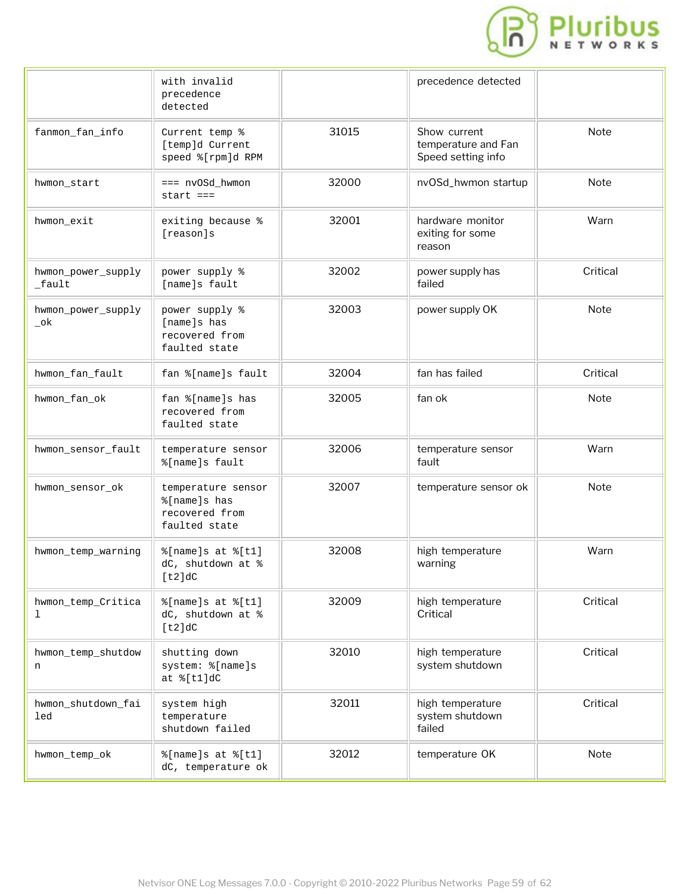| | with invalid precedence detected | | precedence detected | |
|---|---|---|---|---|
| fanmon_fan_info | Current temp %[temp]d Current speed %[rpm]d RPM | 31015 | Show current temperature and Fan Speed setting info | Note |
| hwmon_start | === nvOSd_hwmon start === | 32000 | nvOSd_hwmon startup | Note |
| hwmon_exit | exiting because %[reason]s | 32001 | hardware monitor exiting for some reason | Warn |
| hwmon_power_supply_fault | power supply %[name]s fault | 32002 | power supply has failed | Critical |
| hwmon_power_supply_ok | power supply %[name]s has recovered from faulted state | 32003 | power supply OK | Note |
| hwmon_fan_fault | fan %[name]s fault | 32004 | fan has failed | Critical |
| hwmon_fan_ok | fan %[name]s has recovered from faulted state | 32005 | fan ok | Note |
| hwmon_sensor_fault | temperature sensor %[name]s fault | 32006 | temperature sensor fault | Warn |
| hwmon_sensor_ok | temperature sensor %[name]s has recovered from faulted state | 32007 | temperature sensor ok | Note |
| hwmon_temp_warning | %[name]s at %[t1]dC, shutdown at %[t2]dC | 32008 | high temperature warning | Warn |
| hwmon_temp_Critical | %[name]s at %[t1]dC, shutdown at %[t2]dC | 32009 | high temperature Critical | Critical |
| hwmon_temp_shutdown | shutting down system: %[name]s at %[t1]dC | 32010 | high temperature system shutdown | Critical |
| hwmon_shutdown_failed | system high temperature shutdown failed | 32011 | high temperature system shutdown failed | Critical |
| hwmon_temp_ok | %[name]s at %[t1]dC, temperature ok | 32012 | temperature OK | Note |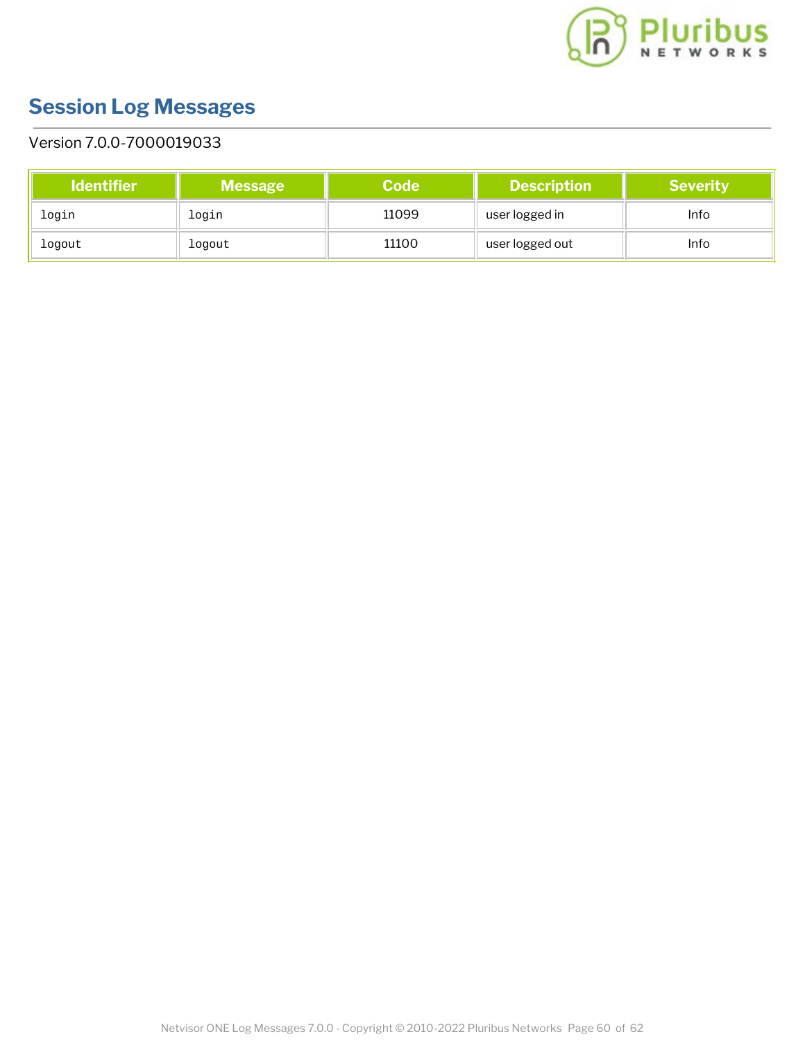# Session Log Messages

Version 7.0.0-7000019033

| Identifier | Message | Code | Description | Severity |
|---|---|---|---|---|
| `login` | `login` | 11099 | user logged in | Info |
| `logout` | `logout` | 11100 | user logged out | Info |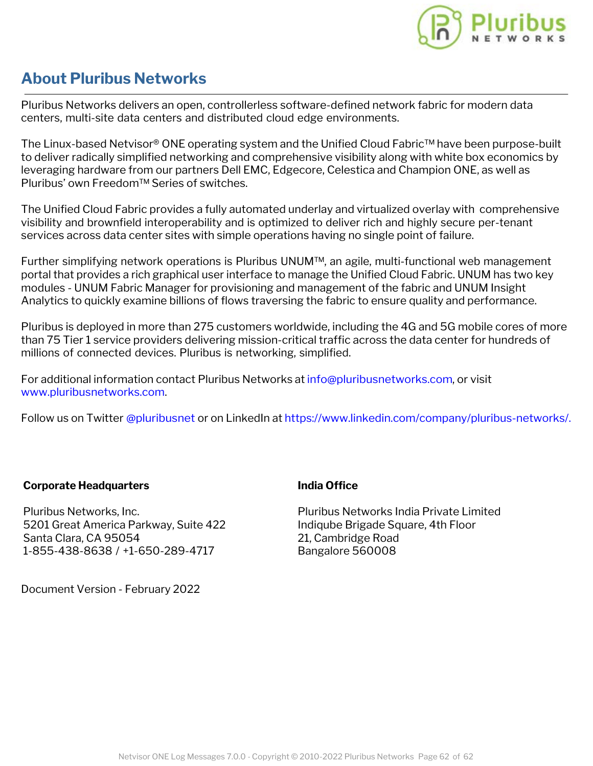## About Pluribus Networks

Pluribus Networks delivers an open, controllerless software-defined network fabric for modern data centers, multi-site data centers and distributed cloud edge environments.

The Linux-based Netvisor® ONE operating system and the Unified Cloud Fabric™ have been purpose-built to deliver radically simplified networking and comprehensive visibility along with white box economics by leveraging hardware from our partners Dell EMC, Edgecore, Celestica and Champion ONE, as well as Pluribus' own Freedom™ Series of switches.

The Unified Cloud Fabric provides a fully automated underlay and virtualized overlay with comprehensive visibility and brownfield interoperability and is optimized to deliver rich and highly secure per-tenant services across data center sites with simple operations having no single point of failure.

Further simplifying network operations is Pluribus UNUM™, an agile, multi-functional web management portal that provides a rich graphical user interface to manage the Unified Cloud Fabric. UNUM has two key modules - UNUM Fabric Manager for provisioning and management of the fabric and UNUM Insight Analytics to quickly examine billions of flows traversing the fabric to ensure quality and performance.

Pluribus is deployed in more than 275 customers worldwide, including the 4G and 5G mobile cores of more than 75 Tier 1 service providers delivering mission-critical traffic across the data center for hundreds of millions of connected devices. Pluribus is networking, simplified.

For additional information contact Pluribus Networks at info@pluribusnetworks.com, or visit www.pluribusnetworks.com.

Follow us on Twitter @pluribusnet or on LinkedIn at https://www.linkedin.com/company/pluribus-networks/.

**Corporate Headquarters**

Pluribus Networks, Inc.
5201 Great America Parkway, Suite 422
Santa Clara, CA 95054
1-855-438-8638 / +1-650-289-4717

**India Office**

Pluribus Networks India Private Limited
Indiqube Brigade Square, 4th Floor
21, Cambridge Road
Bangalore 560008

Document Version - February 2022